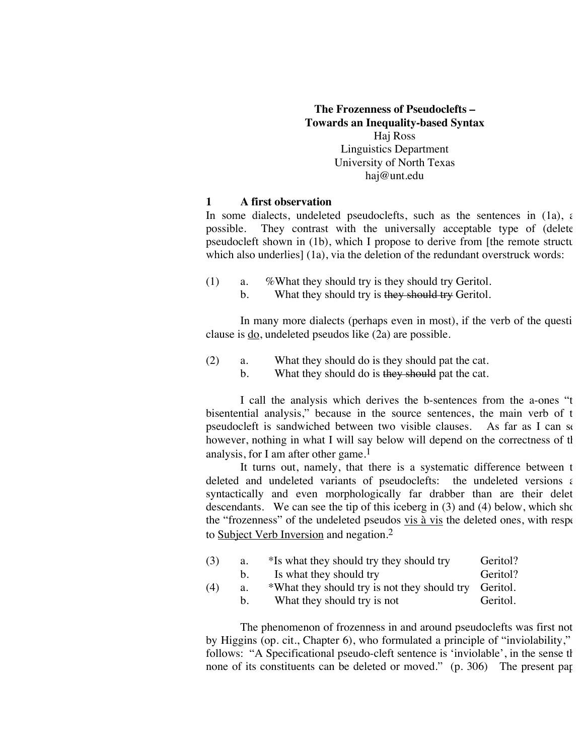**The Frozenness of Pseudoclefts –**
**Towards an Inequality-based Syntax**

Haj Ross
Linguistics Department
University of North Texas
haj@unt.edu

## 1 A first observation

In some dialects, undeleted pseudoclefts, such as the sentences in (1a), a possible. They contrast with the universally acceptable type of (delete pseudocleft shown in (1b), which I propose to derive from [the remote structu which also underlies] (1a), via the deletion of the redundant overstruck words:

(1) a. %What they should try is they should try Geritol.
b. What they should try is ~~they should try~~ Geritol.

In many more dialects (perhaps even in most), if the verb of the questi clause is <u>do</u>, undeleted pseudos like (2a) are possible.

(2) a. What they should do is they should pat the cat.
b. What they should do is ~~they should~~ pat the cat.

I call the analysis which derives the b-sentences from the a-ones "t bisentential analysis," because in the source sentences, the main verb of t pseudocleft is sandwiched between two visible clauses. As far as I can se however, nothing in what I will say below will depend on the correctness of th analysis, for I am after other game.[1]

It turns out, namely, that there is a systematic difference between t deleted and undeleted variants of pseudoclefts: the undeleted versions a syntactically and even morphologically far drabber than are their delet descendants. We can see the tip of this iceberg in (3) and (4) below, which sho the "frozenness" of the undeleted pseudos <u>vis à vis</u> the deleted ones, with respe to <u>Subject Verb Inversion</u> and negation.[2]

(3) a. *Is what they should try they should try Geritol?
b. Is what they should try Geritol?

(4) a. *What they should try is not they should try Geritol.
b. What they should try is not Geritol.

The phenomenon of frozenness in and around pseudoclefts was first not by Higgins (op. cit., Chapter 6), who formulated a principle of "inviolability," follows: "A Specificational pseudo-cleft sentence is 'inviolable', in the sense th none of its constituents can be deleted or moved." (p. 306) The present pap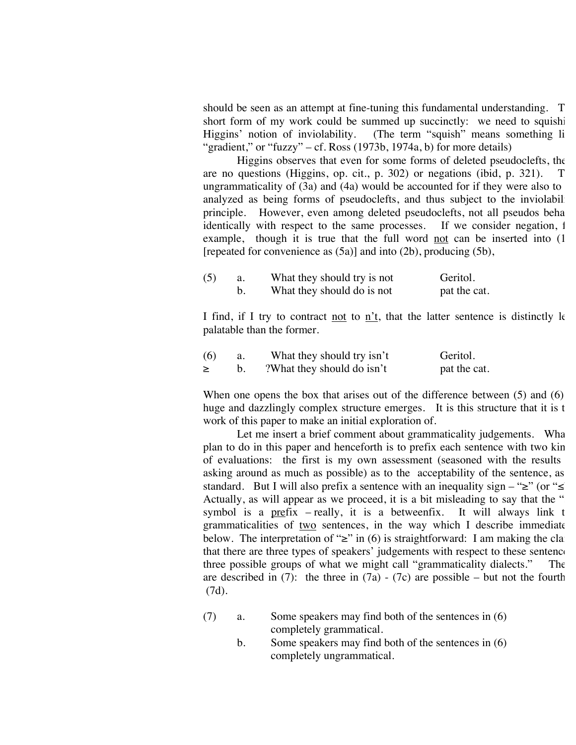should be seen as an attempt at fine-tuning this fundamental understanding. T short form of my work could be summed up succinctly: we need to squishi Higgins' notion of inviolability. (The term "squish" means something li "gradient," or "fuzzy" – cf. Ross (1973b, 1974a, b) for more details)

Higgins observes that even for some forms of deleted pseudoclefts, the are no questions (Higgins, op. cit., p. 302) or negations (ibid, p. 321). T ungrammaticality of (3a) and (4a) would be accounted for if they were also to analyzed as being forms of pseudoclefts, and thus subject to the inviolabil principle. However, even among deleted pseudoclefts, not all pseudos beha identically with respect to the same processes. If we consider negation, f example, though it is true that the full word *not* can be inserted into (1 [repeated for convenience as (5a)] and into (2b), producing (5b),

(5) a. What they should try is not Geritol.
&nbsp;&nbsp;&nbsp;&nbsp;&nbsp;b. What they should do is not pat the cat.

I find, if I try to contract *not* to *n't*, that the latter sentence is distinctly le palatable than the former.

(6) a. What they should try isn't Geritol.
≥ &nbsp;&nbsp;b. ?What they should do isn't pat the cat.

When one opens the box that arises out of the difference between (5) and (6) huge and dazzlingly complex structure emerges. It is this structure that it is t work of this paper to make an initial exploration of.

Let me insert a brief comment about grammaticality judgements. Wha plan to do in this paper and henceforth is to prefix each sentence with two kin of evaluations: the first is my own assessment (seasoned with the results asking around as much as possible) as to the acceptability of the sentence, as standard. But I will also prefix a sentence with an inequality sign – "≥" (or "≤ Actually, as will appear as we proceed, it is a bit misleading to say that the " symbol is a *pre*fix – really, it is a betweenfix. It will always link t grammaticalities of *two* sentences, in the way which I describe immediate below. The interpretation of "≥" in (6) is straightforward: I am making the cla that there are three types of speakers' judgements with respect to these sentenc three possible groups of what we might call "grammaticality dialects." The are described in (7): the three in (7a) - (7c) are possible – but not the fourth (7d).

(7) a. Some speakers may find both of the sentences in (6) completely grammatical.
&nbsp;&nbsp;&nbsp;&nbsp;&nbsp;b. Some speakers may find both of the sentences in (6) completely ungrammatical.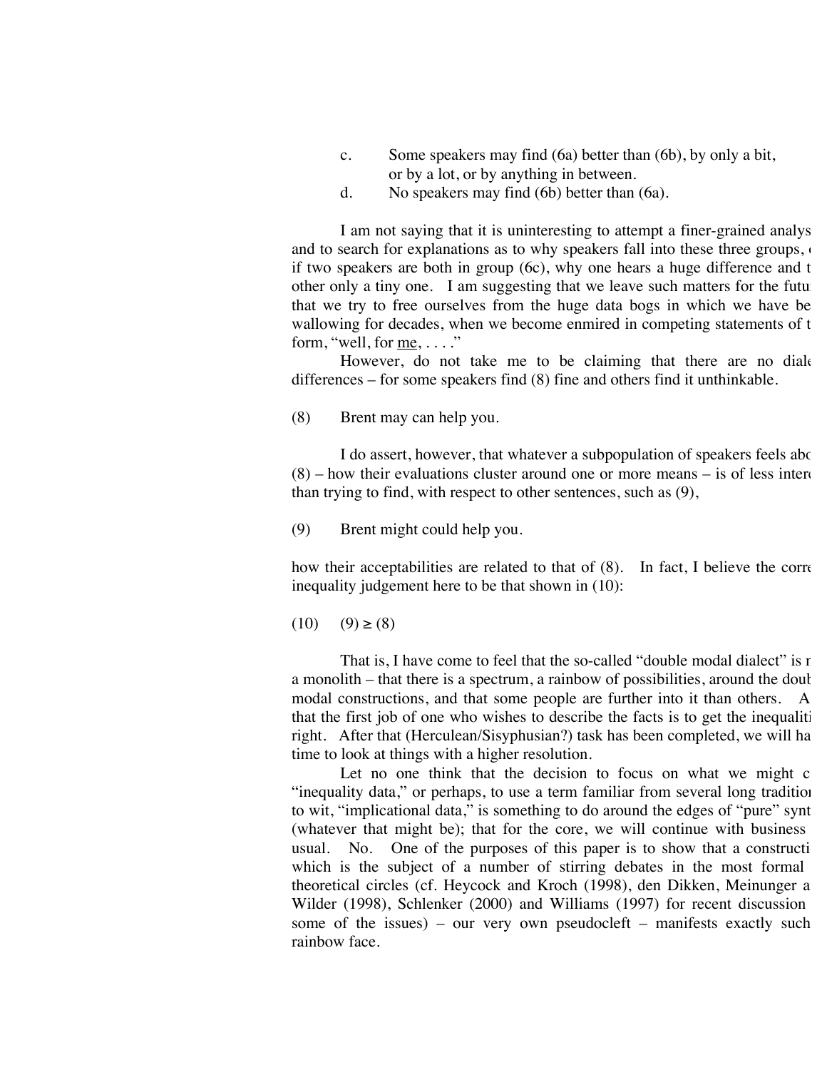c. Some speakers may find (6a) better than (6b), by only a bit, or by a lot, or by anything in between.
d. No speakers may find (6b) better than (6a).

I am not saying that it is uninteresting to attempt a finer-grained analys and to search for explanations as to why speakers fall into these three groups, if two speakers are both in group (6c), why one hears a huge difference and t other only a tiny one. I am suggesting that we leave such matters for the futu that we try to free ourselves from the huge data bogs in which we have be wallowing for decades, when we become enmired in competing statements of t form, "well, for <u>me</u>, . . . ."

However, do not take me to be claiming that there are no diale differences – for some speakers find (8) fine and others find it unthinkable.

(8) Brent may can help you.

I do assert, however, that whatever a subpopulation of speakers feels abo (8) – how their evaluations cluster around one or more means – is of less intere than trying to find, with respect to other sentences, such as (9),

(9) Brent might could help you.

how their acceptabilities are related to that of (8). In fact, I believe the corre inequality judgement here to be that shown in (10):

(10) (9) ≥ (8)

That is, I have come to feel that the so-called "double modal dialect" is r a monolith – that there is a spectrum, a rainbow of possibilities, around the doub modal constructions, and that some people are further into it than others. A that the first job of one who wishes to describe the facts is to get the inequaliti right. After that (Herculean/Sisyphusian?) task has been completed, we will ha time to look at things with a higher resolution.

Let no one think that the decision to focus on what we might c "inequality data," or perhaps, to use a term familiar from several long traditio to wit, "implicational data," is something to do around the edges of "pure" synt (whatever that might be); that for the core, we will continue with business usual. No. One of the purposes of this paper is to show that a constructi which is the subject of a number of stirring debates in the most formal theoretical circles (cf. Heycock and Kroch (1998), den Dikken, Meinunger a Wilder (1998), Schlenker (2000) and Williams (1997) for recent discussion some of the issues) – our very own pseudocleft – manifests exactly such rainbow face.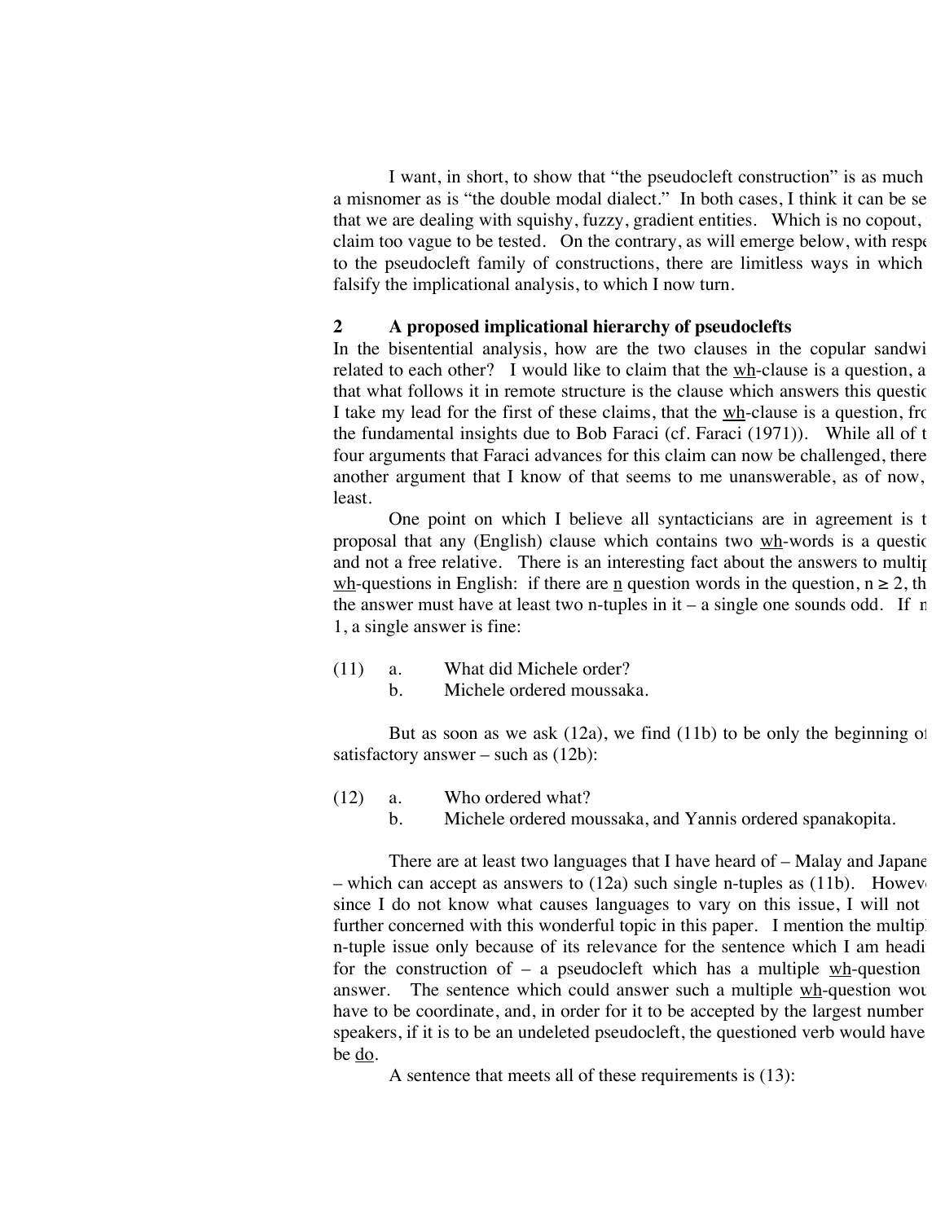I want, in short, to show that "the pseudocleft construction" is as much a misnomer as is "the double modal dialect." In both cases, I think it can be se that we are dealing with squishy, fuzzy, gradient entities. Which is no copout, claim too vague to be tested. On the contrary, as will emerge below, with respe to the pseudocleft family of constructions, there are limitless ways in which falsify the implicational analysis, to which I now turn.

## 2 A proposed implicational hierarchy of pseudoclefts

In the bisentential analysis, how are the two clauses in the copular sandwi related to each other? I would like to claim that the wh-clause is a question, a that what follows it in remote structure is the clause which answers this questic I take my lead for the first of these claims, that the wh-clause is a question, frc the fundamental insights due to Bob Faraci (cf. Faraci (1971)). While all of t four arguments that Faraci advances for this claim can now be challenged, there another argument that I know of that seems to me unanswerable, as of now, least.

One point on which I believe all syntacticians are in agreement is t proposal that any (English) clause which contains two wh-words is a questic and not a free relative. There is an interesting fact about the answers to multip wh-questions in English: if there are n question words in the question, $n \geq 2$, th the answer must have at least two n-tuples in it – a single one sounds odd. If n 1, a single answer is fine:

(11) a. What did Michele order?
 b. Michele ordered moussaka.

But as soon as we ask (12a), we find (11b) to be only the beginning of satisfactory answer – such as (12b):

(12) a. Who ordered what?
 b. Michele ordered moussaka, and Yannis ordered spanakopita.

There are at least two languages that I have heard of – Malay and Japane – which can accept as answers to (12a) such single n-tuples as (11b). Howev since I do not know what causes languages to vary on this issue, I will not further concerned with this wonderful topic in this paper. I mention the multip n-tuple issue only because of its relevance for the sentence which I am headi for the construction of – a pseudocleft which has a multiple wh-question answer. The sentence which could answer such a multiple wh-question wou have to be coordinate, and, in order for it to be accepted by the largest number speakers, if it is to be an undeleted pseudocleft, the questioned verb would have be do.

A sentence that meets all of these requirements is (13):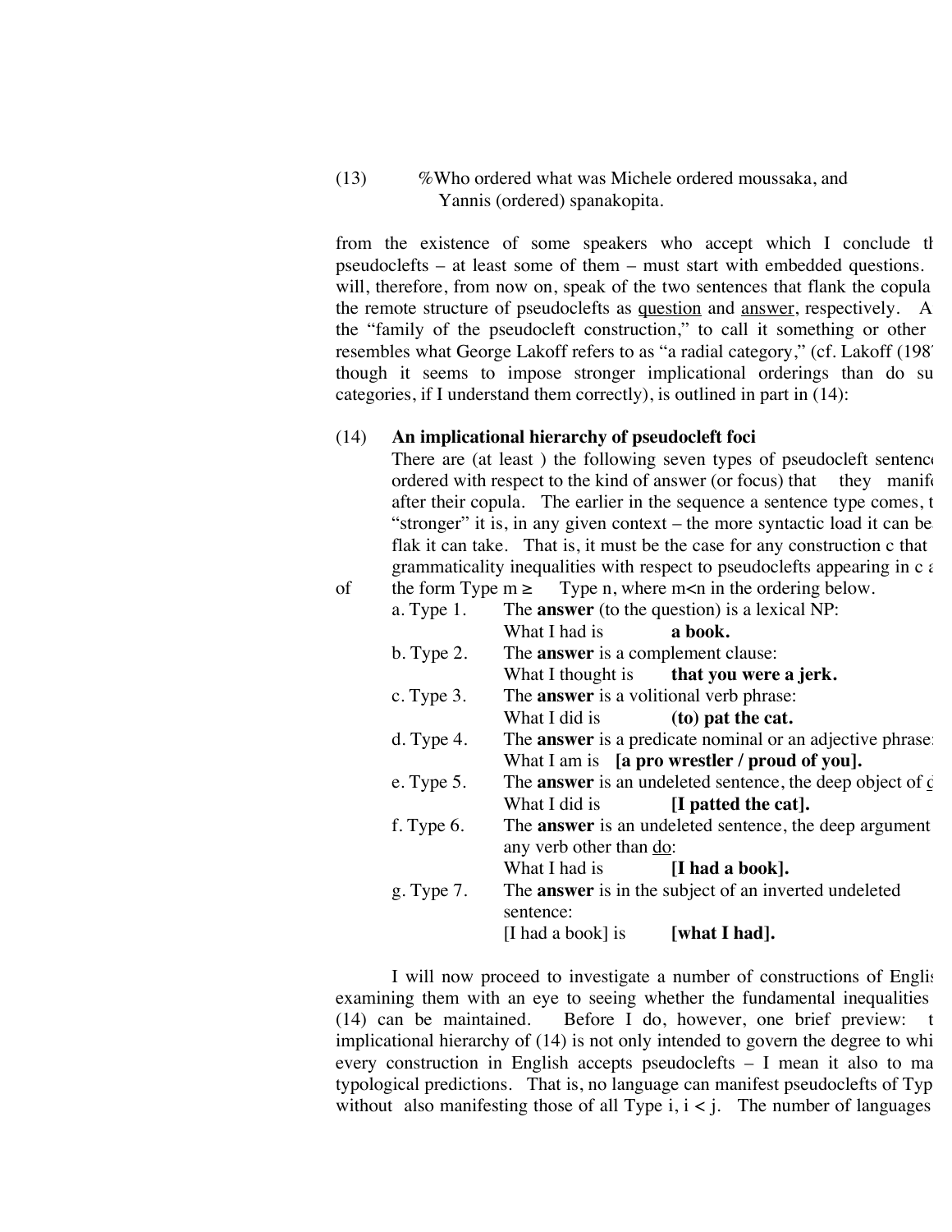(13) %Who ordered what was Michele ordered moussaka, and Yannis (ordered) spanakopita.

from the existence of some speakers who accept which I conclude th pseudoclefts – at least some of them – must start with embedded questions. will, therefore, from now on, speak of the two sentences that flank the copula the remote structure of pseudoclefts as <u>question</u> and <u>answer</u>, respectively. A the "family of the pseudocleft construction," to call it something or other resembles what George Lakoff refers to as "a radial category," (cf. Lakoff (198 though it seems to impose stronger implicational orderings than do su categories, if I understand them correctly), is outlined in part in (14):

(14) **An implicational hierarchy of pseudocleft foci**

There are (at least ) the following seven types of pseudocleft sentence ordered with respect to the kind of answer (or focus) that they manif after their copula. The earlier in the sequence a sentence type comes, t "stronger" it is, in any given context – the more syntactic load it can be flak it can take. That is, it must be the case for any construction c that grammaticality inequalities with respect to pseudoclefts appearing in c a of the form Type m ≥ Type n, where m<n in the ordering below.

a. Type 1. The **answer** (to the question) is a lexical NP:
What I had is **a book.**

b. Type 2. The **answer** is a complement clause:
What I thought is **that you were a jerk.**

c. Type 3. The **answer** is a volitional verb phrase:
What I did is **(to) pat the cat.**

d. Type 4. The **answer** is a predicate nominal or an adjective phrase:
What I am is **[a pro wrestler / proud of you].**

e. Type 5. The **answer** is an undeleted sentence, the deep object of d
What I did is **[I patted the cat].**

f. Type 6. The **answer** is an undeleted sentence, the deep argument any verb other than <u>do</u>:
What I had is **[I had a book].**

g. Type 7. The **answer** is in the subject of an inverted undeleted sentence:
[I had a book] is **[what I had].**

I will now proceed to investigate a number of constructions of Englis examining them with an eye to seeing whether the fundamental inequalities (14) can be maintained. Before I do, however, one brief preview: t implicational hierarchy of (14) is not only intended to govern the degree to whi every construction in English accepts pseudoclefts – I mean it also to ma typological predictions. That is, no language can manifest pseudoclefts of Typ without also manifesting those of all Type i, i < j. The number of languages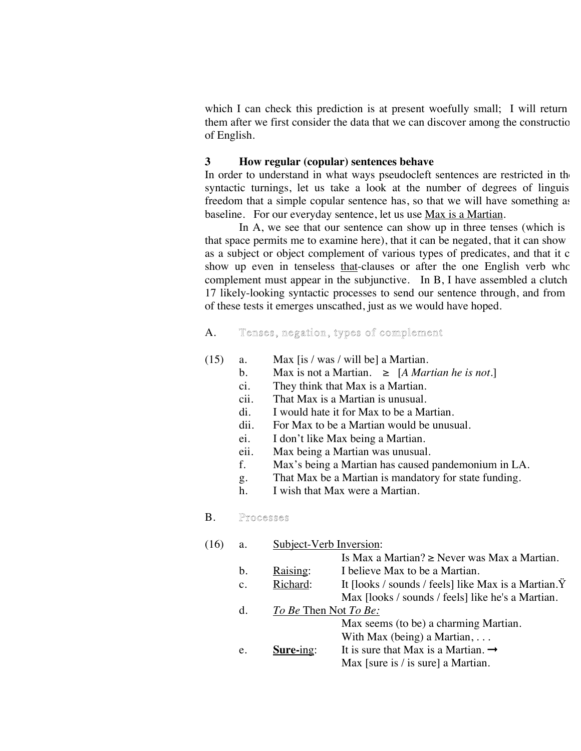which I can check this prediction is at present woefully small; I will return them after we first consider the data that we can discover among the constructio of English.

### 3 How regular (copular) sentences behave

In order to understand in what ways pseudocleft sentences are restricted in th syntactic turnings, let us take a look at the number of degrees of linguis freedom that a simple copular sentence has, so that we will have something as baseline. For our everyday sentence, let us use <u>Max is a Martian</u>.

In A, we see that our sentence can show up in three tenses (which is that space permits me to examine here), that it can be negated, that it can show as a subject or object complement of various types of predicates, and that it c show up even in tenseless <u>that</u>-clauses or after the one English verb who complement must appear in the subjunctive. In B, I have assembled a clutch 17 likely-looking syntactic processes to send our sentence through, and from of these tests it emerges unscathed, just as we would have hoped.

A. Tenses, negation, types of complement

(15)
- a. Max [is / was / will be] a Martian.
- b. Max is not a Martian. ≥ [*A Martian he is not.*]
- ci. They think that Max is a Martian.
- cii. That Max is a Martian is unusual.
- di. I would hate it for Max to be a Martian.
- dii. For Max to be a Martian would be unusual.
- ei. I don't like Max being a Martian.
- eii. Max being a Martian was unusual.
- f. Max's being a Martian has caused pandemonium in LA.
- g. That Max be a Martian is mandatory for state funding.
- h. I wish that Max were a Martian.

B. Processes

(16)
- a. <u>Subject-Verb Inversion</u>:
  Is Max a Martian? ≥ Never was Max a Martian.
- b. <u>Raising</u>: I believe Max to be a Martian.
- c. <u>Richard</u>: It [looks / sounds / feels] like Max is a Martian.Ÿ
  Max [looks / sounds / feels] like he's a Martian.
- d. *To Be* Then Not *To Be:*
  Max seems (to be) a charming Martian.
  With Max (being) a Martian, . . .
- e. <u>**Sure-**ing</u>: It is sure that Max is a Martian. →
  Max [sure is / is sure] a Martian.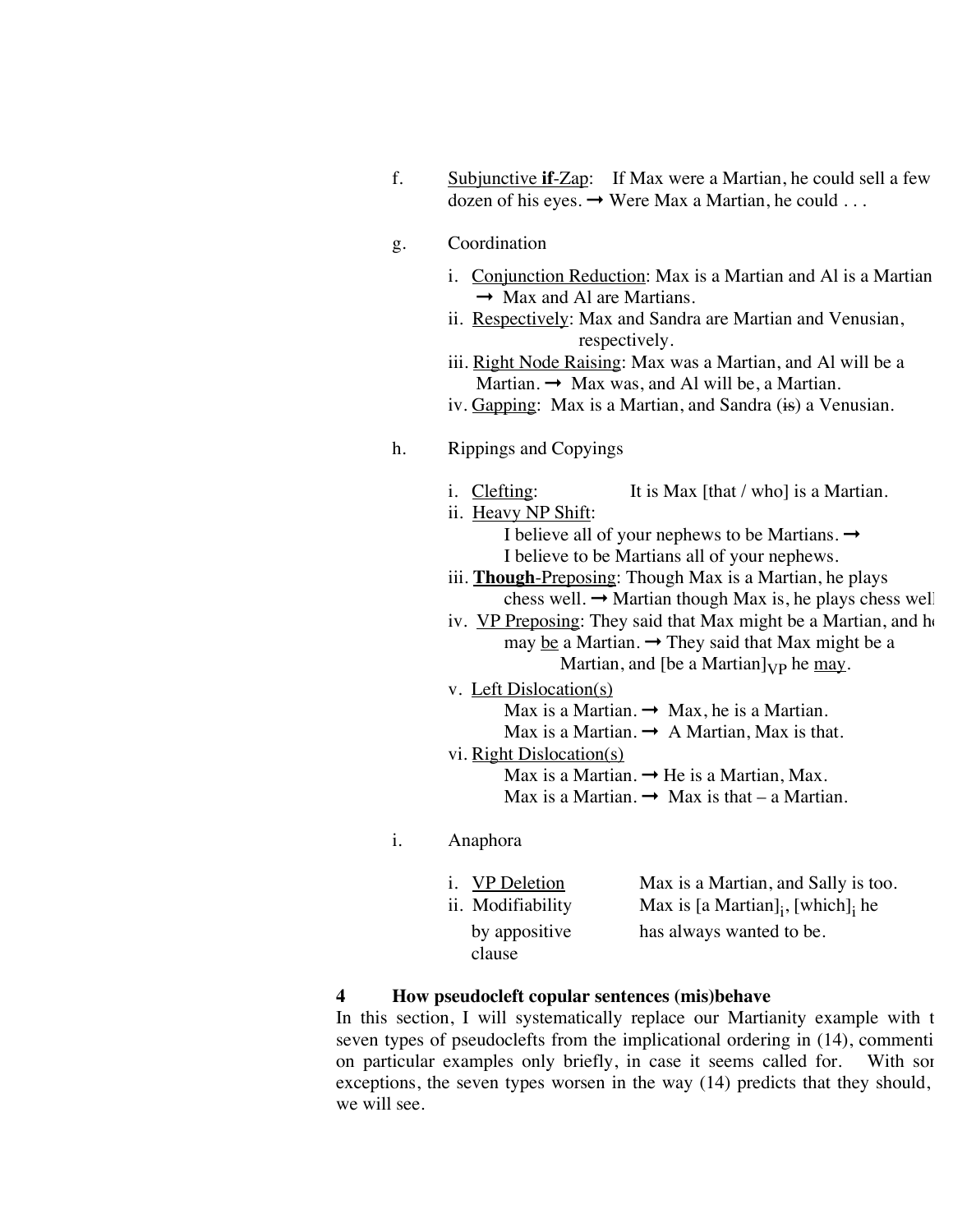f. Subjunctive **if**-Zap: If Max were a Martian, he could sell a few dozen of his eyes. → Were Max a Martian, he could . . .

g. Coordination

i. Conjunction Reduction: Max is a Martian and Al is a Martian → Max and Al are Martians.
ii. Respectively: Max and Sandra are Martian and Venusian, respectively.
iii. Right Node Raising: Max was a Martian, and Al will be a Martian. → Max was, and Al will be, a Martian.
iv. Gapping: Max is a Martian, and Sandra (~~is~~) a Venusian.

h. Rippings and Copyings

i. Clefting: It is Max [that / who] is a Martian.
ii. Heavy NP Shift:
I believe all of your nephews to be Martians. →
I believe to be Martians all of your nephews.
iii. **Though**-Preposing: Though Max is a Martian, he plays chess well. → Martian though Max is, he plays chess well
iv. VP Preposing: They said that Max might be a Martian, and he may be a Martian. → They said that Max might be a Martian, and [be a Martian]$_{VP}$ he may.
v. Left Dislocation(s)
Max is a Martian. → Max, he is a Martian.
Max is a Martian. → A Martian, Max is that.
vi. Right Dislocation(s)
Max is a Martian. → He is a Martian, Max.
Max is a Martian. → Max is that – a Martian.

i. Anaphora

i. VP Deletion Max is a Martian, and Sally is too.
ii. Modifiability by appositive clause Max is [a Martian]$_i$, [which]$_i$ he has always wanted to be.

## 4 How pseudocleft copular sentences (mis)behave

In this section, I will systematically replace our Martianity example with the seven types of pseudoclefts from the implicational ordering in (14), commenting on particular examples only briefly, in case it seems called for. With some exceptions, the seven types worsen in the way (14) predicts that they should, as we will see.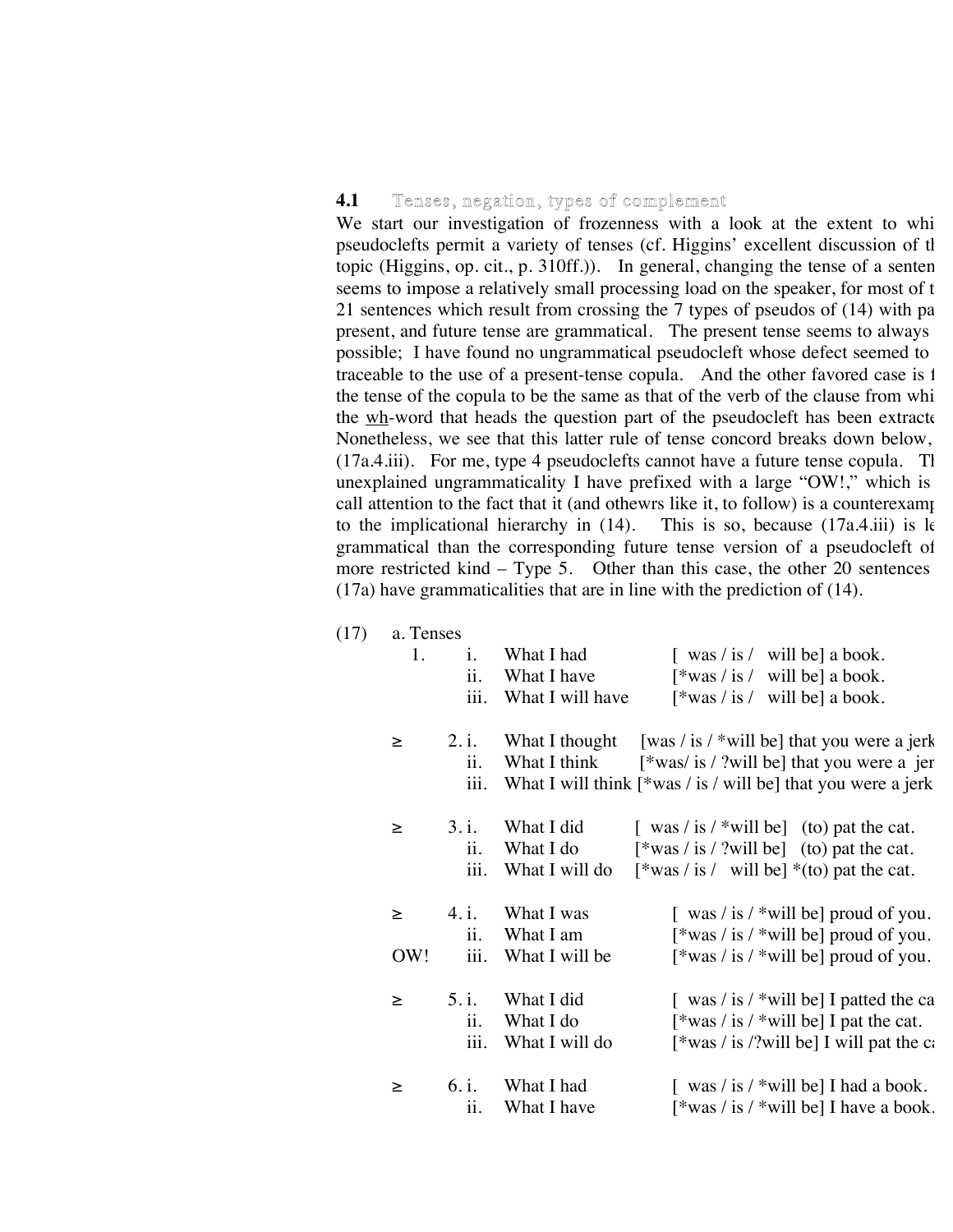## 4.1 Tenses, negation, types of complement

We start our investigation of frozenness with a look at the extent to whi pseudoclefts permit a variety of tenses (cf. Higgins' excellent discussion of th topic (Higgins, op. cit., p. 310ff.)). In general, changing the tense of a senten seems to impose a relatively small processing load on the speaker, for most of t 21 sentences which result from crossing the 7 types of pseudos of (14) with pa present, and future tense are grammatical. The present tense seems to always possible; I have found no ungrammatical pseudocleft whose defect seemed to traceable to the use of a present-tense copula. And the other favored case is f the tense of the copula to be the same as that of the verb of the clause from whi the <u>wh</u>-word that heads the question part of the pseudocleft has been extracte Nonetheless, we see that this latter rule of tense concord breaks down below, (17a.4.iii). For me, type 4 pseudoclefts cannot have a future tense copula. Th unexplained ungrammaticality I have prefixed with a large "OW!," which is call attention to the fact that it (and othewrs like it, to follow) is a counterexamp to the implicational hierarchy in (14). This is so, because (17a.4.iii) is le grammatical than the corresponding future tense version of a pseudocleft of more restricted kind – Type 5. Other than this case, the other 20 sentences (17a) have grammaticalities that are in line with the prediction of (14).

(17) a. Tenses

1\.
- i. What I had [ was / is / will be] a book.
- ii. What I have [*was / is / will be] a book.
- iii. What I will have [*was / is / will be] a book.

≥ 2.
- i. What I thought [was / is / *will be] that you were a jerk
- ii. What I think [*was/ is / ?will be] that you were a jer
- iii. What I will think [*was / is / will be] that you were a jerk

≥ 3.
- i. What I did [ was / is / *will be] (to) pat the cat.
- ii. What I do [*was / is / ?will be] (to) pat the cat.
- iii. What I will do [*was / is / will be] *(to) pat the cat.

≥ 4.
- i. What I was [ was / is / *will be] proud of you.
- ii. What I am [*was / is / *will be] proud of you.
- OW! iii. What I will be [*was / is / *will be] proud of you.

≥ 5.
- i. What I did [ was / is / *will be] I patted the ca
- ii. What I do [*was / is / *will be] I pat the cat.
- iii. What I will do [*was / is /?will be] I will pat the ca

≥ 6.
- i. What I had [ was / is / *will be] I had a book.
- ii. What I have [*was / is / *will be] I have a book.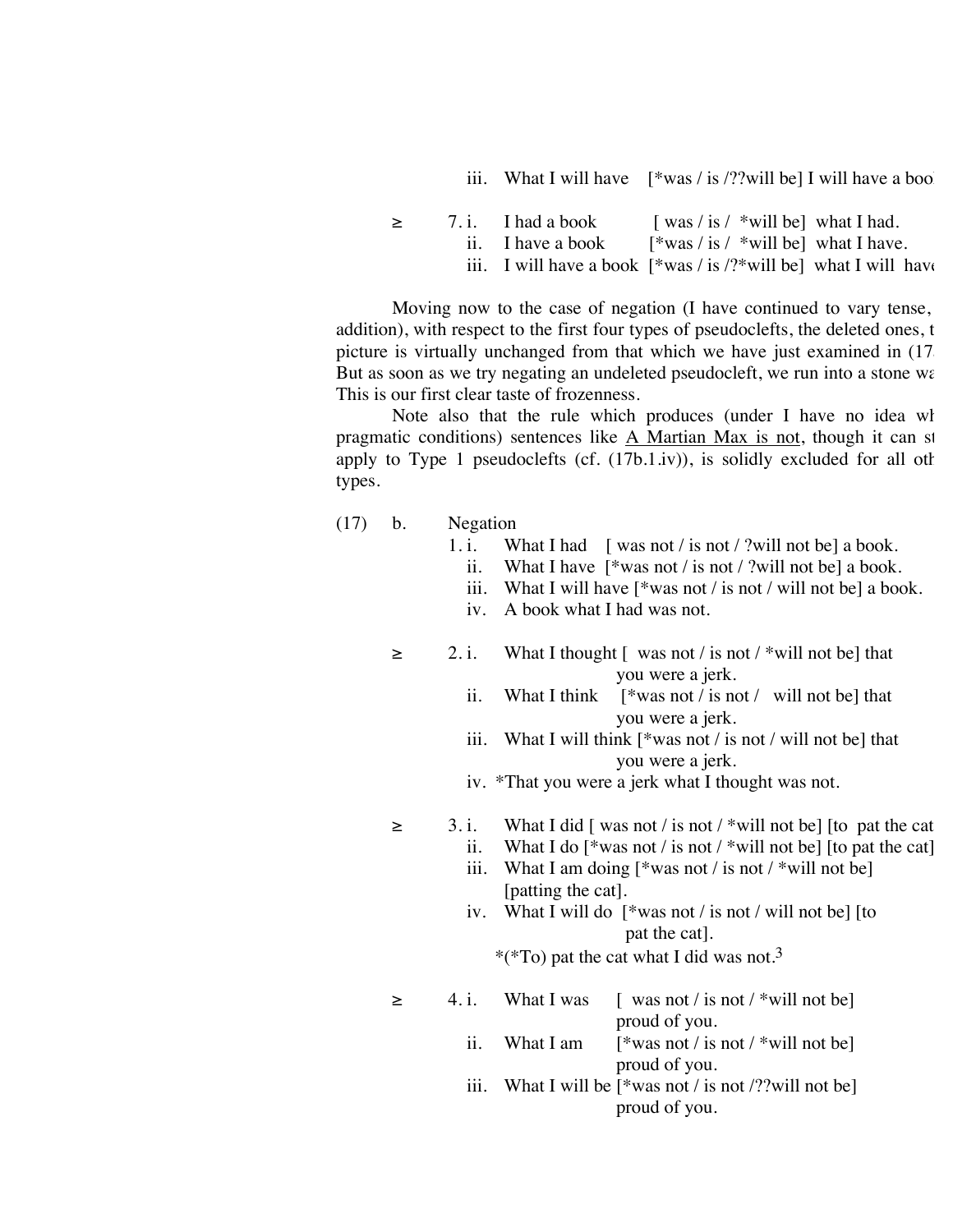iii. What I will have [*was / is /??will be] I will have a boo

≥ 7. i. I had a book [ was / is / *will be] what I had.
ii. I have a book [*was / is / *will be] what I have.
iii. I will have a book [*was / is /?*will be] what I will have

Moving now to the case of negation (I have continued to vary tense, addition), with respect to the first four types of pseudoclefts, the deleted ones, t picture is virtually unchanged from that which we have just examined in (17 But as soon as we try negating an undeleted pseudocleft, we run into a stone wa This is our first clear taste of frozenness.

Note also that the rule which produces (under I have no idea wh pragmatic conditions) sentences like <u>A Martian Max is not</u>, though it can st apply to Type 1 pseudoclefts (cf. (17b.1.iv)), is solidly excluded for all oth types.

(17) b. Negation

1. i. What I had [ was not / is not / ?will not be] a book.
ii. What I have [*was not / is not / ?will not be] a book.
iii. What I will have [*was not / is not / will not be] a book.
iv. A book what I had was not.

≥ 2. i. What I thought [ was not / is not / *will not be] that you were a jerk.
ii. What I think [*was not / is not / will not be] that you were a jerk.
iii. What I will think [*was not / is not / will not be] that you were a jerk.
iv. *That you were a jerk what I thought was not.

≥ 3. i. What I did [ was not / is not / *will not be] [to pat the cat
ii. What I do [*was not / is not / *will not be] [to pat the cat]
iii. What I am doing [*was not / is not / *will not be] [patting the cat].
iv. What I will do [*was not / is not / will not be] [to pat the cat].
*(*To) pat the cat what I did was not.[3]

≥ 4. i. What I was [ was not / is not / *will not be] proud of you.
ii. What I am [*was not / is not / *will not be] proud of you.
iii. What I will be [*was not / is not /??will not be] proud of you.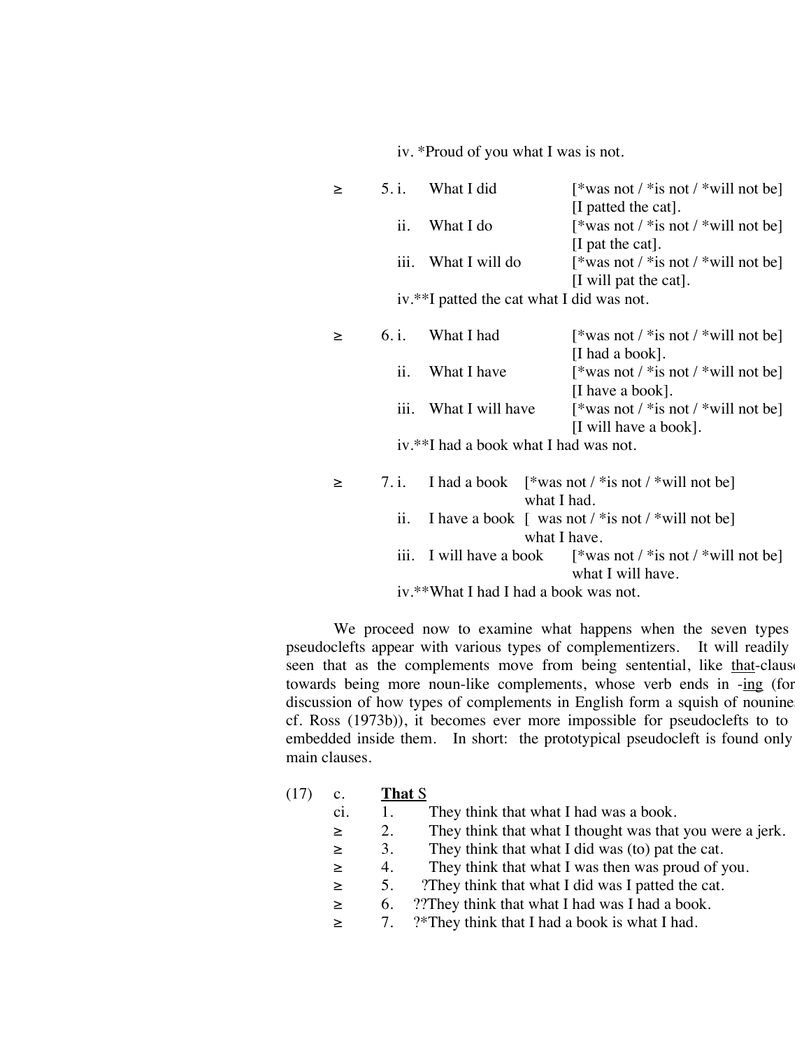iv. *Proud of you what I was is not.

≥ 5. i. What I did [*was not / *is not / *will not be] [I patted the cat].

ii. What I do [*was not / *is not / *will not be] [I pat the cat].

iii. What I will do [*was not / *is not / *will not be] [I will pat the cat].

iv.**I patted the cat what I did was not.

≥ 6. i. What I had [*was not / *is not / *will not be] [I had a book].

ii. What I have [*was not / *is not / *will not be] [I have a book].

iii. What I will have [*was not / *is not / *will not be] [I will have a book].

iv.**I had a book what I had was not.

≥ 7. i. I had a book [*was not / *is not / *will not be] what I had.

ii. I have a book [ was not / *is not / *will not be] what I have.

iii. I will have a book [*was not / *is not / *will not be] what I will have.

iv.**What I had I had a book was not.

We proceed now to examine what happens when the seven types pseudoclefts appear with various types of complementizers. It will readily seen that as the complements move from being sentential, like <u>that</u>-clause towards being more noun-like complements, whose verb ends in -<u>ing</u> (for discussion of how types of complements in English form a squish of nounine cf. Ross (1973b)), it becomes ever more impossible for pseudoclefts to to embedded inside them. In short: the prototypical pseudocleft is found only main clauses.

(17) c. **<u>That</u>** <u>S</u>

ci. 1. They think that what I had was a book.

≥ 2. They think that what I thought was that you were a jerk.

≥ 3. They think that what I did was (to) pat the cat.

≥ 4. They think that what I was then was proud of you.

≥ 5. ?They think that what I did was I patted the cat.

≥ 6. ??They think that what I had was I had a book.

≥ 7. ?*They think that I had a book is what I had.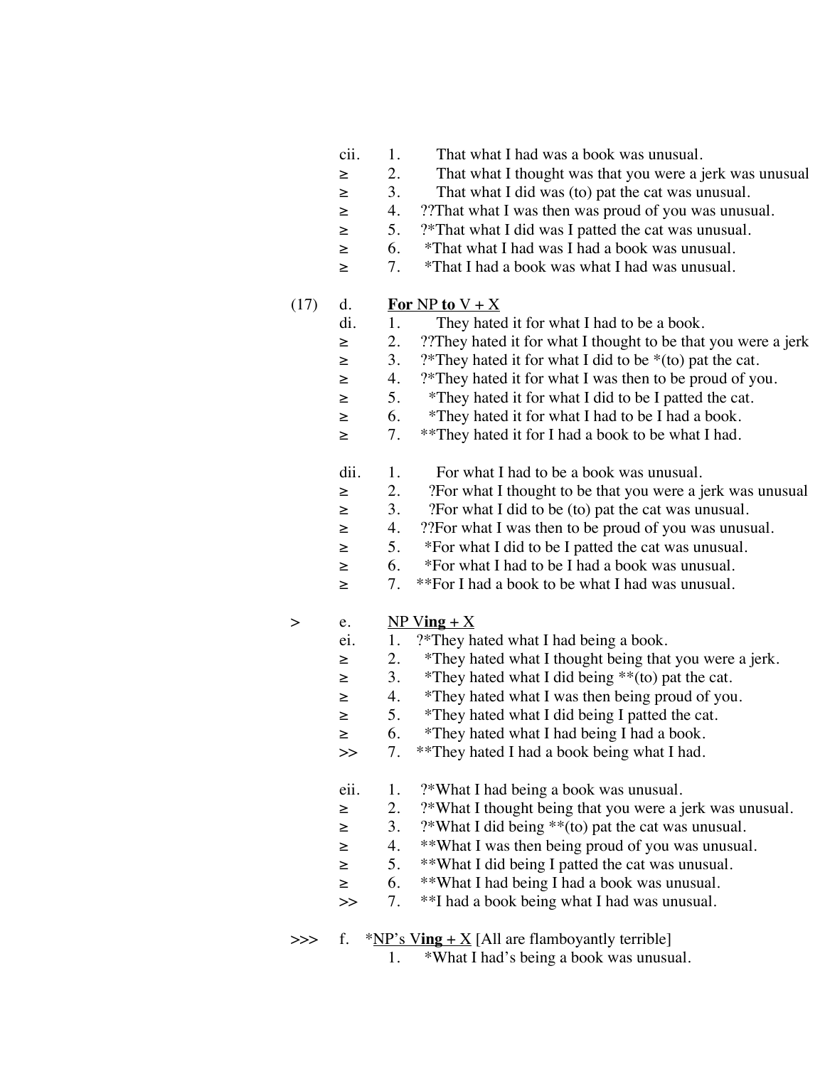cii. 1. That what I had was a book was unusual.
≥ 2. That what I thought was that you were a jerk was unusual
≥ 3. That what I did was (to) pat the cat was unusual.
≥ 4. ??That what I was then was proud of you was unusual.
≥ 5. ?*That what I did was I patted the cat was unusual.
≥ 6. *That what I had was I had a book was unusual.
≥ 7. *That I had a book was what I had was unusual.

(17) d. **For** NP **to** V + X

di. 1. They hated it for what I had to be a book.
≥ 2. ??They hated it for what I thought to be that you were a jerk
≥ 3. ?*They hated it for what I did to be *(to) pat the cat.
≥ 4. ?*They hated it for what I was then to be proud of you.
≥ 5. *They hated it for what I did to be I patted the cat.
≥ 6. *They hated it for what I had to be I had a book.
≥ 7. **They hated it for I had a book to be what I had.

dii. 1. For what I had to be a book was unusual.
≥ 2. ?For what I thought to be that you were a jerk was unusual
≥ 3. ?For what I did to be (to) pat the cat was unusual.
≥ 4. ??For what I was then to be proud of you was unusual.
≥ 5. *For what I did to be I patted the cat was unusual.
≥ 6. *For what I had to be I had a book was unusual.
≥ 7. **For I had a book to be what I had was unusual.

\> e. <u>NP V**ing** + X</u>

ei. 1. ?*They hated what I had being a book.
≥ 2. *They hated what I thought being that you were a jerk.
≥ 3. *They hated what I did being **(to) pat the cat.
≥ 4. *They hated what I was then being proud of you.
≥ 5. *They hated what I did being I patted the cat.
≥ 6. *They hated what I had being I had a book.
\>> 7. **They hated I had a book being what I had.

eii. 1. ?*What I had being a book was unusual.
≥ 2. ?*What I thought being that you were a jerk was unusual.
≥ 3. ?*What I did being **(to) pat the cat was unusual.
≥ 4. **What I was then being proud of you was unusual.
≥ 5. **What I did being I patted the cat was unusual.
≥ 6. **What I had being I had a book was unusual.
\>> 7. **I had a book being what I had was unusual.

\>>> f. *<u>NP's V**ing** + X</u> [All are flamboyantly terrible]

1. *What I had's being a book was unusual.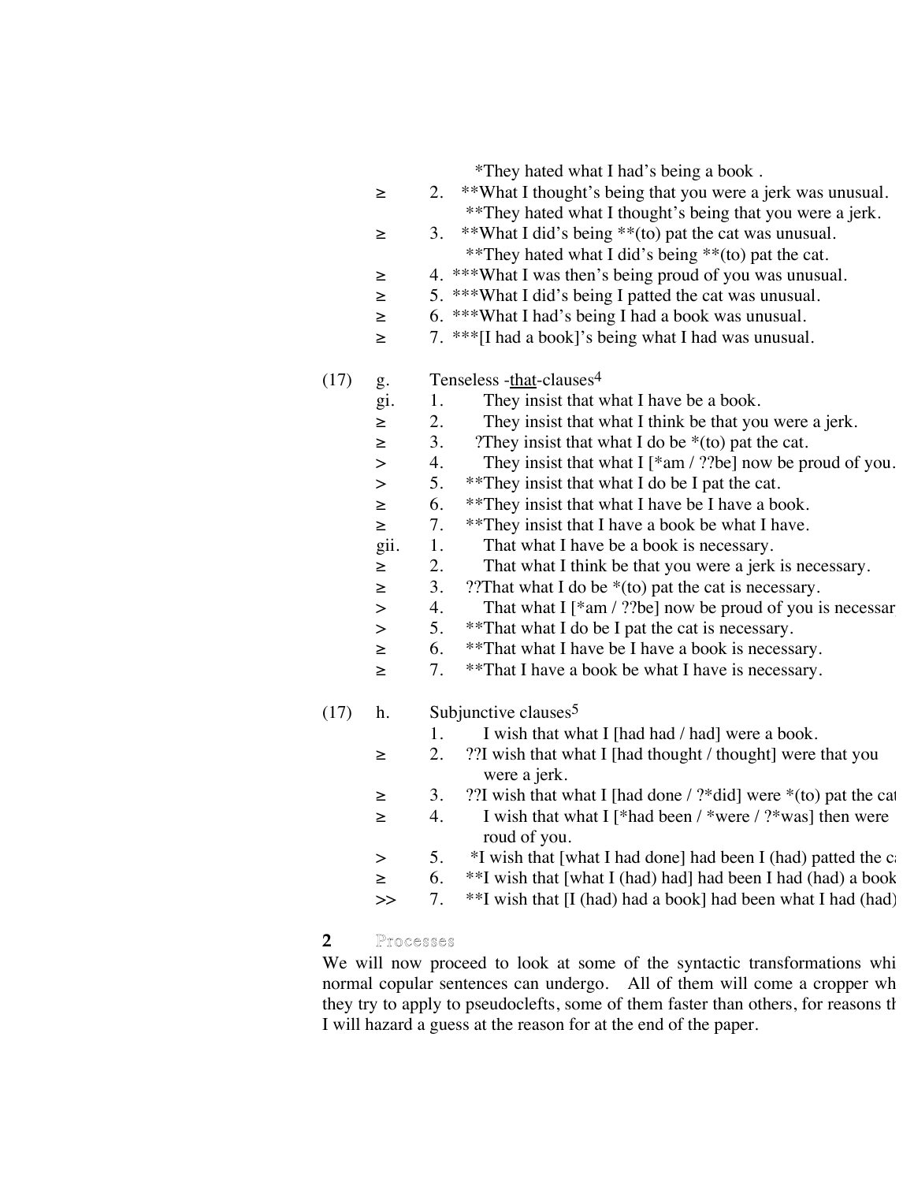*They hated what I had's being a book .

≥ 2. **What I thought's being that you were a jerk was unusual.
**They hated what I thought's being that you were a jerk.

≥ 3. **What I did's being **(to) pat the cat was unusual.
**They hated what I did's being **(to) pat the cat.

≥ 4. ***What I was then's being proud of you was unusual.

≥ 5. ***What I did's being I patted the cat was unusual.

≥ 6. ***What I had's being I had a book was unusual.

≥ 7. ***[I had a book]'s being what I had was unusual.

(17) g. Tenseless -<u>that</u>-clauses[4]

gi. 1. They insist that what I have be a book.

≥ 2. They insist that what I think be that you were a jerk.

≥ 3. ?They insist that what I do be *(to) pat the cat.

\> 4. They insist that what I [*am / ??be] now be proud of you.

\> 5. **They insist that what I do be I pat the cat.

≥ 6. **They insist that what I have be I have a book.

≥ 7. **They insist that I have a book be what I have.

gii. 1. That what I have be a book is necessary.

≥ 2. That what I think be that you were a jerk is necessary.

≥ 3. ??That what I do be *(to) pat the cat is necessary.

\> 4. That what I [*am / ??be] now be proud of you is necessar

\> 5. **That what I do be I pat the cat is necessary.

≥ 6. **That what I have be I have a book is necessary.

≥ 7. **That I have a book be what I have is necessary.

(17) h. Subjunctive clauses[5]

1. I wish that what I [had had / had] were a book.

≥ 2. ??I wish that what I [had thought / thought] were that you were a jerk.

≥ 3. ??I wish that what I [had done / ?*did] were *(to) pat the cat

≥ 4. I wish that what I [*had been / *were / ?*was] then were roud of you.

\> 5. *I wish that [what I had done] had been I (had) patted the c

≥ 6. **I wish that [what I (had) had] had been I had (had) a book

\>> 7. **I wish that [I (had) had a book] had been what I had (had)

## 2 Processes

We will now proceed to look at some of the syntactic transformations whi normal copular sentences can undergo. All of them will come a cropper wh they try to apply to pseudoclefts, some of them faster than others, for reasons th I will hazard a guess at the reason for at the end of the paper.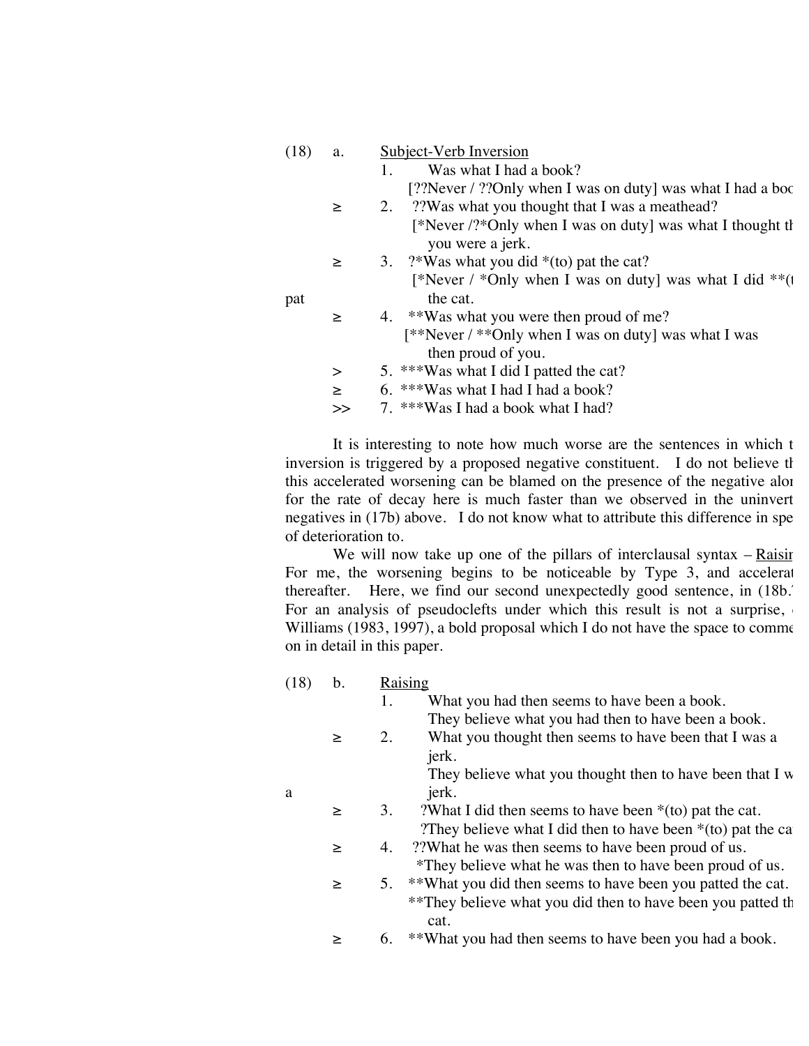(18) a. Subject-Verb Inversion

1. Was what I had a book?
   [??Never / ??Only when I was on duty] was what I had a boo

≥ 2. ??Was what you thought that I was a meathead?
   [*Never /?*Only when I was on duty] was what I thought th you were a jerk.

≥ 3. ?*Was what you did *(to) pat the cat?
   [*Never / *Only when I was on duty] was what I did **(t pat the cat.

≥ 4. **Was what you were then proud of me?
   [**Never / **Only when I was on duty] was what I was then proud of you.

\> 5. ***Was what I did I patted the cat?

≥ 6. ***Was what I had I had a book?

\>> 7. ***Was I had a book what I had?

It is interesting to note how much worse are the sentences in which t inversion is triggered by a proposed negative constituent. I do not believe th this accelerated worsening can be blamed on the presence of the negative alon for the rate of decay here is much faster than we observed in the uninvert negatives in (17b) above. I do not know what to attribute this difference in spe of deterioration to.

We will now take up one of the pillars of interclausal syntax – Raisin For me, the worsening begins to be noticeable by Type 3, and accelerat thereafter. Here, we find our second unexpectedly good sentence, in (18b.' For an analysis of pseudoclefts under which this result is not a surprise, Williams (1983, 1997), a bold proposal which I do not have the space to comme on in detail in this paper.

(18) b. Raising

1. What you had then seems to have been a book.
   They believe what you had then to have been a book.

≥ 2. What you thought then seems to have been that I was a jerk.
   They believe what you thought then to have been that I w a jerk.

≥ 3. ?What I did then seems to have been *(to) pat the cat.
   ?They believe what I did then to have been *(to) pat the ca

≥ 4. ??What he was then seems to have been proud of us.
   *They believe what he was then to have been proud of us.

≥ 5. **What you did then seems to have been you patted the cat.
   **They believe what you did then to have been you patted th cat.

≥ 6. **What you had then seems to have been you had a book.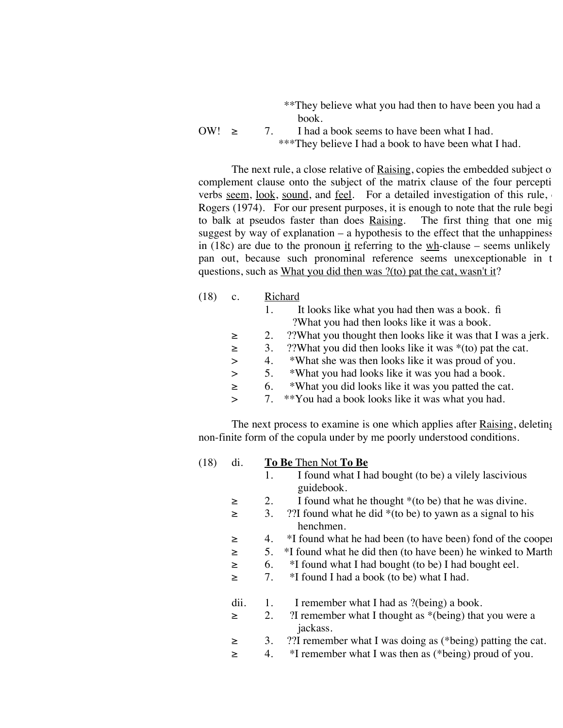**They believe what you had then to have been you had a book.

OW! ≥ 7. I had a book seems to have been what I had.
***They believe I had a book to have been what I had.

The next rule, a close relative of <u>Raising</u>, copies the embedded subject o complement clause onto the subject of the matrix clause of the four percepti verbs <u>seem</u>, <u>look</u>, <u>sound</u>, and <u>feel</u>. For a detailed investigation of this rule, Rogers (1974). For our present purposes, it is enough to note that the rule begi to balk at pseudos faster than does <u>Raising</u>. The first thing that one mig suggest by way of explanation – a hypothesis to the effect that the unhappiness in (18c) are due to the pronoun <u>it</u> referring to the <u>wh</u>-clause – seems unlikely pan out, because such pronominal reference seems unexceptionable in t questions, such as <u>What you did then was ?(to) pat the cat, wasn't it</u>?

(18) c. <u>Richard</u>

1. It looks like what you had then was a book. fi ?What you had then looks like it was a book.

≥ 2. ??What you thought then looks like it was that I was a jerk.

≥ 3. ??What you did then looks like it was *(to) pat the cat.

> 4. *What she was then looks like it was proud of you.

> 5. *What you had looks like it was you had a book.

≥ 6. *What you did looks like it was you patted the cat.

> 7. **You had a book looks like it was what you had.

The next process to examine is one which applies after <u>Raising</u>, deleting non-finite form of the copula under by me poorly understood conditions.

(18) di. **<u>To Be</u>** <u>Then Not</u> **<u>To Be</u>**

1. I found what I had bought (to be) a vilely lascivious guidebook.

≥ 2. I found what he thought *(to be) that he was divine.

≥ 3. ??I found what he did *(to be) to yawn as a signal to his henchmen.

≥ 4. *I found what he had been (to have been) fond of the cooper

≥ 5. *I found what he did then (to have been) he winked to Marth

≥ 6. *I found what I had bought (to be) I had bought eel.

≥ 7. *I found I had a book (to be) what I had.

dii. 1. I remember what I had as ?(being) a book.

≥ 2. ?I remember what I thought as *(being) that you were a jackass.

≥ 3. ??I remember what I was doing as (*being) patting the cat.

≥ 4. *I remember what I was then as (*being) proud of you.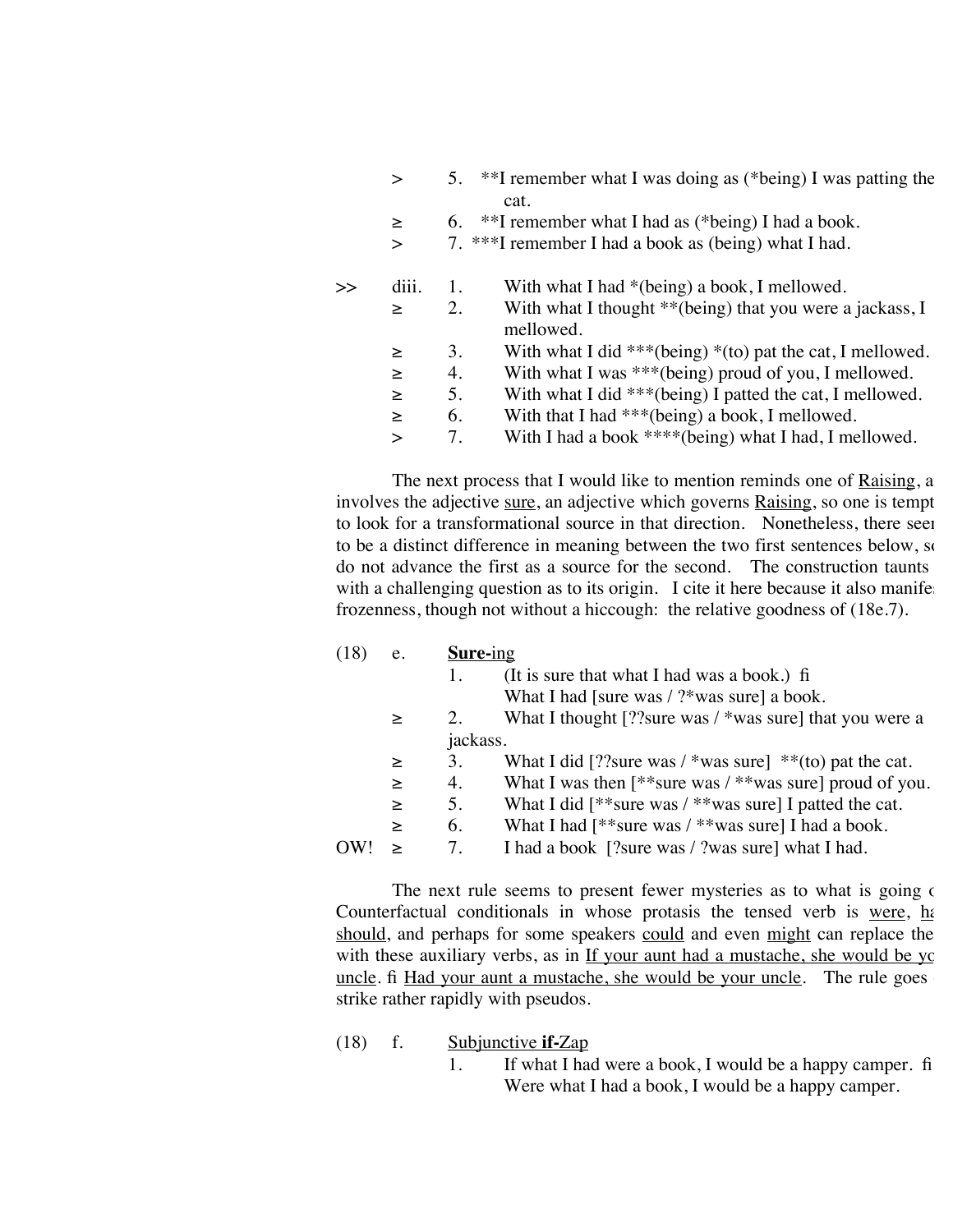\>	5.	**I remember what I was doing as (*being) I was patting the cat.

≥	6.	**I remember what I had as (*being) I had a book.

\>	7.	***I remember I had a book as (being) what I had.

\>>	diii.	1.	With what I had *(being) a book, I mellowed.

≥	2.	With what I thought **(being) that you were a jackass, I mellowed.

≥	3.	With what I did ***(being) *(to) pat the cat, I mellowed.

≥	4.	With what I was ***(being) proud of you, I mellowed.

≥	5.	With what I did ***(being) I patted the cat, I mellowed.

≥	6.	With that I had ***(being) a book, I mellowed.

\>	7.	With I had a book ****(being) what I had, I mellowed.

The next process that I would like to mention reminds one of <u>Raising</u>, a involves the adjective <u>sure</u>, an adjective which governs <u>Raising</u>, so one is tempt to look for a transformational source in that direction. Nonetheless, there seem to be a distinct difference in meaning between the two first sentences below, so do not advance the first as a source for the second. The construction taunts with a challenging question as to its origin. I cite it here because it also manife frozenness, though not without a hiccough: the relative goodness of (18e.7).

(18)	e.	**Sure-**<u>ing</u>

1.	(It is sure that what I had was a book.) ﬁ
What I had [sure was / ?*was sure] a book.

≥	2.	What I thought [??sure was / *was sure] that you were a jackass.

≥	3.	What I did [??sure was / *was sure] **(to) pat the cat.

≥	4.	What I was then [**sure was / **was sure] proud of you.

≥	5.	What I did [**sure was / **was sure] I patted the cat.

≥	6.	What I had [**sure was / **was sure] I had a book.

OW!	≥	7.	I had a book [?sure was / ?was sure] what I had.

The next rule seems to present fewer mysteries as to what is going o Counterfactual conditionals in whose protasis the tensed verb is <u>were</u>, <u>ha</u> <u>should</u>, and perhaps for some speakers <u>could</u> and even <u>might</u> can replace the with these auxiliary verbs, as in <u>If your aunt had a mustache, she would be yo</u> <u>uncle</u>. ﬁ <u>Had your aunt a mustache, she would be your uncle</u>. The rule goes strike rather rapidly with pseudos.

(18)	f.	<u>Subjunctive **if**-Zap</u>

1.	If what I had were a book, I would be a happy camper. ﬁ
Were what I had a book, I would be a happy camper.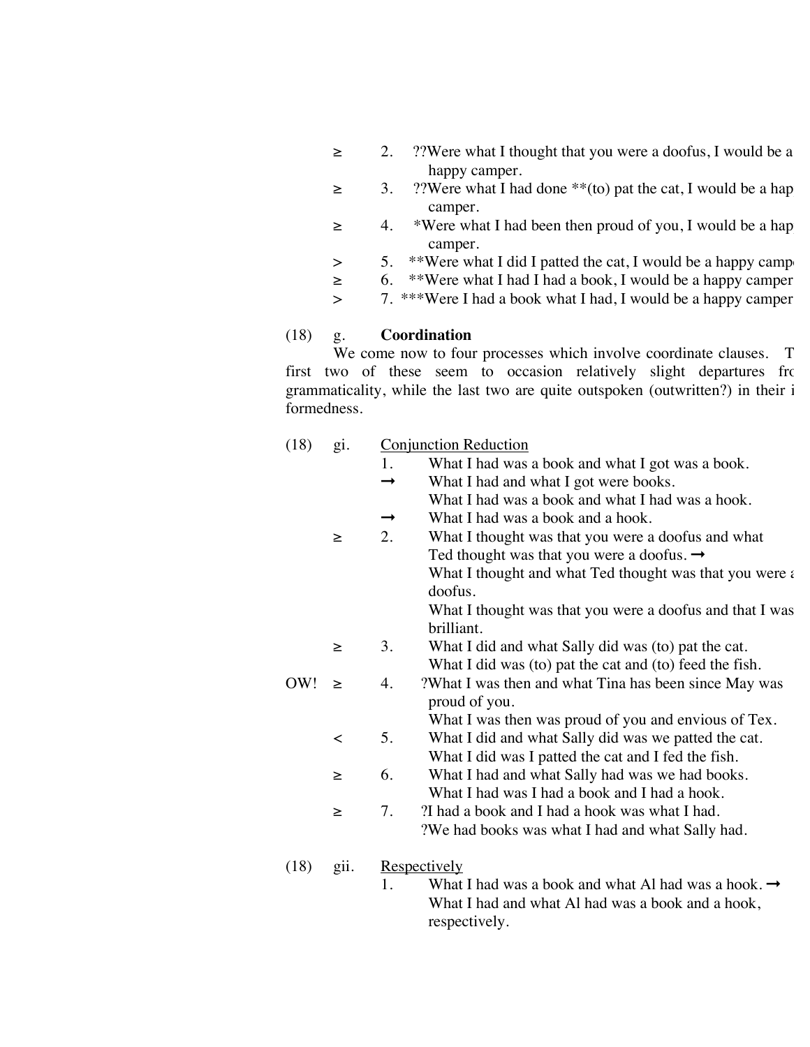≥ 2. ??Were what I thought that you were a doofus, I would be a happy camper.

≥ 3. ??Were what I had done **(to) pat the cat, I would be a happy camper.

≥ 4. *Were what I had been then proud of you, I would be a happy camper.

> 5. **Were what I did I patted the cat, I would be a happy camper.

≥ 6. **Were what I had I had a book, I would be a happy camper.

> 7. ***Were I had a book what I had, I would be a happy camper.

(18) g. **Coordination**

We come now to four processes which involve coordinate clauses. The first two of these seem to occasion relatively slight departures from grammaticality, while the last two are quite outspoken (outwritten?) in their ill-formedness.

(18) gi. Conjunction Reduction

1. What I had was a book and what I got was a book.
   → What I had and what I got were books.
   What I had was a book and what I had was a hook.
   → What I had was a book and a hook.

≥ 2. What I thought was that you were a doofus and what Ted thought was that you were a doofus. →
   What I thought and what Ted thought was that you were a doofus.
   What I thought was that you were a doofus and that I was brilliant.

≥ 3. What I did and what Sally did was (to) pat the cat.
   What I did was (to) pat the cat and (to) feed the fish.

OW! ≥ 4. ?What I was then and what Tina has been since May was proud of you.
   What I was then was proud of you and envious of Tex.

< 5. What I did and what Sally did was we patted the cat.
   What I did was I patted the cat and I fed the fish.

≥ 6. What I had and what Sally had was we had books.
   What I had was I had a book and I had a hook.

≥ 7. ?I had a book and I had a hook was what I had.
   ?We had books was what I had and what Sally had.

(18) gii. Respectively

1. What I had was a book and what Al had was a hook. →
   What I had and what Al had was a book and a hook, respectively.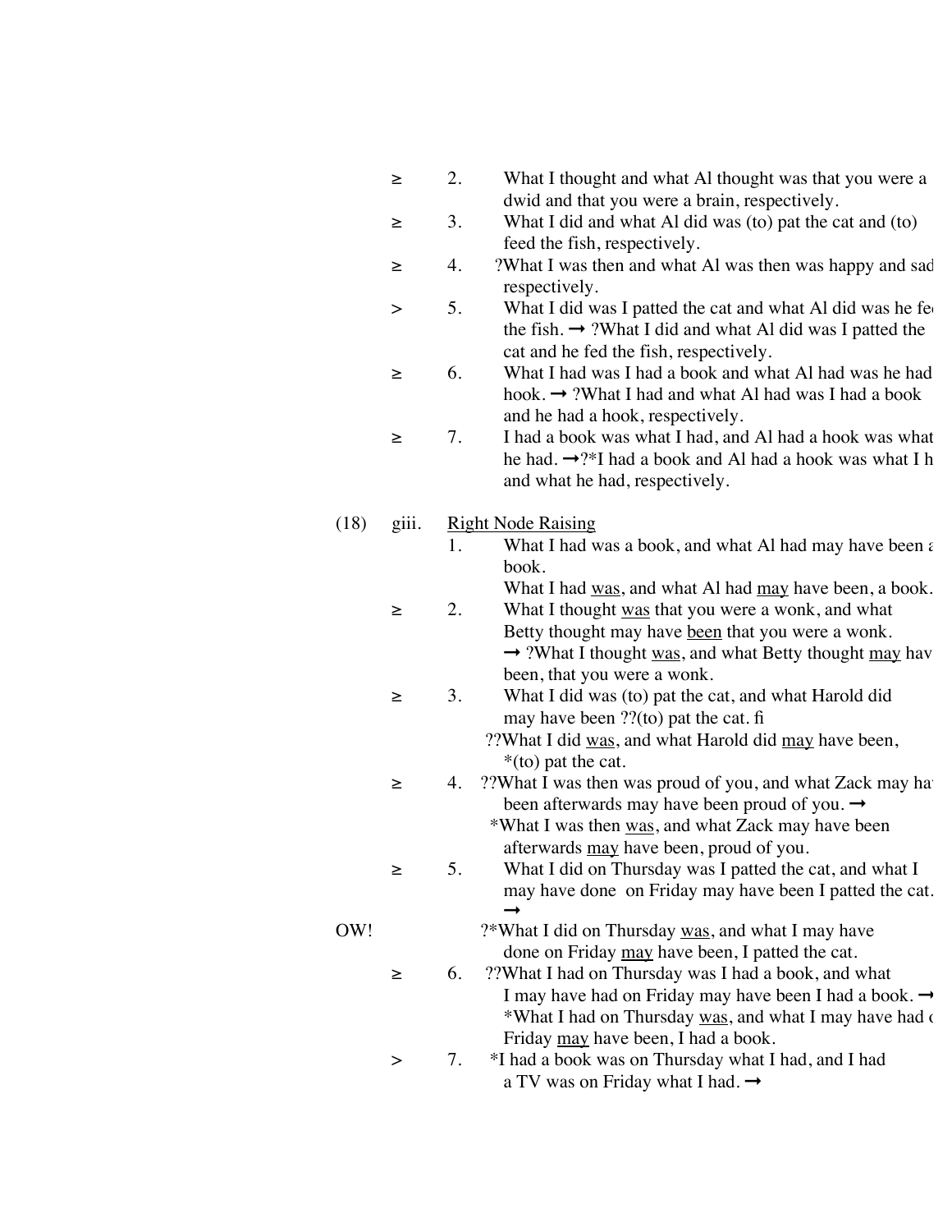≥ 2. What I thought and what Al thought was that you were a dwid and that you were a brain, respectively.

≥ 3. What I did and what Al did was (to) pat the cat and (to) feed the fish, respectively.

≥ 4. ?What I was then and what Al was then was happy and sad respectively.

\> 5. What I did was I patted the cat and what Al did was he fed the fish. → ?What I did and what Al did was I patted the cat and he fed the fish, respectively.

≥ 6. What I had was I had a book and what Al had was he had hook. → ?What I had and what Al had was I had a book and he had a hook, respectively.

≥ 7. I had a book was what I had, and Al had a hook was what he had. →?*I had a book and Al had a hook was what I h and what he had, respectively.

(18) giii. <u>Right Node Raising</u>

1. What I had was a book, and what Al had may have been a book.
   What I had <u>was</u>, and what Al had <u>may</u> have been, a book.

≥ 2. What I thought <u>was</u> that you were a wonk, and what Betty thought may have <u>been</u> that you were a wonk.
→ ?What I thought <u>was</u>, and what Betty thought <u>may</u> hav been, that you were a wonk.

≥ 3. What I did was (to) pat the cat, and what Harold did may have been ??(to) pat the cat. fi
??What I did <u>was</u>, and what Harold did <u>may</u> have been, *(to) pat the cat.

≥ 4. ??What I was then was proud of you, and what Zack may hav been afterwards may have been proud of you. →
*What I was then <u>was</u>, and what Zack may have been afterwards <u>may</u> have been, proud of you.

≥ 5. What I did on Thursday was I patted the cat, and what I may have done on Friday may have been I patted the cat. →

OW! ?*What I did on Thursday <u>was</u>, and what I may have done on Friday <u>may</u> have been, I patted the cat.

≥ 6. ??What I had on Thursday was I had a book, and what I may have had on Friday may have been I had a book. →
*What I had on Thursday <u>was</u>, and what I may have had o Friday <u>may</u> have been, I had a book.

\> 7. *I had a book was on Thursday what I had, and I had a TV was on Friday what I had. →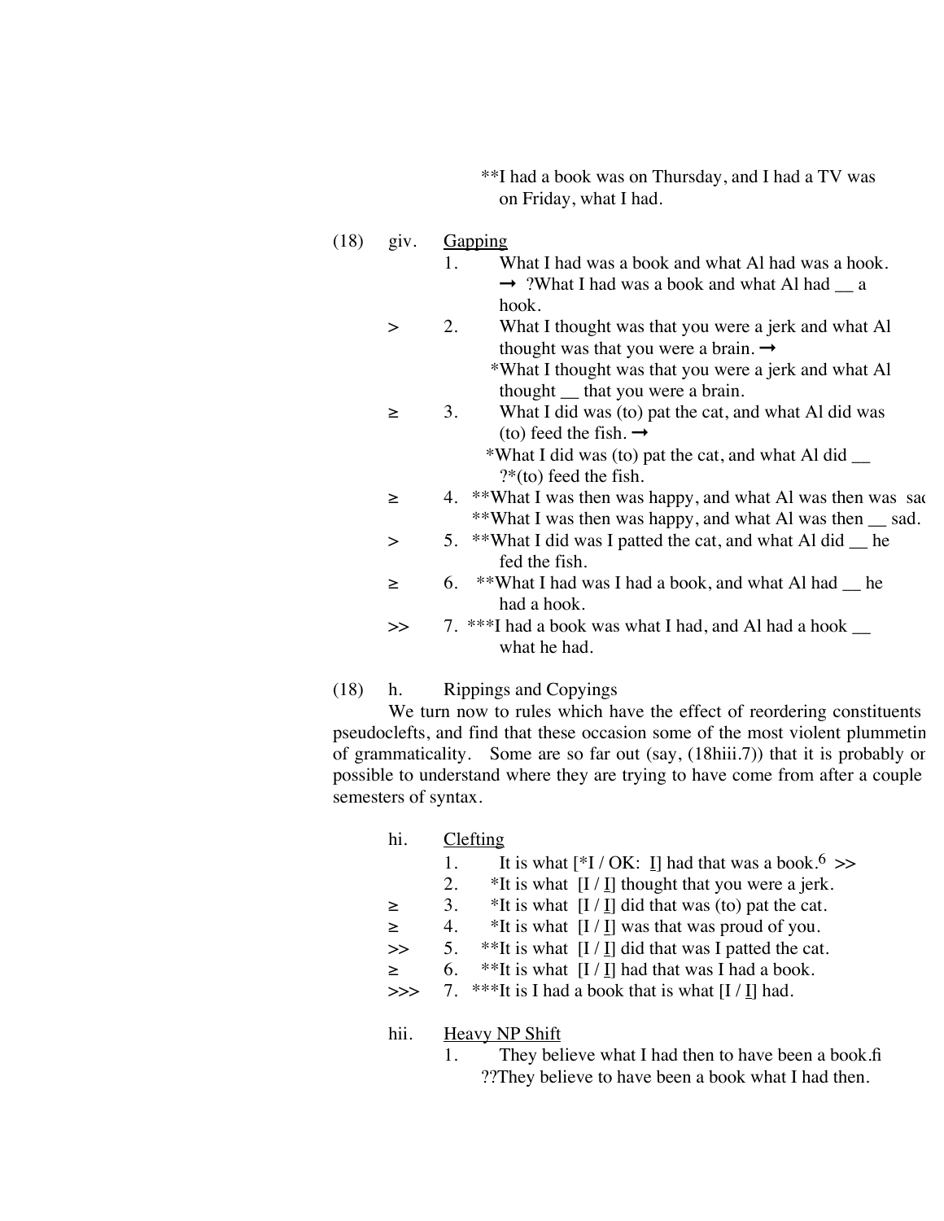**I had a book was on Thursday, and I had a TV was on Friday, what I had.

(18) giv. Gapping

1. What I had was a book and what Al had was a hook. → ?What I had was a book and what Al had __ a hook.

\> 2. What I thought was that you were a jerk and what Al thought was that you were a brain. → *What I thought was that you were a jerk and what Al thought __ that you were a brain.

≥ 3. What I did was (to) pat the cat, and what Al did was (to) feed the fish. → *What I did was (to) pat the cat, and what Al did __ ?*(to) feed the fish.

≥ 4. **What I was then was happy, and what Al was then was sad. **What I was then was happy, and what Al was then __ sad.

\> 5. **What I did was I patted the cat, and what Al did __ he fed the fish.

≥ 6. **What I had was I had a book, and what Al had __ he had a hook.

\>> 7. ***I had a book was what I had, and Al had a hook __ what he had.

(18) h. Rippings and Copyings

We turn now to rules which have the effect of reordering constituents pseudoclefts, and find that these occasion some of the most violent plummetin of grammaticality. Some are so far out (say, (18hiii.7)) that it is probably or possible to understand where they are trying to have come from after a couple semesters of syntax.

hi. Clefting

1. It is what [*I / OK: <u>I</u>] had that was a book.[6] >>
2. *It is what [I / <u>I</u>] thought that you were a jerk.

≥ 3. *It is what [I / <u>I</u>] did that was (to) pat the cat.

≥ 4. *It is what [I / <u>I</u>] was that was proud of you.

\>> 5. **It is what [I / <u>I</u>] did that was I patted the cat.

≥ 6. **It is what [I / <u>I</u>] had that was I had a book.

\>>> 7. ***It is I had a book that is what [I / <u>I</u>] had.

hii. Heavy NP Shift

1. They believe what I had then to have been a book.fi ??They believe to have been a book what I had then.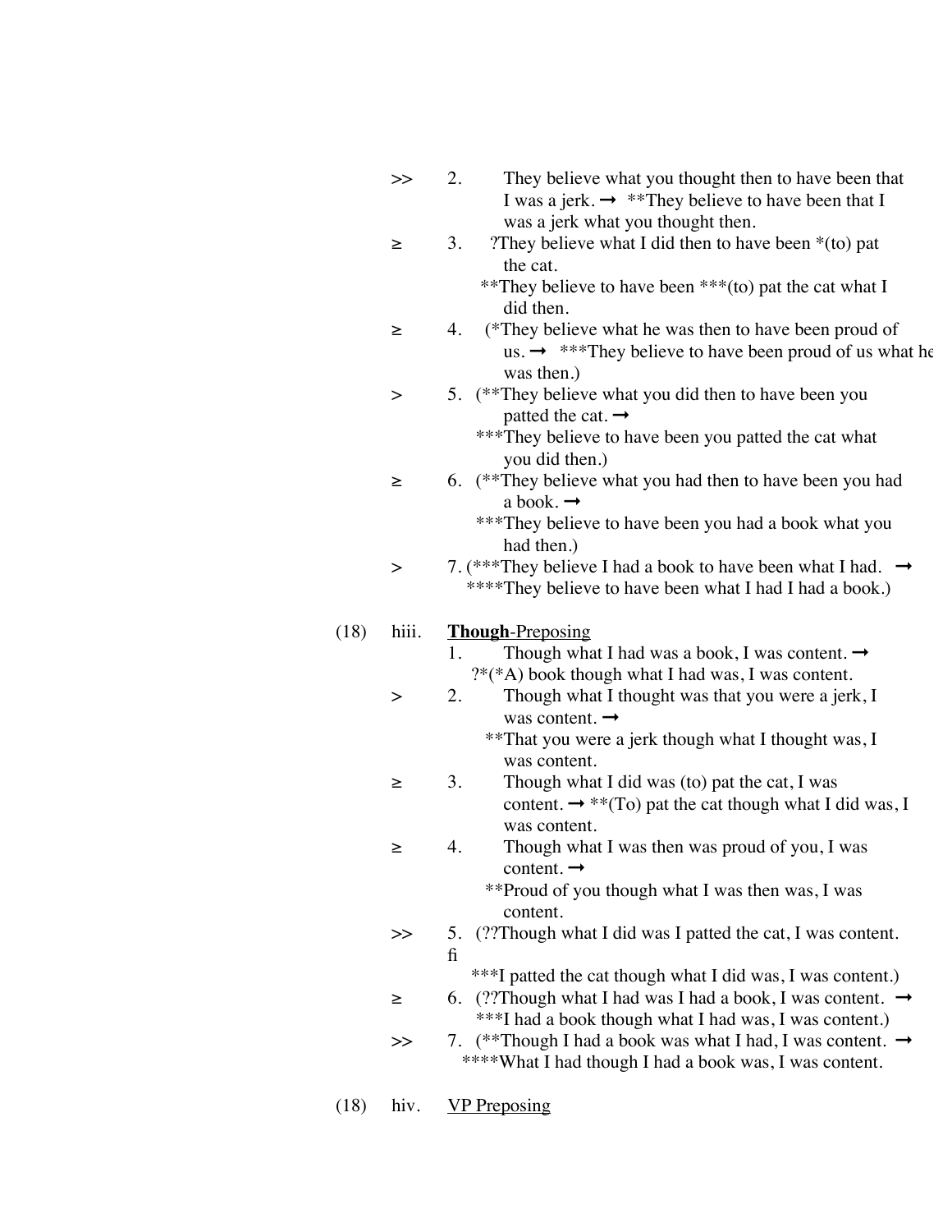\>\>　2.　They believe what you thought then to have been that I was a jerk. ➞ **They believe to have been that I was a jerk what you thought then.

≥　3.　?They believe what I did then to have been *(to) pat the cat.
　　**They believe to have been ***(to) pat the cat what I did then.

≥　4.　(*They believe what he was then to have been proud of us. ➞ ***They believe to have been proud of us what he was then.)

\>　5.　(**They believe what you did then to have been you patted the cat. ➞
　　***They believe to have been you patted the cat what you did then.)

≥　6.　(**They believe what you had then to have been you had a book. ➞
　　***They believe to have been you had a book what you had then.)

\>　7.　(***They believe I had a book to have been what I had. ➞
　　****They believe to have been what I had I had a book.)

(18)　hiii.　**Though**-Preposing

　1.　Though what I had was a book, I was content. ➞
　　?*(*A) book though what I had was, I was content.

\>　2.　Though what I thought was that you were a jerk, I was content. ➞
　　**That you were a jerk though what I thought was, I was content.

≥　3.　Though what I did was (to) pat the cat, I was content. ➞ **(To) pat the cat though what I did was, I was content.

≥　4.　Though what I was then was proud of you, I was content. ➞
　　**Proud of you though what I was then was, I was content.

\>\>　5.　(??Though what I did was I patted the cat, I was content. ﬁ
　　***I patted the cat though what I did was, I was content.)

≥　6.　(??Though what I had was I had a book, I was content. ➞
　　***I had a book though what I had was, I was content.)

\>\>　7.　(**Though I had a book was what I had, I was content. ➞
　　****What I had though I had a book was, I was content.

(18)　hiv.　VP Preposing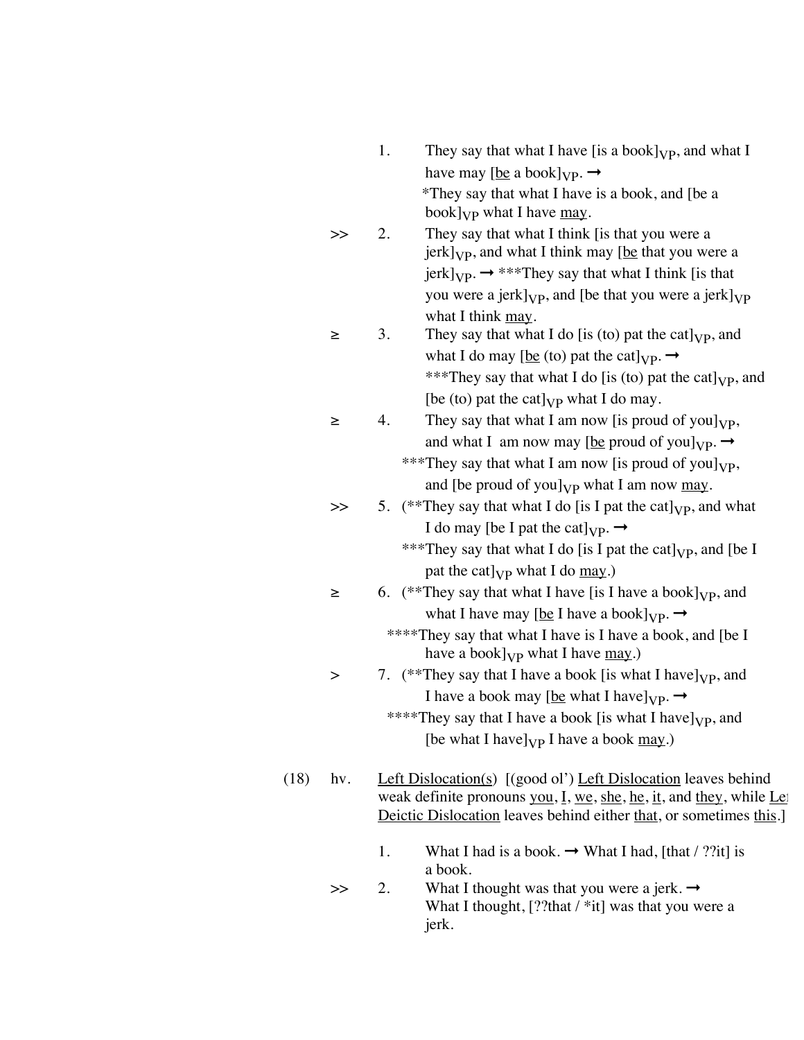1. They say that what I have [is a book]$_{VP}$, and what I have may [<u>be</u> a book]$_{VP}$. ➞ *They say that what I have is a book, and [be a book]$_{VP}$ what I have <u>may</u>.

\>> 2. They say that what I think [is that you were a jerk]$_{VP}$, and what I think may [<u>be</u> that you were a jerk]$_{VP}$. ➞ ***They say that what I think [is that you were a jerk]$_{VP}$, and [be that you were a jerk]$_{VP}$ what I think <u>may</u>.

≥ 3. They say that what I do [is (to) pat the cat]$_{VP}$, and what I do may [<u>be</u> (to) pat the cat]$_{VP}$. ➞ ***They say that what I do [is (to) pat the cat]$_{VP}$, and [be (to) pat the cat]$_{VP}$ what I do may.

≥ 4. They say that what I am now [is proud of you]$_{VP}$, and what I am now may [<u>be</u> proud of you]$_{VP}$. ➞ ***They say that what I am now [is proud of you]$_{VP}$, and [be proud of you]$_{VP}$ what I am now <u>may</u>.

\>> 5. (**They say that what I do [is I pat the cat]$_{VP}$, and what I do may [be I pat the cat]$_{VP}$. ➞ ***They say that what I do [is I pat the cat]$_{VP}$, and [be I pat the cat]$_{VP}$ what I do <u>may</u>.)

≥ 6. (**They say that what I have [is I have a book]$_{VP}$, and what I have may [<u>be</u> I have a book]$_{VP}$. ➞ ****They say that what I have is I have a book, and [be I have a book]$_{VP}$ what I have <u>may</u>.)

\> 7. (**They say that I have a book [is what I have]$_{VP}$, and I have a book may [<u>be</u> what I have]$_{VP}$. ➞ ****They say that I have a book [is what I have]$_{VP}$, and [be what I have]$_{VP}$ I have a book <u>may</u>.)

(18) hv. <u>Left Dislocation(s)</u> [(good ol') <u>Left Dislocation</u> leaves behind weak definite pronouns <u>you</u>, <u>I</u>, <u>we</u>, <u>she</u>, <u>he</u>, <u>it</u>, and <u>they</u>, while <u>Left Deictic Dislocation</u> leaves behind either <u>that</u>, or sometimes <u>this</u>.]

1. What I had is a book. ➞ What I had, [that / ??it] is a book.

\>> 2. What I thought was that you were a jerk. ➞ What I thought, [??that / *it] was that you were a jerk.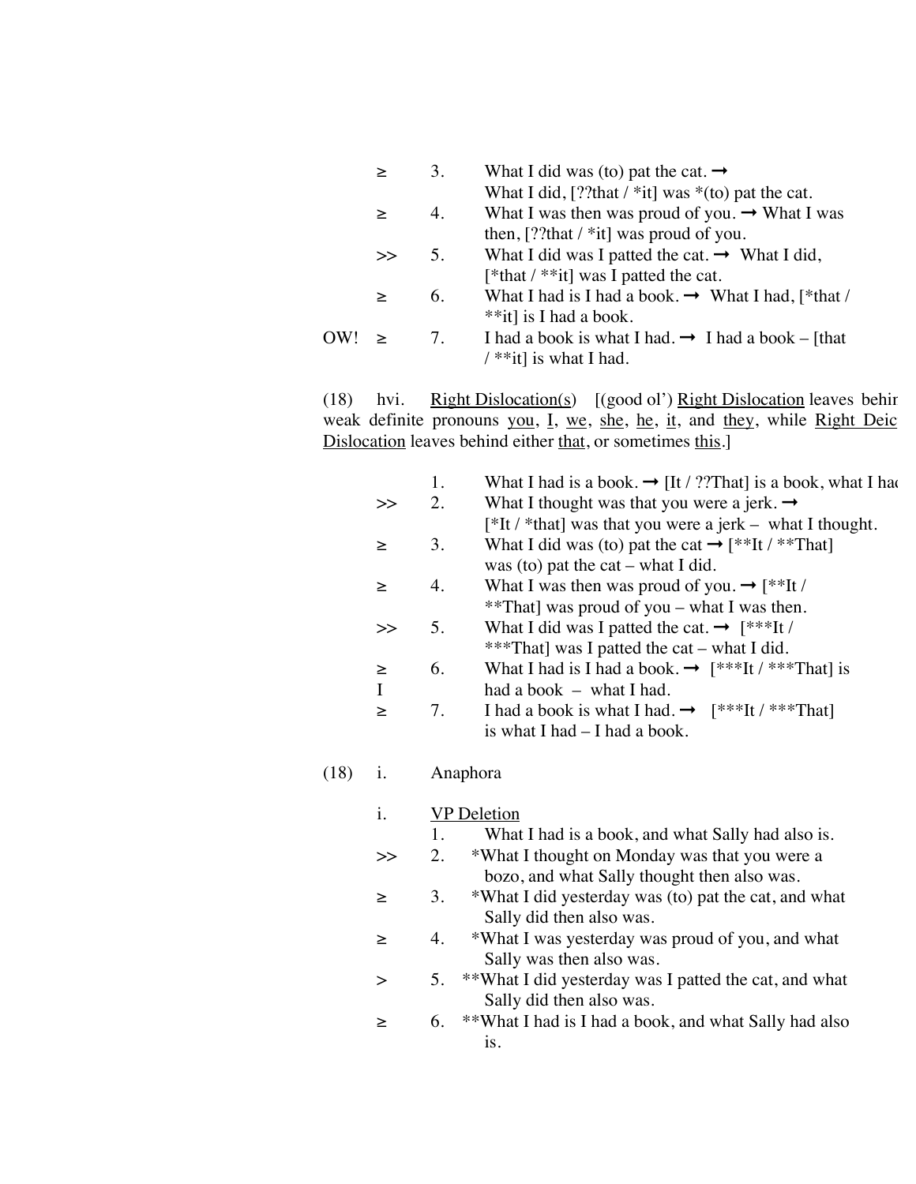≥ 3. What I did was (to) pat the cat. ➞ What I did, [??that / *it] was *(to) pat the cat.

≥ 4. What I was then was proud of you. ➞ What I was then, [??that / *it] was proud of you.

>> 5. What I did was I patted the cat. ➞ What I did, [*that / **it] was I patted the cat.

≥ 6. What I had is I had a book. ➞ What I had, [*that / **it] is I had a book.

OW! ≥ 7. I had a book is what I had. ➞ I had a book – [that / **it] is what I had.

(18) hvi. Right Dislocation(s) [(good ol') Right Dislocation leaves behin weak definite pronouns you, I, we, she, he, it, and they, while Right Deic Dislocation leaves behind either that, or sometimes this.]

1. What I had is a book. ➞ [It / ??That] is a book, what I had

>> 2. What I thought was that you were a jerk. ➞ [*It / *that] was that you were a jerk – what I thought.

≥ 3. What I did was (to) pat the cat ➞ [**It / **That] was (to) pat the cat – what I did.

≥ 4. What I was then was proud of you. ➞ [**It / **That] was proud of you – what I was then.

>> 5. What I did was I patted the cat. ➞ [***It / ***That] was I patted the cat – what I did.

≥ I 6. What I had is I had a book. ➞ [***It / ***That] is had a book – what I had.

≥ 7. I had a book is what I had. ➞ [***It / ***That] is what I had – I had a book.

(18) i. Anaphora

i. VP Deletion

1. What I had is a book, and what Sally had also is.

>> 2. *What I thought on Monday was that you were a bozo, and what Sally thought then also was.

≥ 3. *What I did yesterday was (to) pat the cat, and what Sally did then also was.

≥ 4. *What I was yesterday was proud of you, and what Sally was then also was.

> 5. **What I did yesterday was I patted the cat, and what Sally did then also was.

≥ 6. **What I had is I had a book, and what Sally had also is.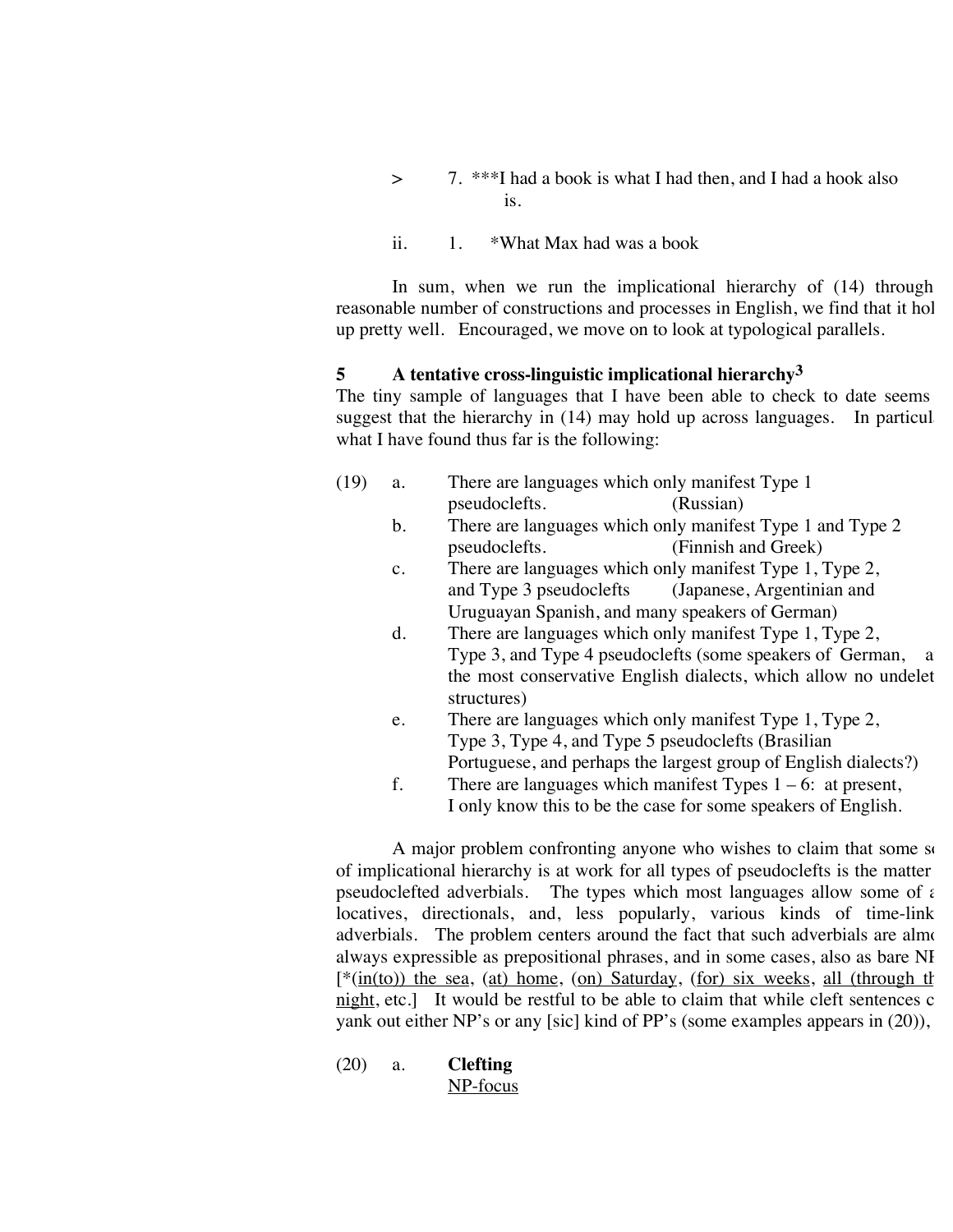> 7. ***I had a book is what I had then, and I had a hook also is.

ii. 1. *What Max had was a book

In sum, when we run the implicational hierarchy of (14) through reasonable number of constructions and processes in English, we find that it hol up pretty well. Encouraged, we move on to look at typological parallels.

## 5 A tentative cross-linguistic implicational hierarchy[3]

The tiny sample of languages that I have been able to check to date seems suggest that the hierarchy in (14) may hold up across languages. In particul what I have found thus far is the following:

(19)
a. There are languages which only manifest Type 1 pseudoclefts. (Russian)
b. There are languages which only manifest Type 1 and Type 2 pseudoclefts. (Finnish and Greek)
c. There are languages which only manifest Type 1, Type 2, and Type 3 pseudoclefts (Japanese, Argentinian and Uruguayan Spanish, and many speakers of German)
d. There are languages which only manifest Type 1, Type 2, Type 3, and Type 4 pseudoclefts (some speakers of German, a the most conservative English dialects, which allow no undelet structures)
e. There are languages which only manifest Type 1, Type 2, Type 3, Type 4, and Type 5 pseudoclefts (Brasilian Portuguese, and perhaps the largest group of English dialects?)
f. There are languages which manifest Types 1 – 6: at present, I only know this to be the case for some speakers of English.

A major problem confronting anyone who wishes to claim that some s of implicational hierarchy is at work for all types of pseudoclefts is the matter pseudoclefted adverbials. The types which most languages allow some of locatives, directionals, and, less popularly, various kinds of time-link adverbials. The problem centers around the fact that such adverbials are alm always expressible as prepositional phrases, and in some cases, also as bare NP [*(<u>in(to)) the sea</u>, <u>(at) home</u>, <u>(on) Saturday</u>, <u>(for) six weeks</u>, <u>all (through th night</u>, etc.] It would be restful to be able to claim that while cleft sentences c yank out either NP's or any [sic] kind of PP's (some examples appears in (20)),

(20) a. **Clefting**
<u>NP-focus</u>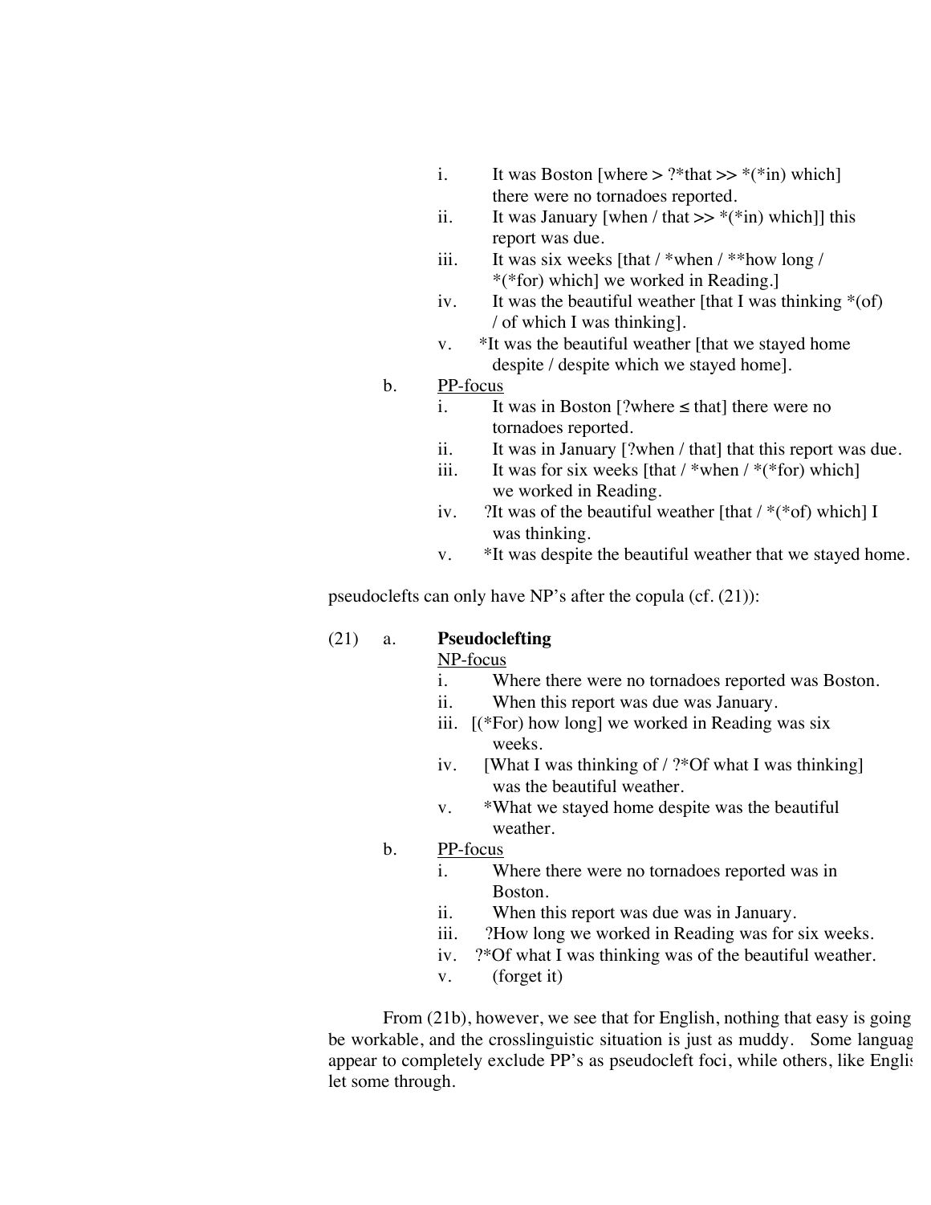i. It was Boston [where > ?*that >> *(*in) which] there were no tornadoes reported.
ii. It was January [when / that >> *(*in) which]] this report was due.
iii. It was six weeks [that / *when / **how long / *(*for) which] we worked in Reading.]
iv. It was the beautiful weather [that I was thinking *(of) / of which I was thinking].
v. *It was the beautiful weather [that we stayed home despite / despite which we stayed home].

b. PP-focus
i. It was in Boston [?where ≤ that] there were no tornadoes reported.
ii. It was in January [?when / that] that this report was due.
iii. It was for six weeks [that / *when / *(*for) which] we worked in Reading.
iv. ?It was of the beautiful weather [that / *(*of) which] I was thinking.
v. *It was despite the beautiful weather that we stayed home.

pseudoclefts can only have NP's after the copula (cf. (21)):

(21) a. **Pseudoclefting**
NP-focus
i. Where there were no tornadoes reported was Boston.
ii. When this report was due was January.
iii. [(*For) how long] we worked in Reading was six weeks.
iv. [What I was thinking of / ?*Of what I was thinking] was the beautiful weather.
v. *What we stayed home despite was the beautiful weather.

b. PP-focus
i. Where there were no tornadoes reported was in Boston.
ii. When this report was due was in January.
iii. ?How long we worked in Reading was for six weeks.
iv. ?*Of what I was thinking was of the beautiful weather.
v. (forget it)

From (21b), however, we see that for English, nothing that easy is going be workable, and the crosslinguistic situation is just as muddy. Some languag appear to completely exclude PP's as pseudocleft foci, while others, like Englis let some through.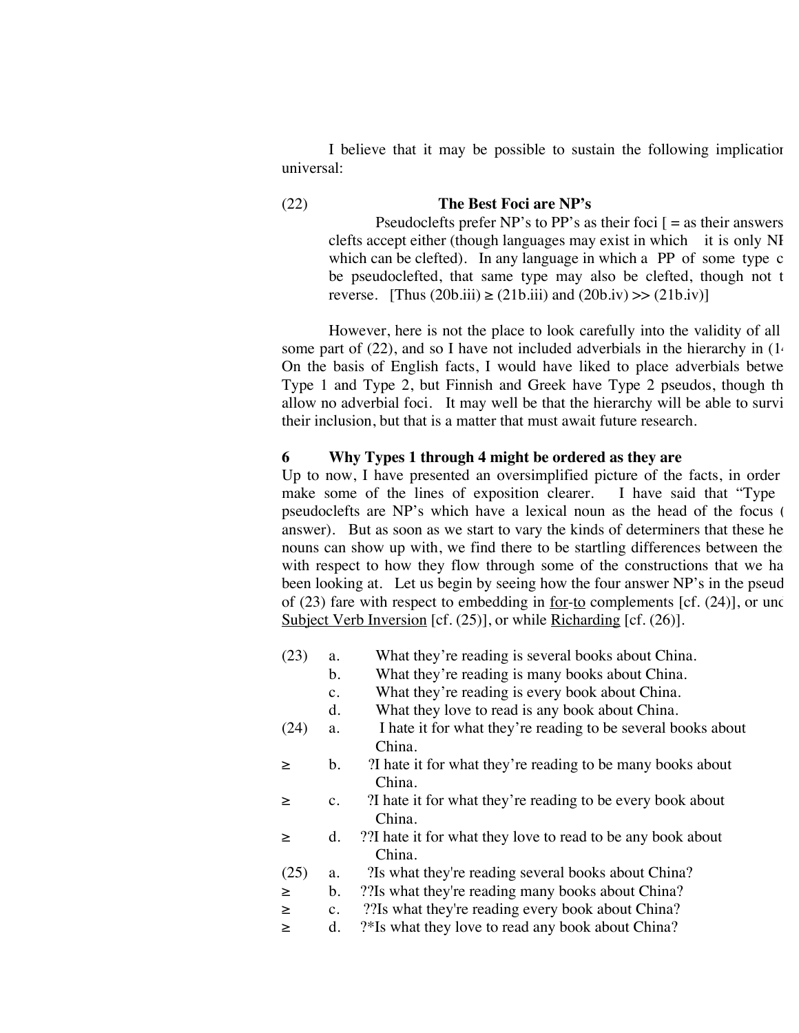I believe that it may be possible to sustain the following implication universal:

(22) **The Best Foci are NP's**

Pseudoclefts prefer NP's to PP's as their foci [ = as their answers clefts accept either (though languages may exist in which it is only NF which can be clefted). In any language in which a PP of some type c be pseudoclefted, that same type may also be clefted, though not t reverse. [Thus (20b.iii) ≥ (21b.iii) and (20b.iv) >> (21b.iv)]

However, here is not the place to look carefully into the validity of all some part of (22), and so I have not included adverbials in the hierarchy in (1 On the basis of English facts, I would have liked to place adverbials betwe Type 1 and Type 2, but Finnish and Greek have Type 2 pseudos, though th allow no adverbial foci. It may well be that the hierarchy will be able to survi their inclusion, but that is a matter that must await future research.

## 6 Why Types 1 through 4 might be ordered as they are

Up to now, I have presented an oversimplified picture of the facts, in order make some of the lines of exposition clearer. I have said that "Type pseudoclefts are NP's which have a lexical noun as the head of the focus ( answer). But as soon as we start to vary the kinds of determiners that these he nouns can show up with, we find there to be startling differences between the with respect to how they flow through some of the constructions that we ha been looking at. Let us begin by seeing how the four answer NP's in the pseud of (23) fare with respect to embedding in <u>for</u>-<u>to</u> complements [cf. (24)], or unc <u>Subject Verb Inversion</u> [cf. (25)], or while <u>Richarding</u> [cf. (26)].

(23) a. What they're reading is several books about China.
 b. What they're reading is many books about China.
 c. What they're reading is every book about China.
 d. What they love to read is any book about China.

(24) a. I hate it for what they're reading to be several books about China.
≥ b. ?I hate it for what they're reading to be many books about China.
≥ c. ?I hate it for what they're reading to be every book about China.
≥ d. ??I hate it for what they love to read to be any book about China.

(25) a. ?Is what they're reading several books about China?
≥ b. ??Is what they're reading many books about China?
≥ c. ??Is what they're reading every book about China?
≥ d. ?*Is what they love to read any book about China?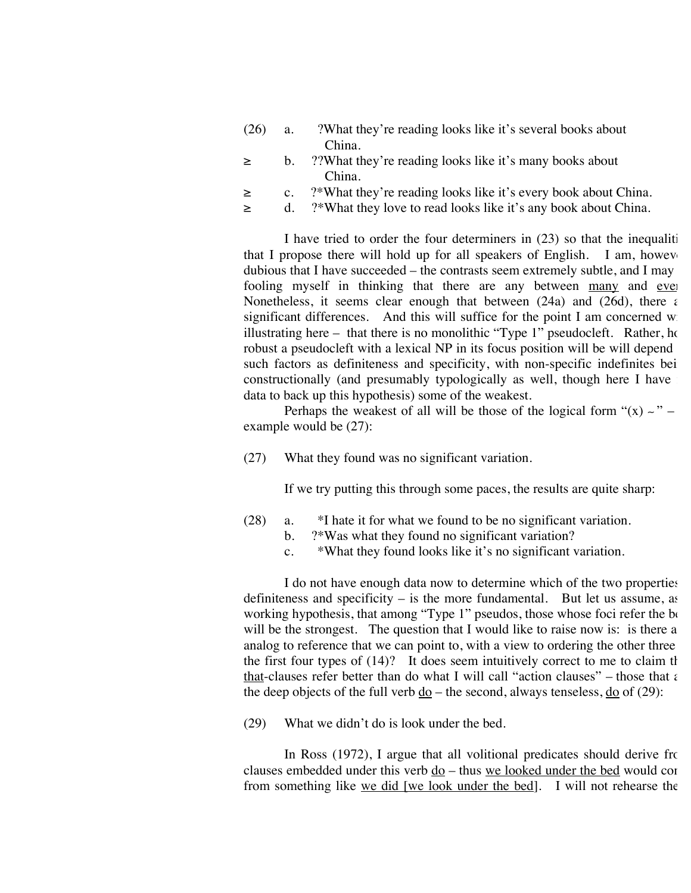(26) a. ?What they're reading looks like it's several books about China.

≥ b. ??What they're reading looks like it's many books about China.

≥ c. ?*What they're reading looks like it's every book about China.

≥ d. ?*What they love to read looks like it's any book about China.

I have tried to order the four determiners in (23) so that the inequaliti that I propose there will hold up for all speakers of English. I am, howev dubious that I have succeeded – the contrasts seem extremely subtle, and I may fooling myself in thinking that there are any between many and eve Nonetheless, it seems clear enough that between (24a) and (26d), there a significant differences. And this will suffice for the point I am concerned w illustrating here – that there is no monolithic "Type 1" pseudocleft. Rather, ho robust a pseudocleft with a lexical NP in its focus position will be will depend such factors as definiteness and specificity, with non-specific indefinites bei constructionally (and presumably typologically as well, though here I have data to back up this hypothesis) some of the weakest.

Perhaps the weakest of all will be those of the logical form "(x) ~" – example would be (27):

(27) What they found was no significant variation.

If we try putting this through some paces, the results are quite sharp:

(28) a. *I hate it for what we found to be no significant variation.

b. ?*Was what they found no significant variation?

c. *What they found looks like it's no significant variation.

I do not have enough data now to determine which of the two properties definiteness and specificity – is the more fundamental. But let us assume, as working hypothesis, that among "Type 1" pseudos, those whose foci refer the be will be the strongest. The question that I would like to raise now is: is there a analog to reference that we can point to, with a view to ordering the other three the first four types of (14)? It does seem intuitively correct to me to claim th that-clauses refer better than do what I will call "action clauses" – those that a the deep objects of the full verb do – the second, always tenseless, do of (29):

(29) What we didn't do is look under the bed.

In Ross (1972), I argue that all volitional predicates should derive fro clauses embedded under this verb do – thus we looked under the bed would com from something like we did [we look under the bed]. I will not rehearse the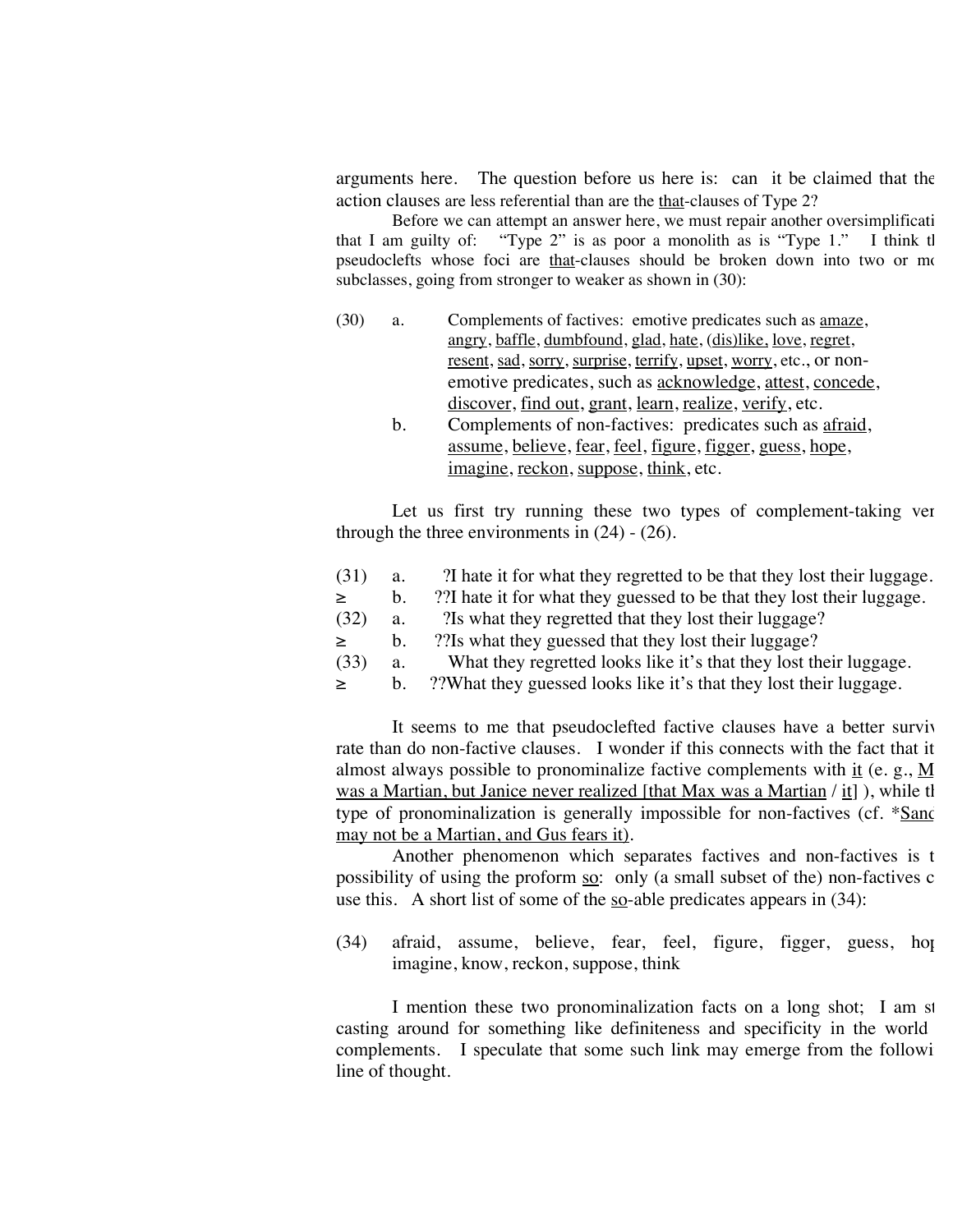arguments here. The question before us here is: can it be claimed that the action clauses are less referential than are the that-clauses of Type 2?

Before we can attempt an answer here, we must repair another oversimplificati that I am guilty of: "Type 2" is as poor a monolith as is "Type 1." I think th pseudoclefts whose foci are that-clauses should be broken down into two or mo subclasses, going from stronger to weaker as shown in (30):

(30) a. Complements of factives: emotive predicates such as amaze, angry, baffle, dumbfound, glad, hate, (dis)like, love, regret, resent, sad, sorry, surprise, terrify, upset, worry, etc., or non-emotive predicates, such as acknowledge, attest, concede, discover, find out, grant, learn, realize, verify, etc.

b. Complements of non-factives: predicates such as afraid, assume, believe, fear, feel, figure, figger, guess, hope, imagine, reckon, suppose, think, etc.

Let us first try running these two types of complement-taking ver through the three environments in (24) - (26).

(31) a. ?I hate it for what they regretted to be that they lost their luggage.
≥ b. ??I hate it for what they guessed to be that they lost their luggage.
(32) a. ?Is what they regretted that they lost their luggage?
≥ b. ??Is what they guessed that they lost their luggage?
(33) a. What they regretted looks like it's that they lost their luggage.
≥ b. ??What they guessed looks like it's that they lost their luggage.

It seems to me that pseudoclefted factive clauses have a better surviv rate than do non-factive clauses. I wonder if this connects with the fact that it almost always possible to pronominalize factive complements with it (e. g., M was a Martian, but Janice never realized [that Max was a Martian / it] ), while th type of pronominalization is generally impossible for non-factives (cf. *Sand may not be a Martian, and Gus fears it).

Another phenomenon which separates factives and non-factives is t possibility of using the proform so: only (a small subset of the) non-factives c use this. A short list of some of the so-able predicates appears in (34):

(34) afraid, assume, believe, fear, feel, figure, figger, guess, hop imagine, know, reckon, suppose, think

I mention these two pronominalization facts on a long shot; I am st casting around for something like definiteness and specificity in the world complements. I speculate that some such link may emerge from the followi line of thought.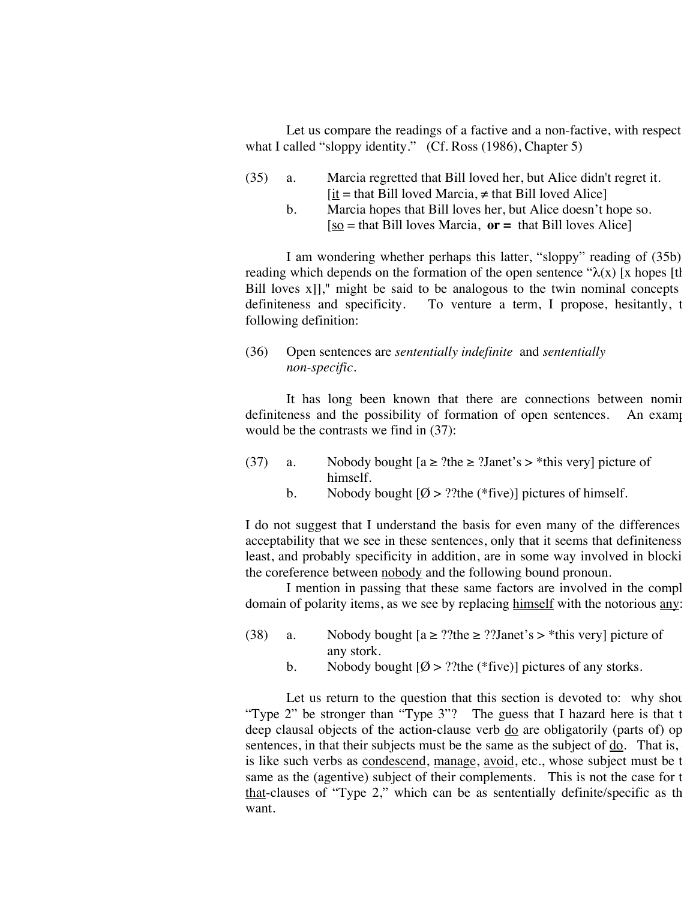Let us compare the readings of a factive and a non-factive, with respect what I called "sloppy identity." (Cf. Ross (1986), Chapter 5)

(35) a. Marcia regretted that Bill loved her, but Alice didn't regret it.
[<u>it</u> = that Bill loved Marcia, ≠ that Bill loved Alice]

b. Marcia hopes that Bill loves her, but Alice doesn't hope so.
[<u>so</u> = that Bill loves Marcia, **or =** that Bill loves Alice]

I am wondering whether perhaps this latter, "sloppy" reading of (35b) reading which depends on the formation of the open sentence "λ(x) [x hopes [th Bill loves x]]," might be said to be analogous to the twin nominal concepts definiteness and specificity. To venture a term, I propose, hesitantly, t following definition:

(36) Open sentences are *sententially indefinite* and *sententially non-specific*.

It has long been known that there are connections between nomir definiteness and the possibility of formation of open sentences. An examp would be the contrasts we find in (37):

(37) a. Nobody bought [a ≥ ?the ≥ ?Janet's > *this very] picture of himself.

b. Nobody bought [Ø > ??the (*five)] pictures of himself.

I do not suggest that I understand the basis for even many of the differences acceptability that we see in these sentences, only that it seems that definiteness least, and probably specificity in addition, are in some way involved in blocki the coreference between <u>nobody</u> and the following bound pronoun.

I mention in passing that these same factors are involved in the compl domain of polarity items, as we see by replacing <u>himself</u> with the notorious <u>any</u>:

(38) a. Nobody bought [a ≥ ??the ≥ ??Janet's > *this very] picture of any stork.

b. Nobody bought [Ø > ??the (*five)] pictures of any storks.

Let us return to the question that this section is devoted to: why shou "Type 2" be stronger than "Type 3"? The guess that I hazard here is that t deep clausal objects of the action-clause verb <u>do</u> are obligatorily (parts of) op sentences, in that their subjects must be the same as the subject of <u>do</u>. That is, is like such verbs as <u>condescend</u>, <u>manage</u>, <u>avoid</u>, etc., whose subject must be t same as the (agentive) subject of their complements. This is not the case for t <u>that</u>-clauses of "Type 2," which can be as sententially definite/specific as th want.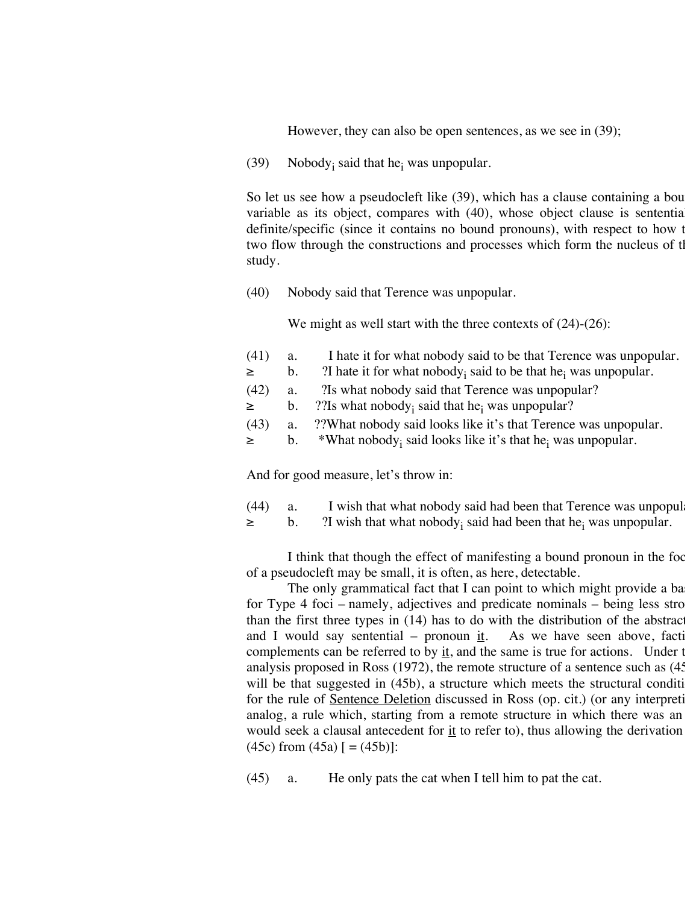However, they can also be open sentences, as we see in (39);

(39) Nobody$_i$ said that he$_i$ was unpopular.

So let us see how a pseudocleft like (39), which has a clause containing a bou variable as its object, compares with (40), whose object clause is sententia definite/specific (since it contains no bound pronouns), with respect to how t two flow through the constructions and processes which form the nucleus of tl study.

(40) Nobody said that Terence was unpopular.

We might as well start with the three contexts of (24)-(26):

(41) a. I hate it for what nobody said to be that Terence was unpopular.
≥ b. ?I hate it for what nobody$_i$ said to be that he$_i$ was unpopular.

(42) a. ?Is what nobody said that Terence was unpopular?
≥ b. ??Is what nobody$_i$ said that he$_i$ was unpopular?

(43) a. ??What nobody said looks like it's that Terence was unpopular.
≥ b. *What nobody$_i$ said looks like it's that he$_i$ was unpopular.

And for good measure, let's throw in:

(44) a. I wish that what nobody said had been that Terence was unpopul
≥ b. ?I wish that what nobody$_i$ said had been that he$_i$ was unpopular.

I think that though the effect of manifesting a bound pronoun in the foc of a pseudocleft may be small, it is often, as here, detectable.

The only grammatical fact that I can point to which might provide a ba for Type 4 foci – namely, adjectives and predicate nominals – being less stro than the first three types in (14) has to do with the distribution of the abstract and I would say sentential – pronoun it. As we have seen above, facti complements can be referred to by it, and the same is true for actions. Under t analysis proposed in Ross (1972), the remote structure of a sentence such as (45 will be that suggested in (45b), a structure which meets the structural conditi for the rule of Sentence Deletion discussed in Ross (op. cit.) (or any interpreti analog, a rule which, starting from a remote structure in which there was an would seek a clausal antecedent for it to refer to), thus allowing the derivation (45c) from (45a) [ = (45b)]:

(45) a. He only pats the cat when I tell him to pat the cat.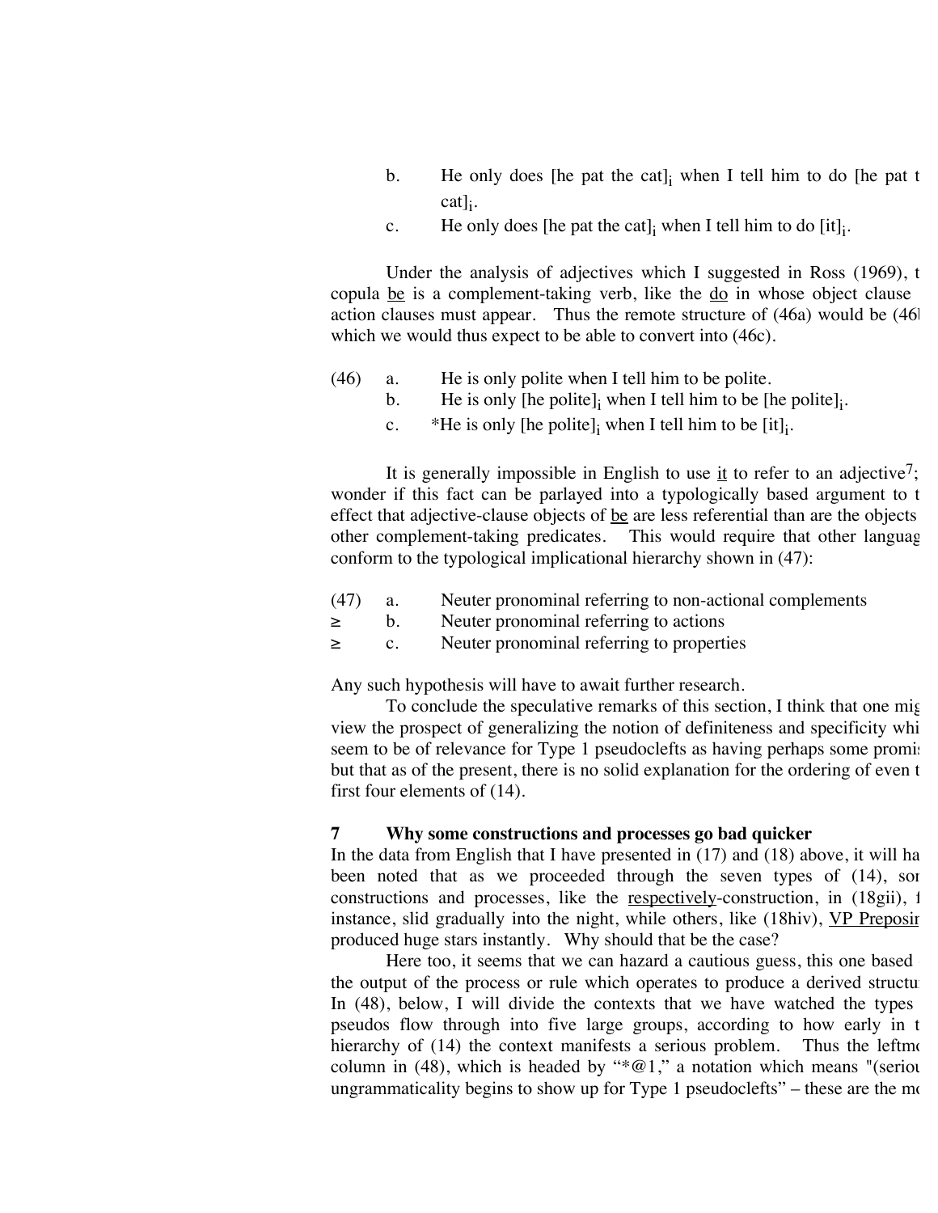b. He only does [he pat the cat]$_i$ when I tell him to do [he pat t cat]$_i$.

c. He only does [he pat the cat]$_i$ when I tell him to do [it]$_i$.

Under the analysis of adjectives which I suggested in Ross (1969), t copula be is a complement-taking verb, like the do in whose object clause action clauses must appear. Thus the remote structure of (46a) would be (46l which we would thus expect to be able to convert into (46c).

(46) a. He is only polite when I tell him to be polite.

b. He is only [he polite]$_i$ when I tell him to be [he polite]$_i$.

c. *He is only [he polite]$_i$ when I tell him to be [it]$_i$.

It is generally impossible in English to use it to refer to an adjective[7]; wonder if this fact can be parlayed into a typologically based argument to t effect that adjective-clause objects of be are less referential than are the objects other complement-taking predicates. This would require that other languag conform to the typological implicational hierarchy shown in (47):

(47) a. Neuter pronominal referring to non-actional complements

≥ b. Neuter pronominal referring to actions

≥ c. Neuter pronominal referring to properties

Any such hypothesis will have to await further research.

To conclude the speculative remarks of this section, I think that one mig view the prospect of generalizing the notion of definiteness and specificity whi seem to be of relevance for Type 1 pseudoclefts as having perhaps some promis but that as of the present, there is no solid explanation for the ordering of even t first four elements of (14).

## 7 Why some constructions and processes go bad quicker

In the data from English that I have presented in (17) and (18) above, it will ha been noted that as we proceeded through the seven types of (14), sor constructions and processes, like the respectively-construction, in (18gii), f instance, slid gradually into the night, while others, like (18hiv), VP Preposir produced huge stars instantly. Why should that be the case?

Here too, it seems that we can hazard a cautious guess, this one based the output of the process or rule which operates to produce a derived structu In (48), below, I will divide the contexts that we have watched the types pseudos flow through into five large groups, according to how early in t hierarchy of (14) the context manifests a serious problem. Thus the leftmo column in (48), which is headed by "*@1," a notation which means "(seriou ungrammaticality begins to show up for Type 1 pseudoclefts" – these are the mo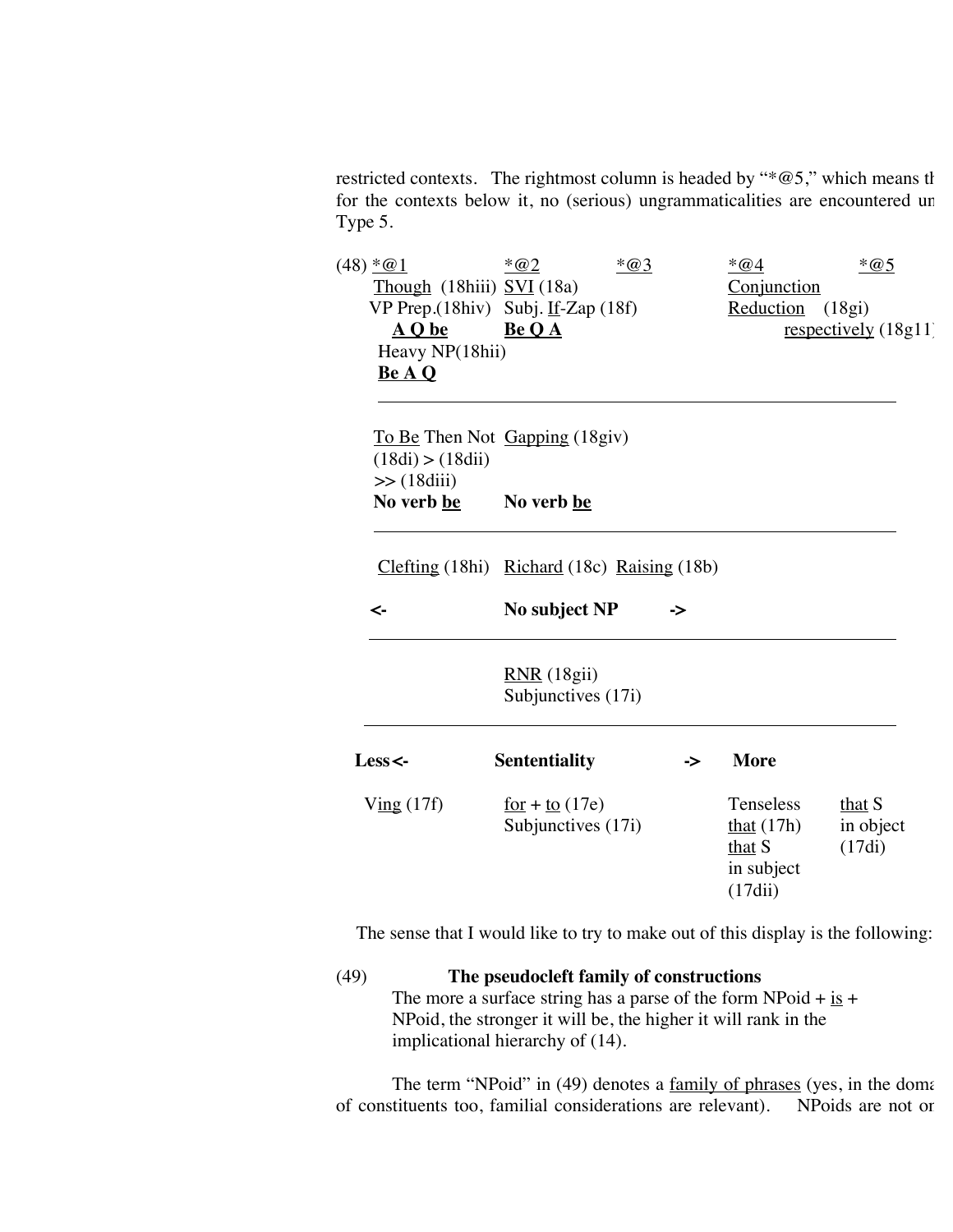restricted contexts. The rightmost column is headed by "*@5," which means th for the contexts below it, no (serious) ungrammaticalities are encountered un Type 5.

(48)

| <u>*@1</u> | <u>*@2</u> | <u>*@3</u> | <u>*@4</u> | <u>*@5</u> |
|---|---|---|---|---|
| <u>Though</u> (18hiii)<br>VP Prep.(18hiv)<br>**<u>A Q be</u>**<br>Heavy NP(18hii)<br>**<u>Be A Q</u>** | <u>SVI</u> (18a)<br>Subj. <u>If</u>-Zap (18f)<br>**<u>Be Q A</u>** | | <u>Conjunction Reduction</u> (18gi) | <u>respectively</u> (18g11) |
| <u>To Be</u> Then Not (18di) > (18dii) >> (18diii)<br>**No verb <u>be</u>** | <u>Gapping</u> (18giv)<br>**No verb <u>be</u>** | | | |
| <u>Clefting</u> (18hi)<br>**<-** | <u>Richard</u> (18c) <u>Raising</u> (18b)<br>**No subject NP ->** | | | |
| | <u>RNR</u> (18gii)<br>Subjunctives (17i) | | | |
| **Less <-** | **Sentientiality** | **->** | **More** | |
| V<u>ing</u> (17f) | <u>for</u> + <u>to</u> (17e)<br>Subjunctives (17i) | | Tenseless <u>that</u> (17h)<br><u>that</u> S in subject (17dii) | <u>that</u> S in object (17di) |

The sense that I would like to try to make out of this display is the following:

(49) **The pseudocleft family of constructions**

The more a surface string has a parse of the form NPoid + <u>is</u> + NPoid, the stronger it will be, the higher it will rank in the implicational hierarchy of (14).

The term "NPoid" in (49) denotes a <u>family of phrases</u> (yes, in the doma of constituents too, familial considerations are relevant). NPoids are not or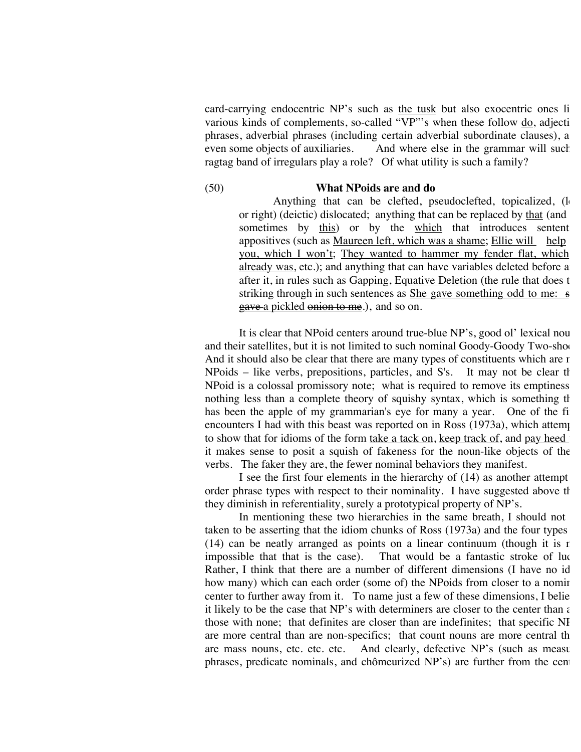card-carrying endocentric NP's such as the tusk but also exocentric ones li various kinds of complements, so-called "VP"'s when these follow do, adjecti phrases, adverbial phrases (including certain adverbial subordinate clauses), a even some objects of auxiliaries. And where else in the grammar will such ragtag band of irregulars play a role? Of what utility is such a family?

(50) **What NPoids are and do**

> Anything that can be clefted, pseudoclefted, topicalized, (l or right) (deictic) dislocated; anything that can be replaced by that (and sometimes by this) or by the which that introduces sentent appositives (such as Maureen left, which was a shame; Ellie will help you, which I won't; They wanted to hammer my fender flat, which already was, etc.); and anything that can have variables deleted before a after it, in rules such as Gapping, Equative Deletion (the rule that does t striking through in such sentences as She gave something odd to me: s ~~gave~~ a pickled ~~onion to me~~.), and so on.

It is clear that NPoid centers around true-blue NP's, good ol' lexical nou and their satellites, but it is not limited to such nominal Goody-Goody Two-sho And it should also be clear that there are many types of constituents which are r NPoids – like verbs, prepositions, particles, and S's. It may not be clear th NPoid is a colossal promissory note; what is required to remove its emptiness nothing less than a complete theory of squishy syntax, which is something th has been the apple of my grammarian's eye for many a year. One of the fi encounters I had with this beast was reported on in Ross (1973a), which attem to show that for idioms of the form take a tack on, keep track of, and pay heed it makes sense to posit a squish of fakeness for the noun-like objects of the verbs. The faker they are, the fewer nominal behaviors they manifest.

I see the first four elements in the hierarchy of (14) as another attempt order phrase types with respect to their nominality. I have suggested above th they diminish in referentiality, surely a prototypical property of NP's.

In mentioning these two hierarchies in the same breath, I should not taken to be asserting that the idiom chunks of Ross (1973a) and the four types (14) can be neatly arranged as points on a linear continuum (though it is r impossible that that is the case). That would be a fantastic stroke of luc Rather, I think that there are a number of different dimensions (I have no id how many) which can each order (some of) the NPoids from closer to a nomir center to further away from it. To name just a few of these dimensions, I belie it likely to be the case that NP's with determiners are closer to the center than a those with none; that definites are closer than are indefinites; that specific NI are more central than are non-specifics; that count nouns are more central th are mass nouns, etc. etc. etc. And clearly, defective NP's (such as measu phrases, predicate nominals, and chômeurized NP's) are further from the cent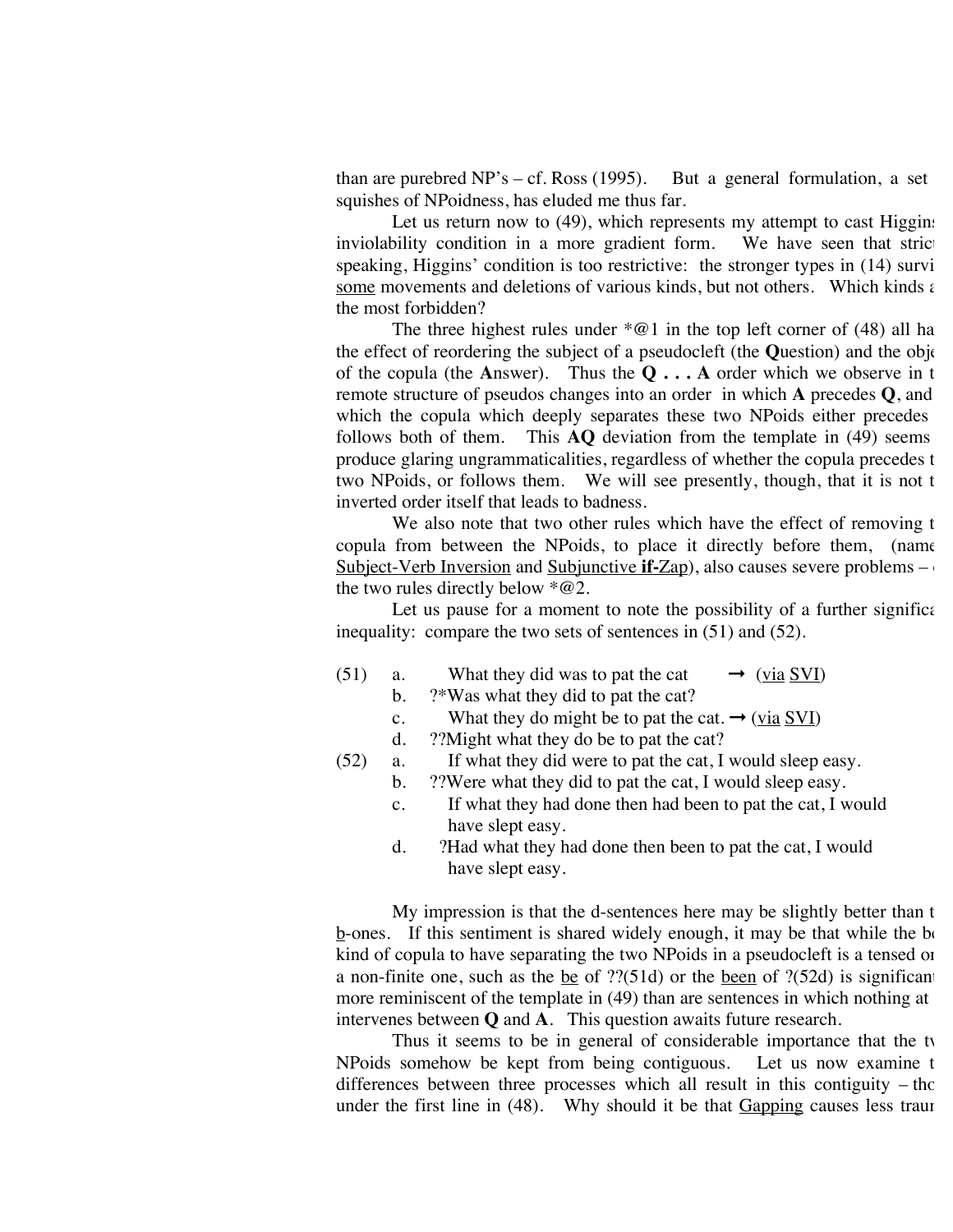than are purebred NP's – cf. Ross (1995). But a general formulation, a set squishes of NPoidness, has eluded me thus far.

Let us return now to (49), which represents my attempt to cast Higgins inviolability condition in a more gradient form. We have seen that strict speaking, Higgins' condition is too restrictive: the stronger types in (14) survi some movements and deletions of various kinds, but not others. Which kinds a the most forbidden?

The three highest rules under *@1 in the top left corner of (48) all ha the effect of reordering the subject of a pseudocleft (the **Q**uestion) and the obj of the copula (the **A**nswer). Thus the **Q . . . A** order which we observe in t remote structure of pseudos changes into an order in which **A** precedes **Q**, and which the copula which deeply separates these two NPoids either precedes follows both of them. This **AQ** deviation from the template in (49) seems produce glaring ungrammaticalities, regardless of whether the copula precedes t two NPoids, or follows them. We will see presently, though, that it is not t inverted order itself that leads to badness.

We also note that two other rules which have the effect of removing t copula from between the NPoids, to place it directly before them, (name Subject-Verb Inversion and Subjunctive **if**-Zap), also causes severe problems – the two rules directly below *@2.

Let us pause for a moment to note the possibility of a further significa inequality: compare the two sets of sentences in (51) and (52).

(51) a. What they did was to pat the cat → (via SVI)
  b. ?*Was what they did to pat the cat?
  c. What they do might be to pat the cat. → (via SVI)
  d. ??Might what they do be to pat the cat?

(52) a. If what they did were to pat the cat, I would sleep easy.
  b. ??Were what they did to pat the cat, I would sleep easy.
  c. If what they had done then had been to pat the cat, I would have slept easy.
  d. ?Had what they had done then been to pat the cat, I would have slept easy.

My impression is that the d-sentences here may be slightly better than t b-ones. If this sentiment is shared widely enough, it may be that while the be kind of copula to have separating the two NPoids in a pseudocleft is a tensed or a non-finite one, such as the be of ??(51d) or the been of ?(52d) is significan more reminiscent of the template in (49) than are sentences in which nothing at intervenes between **Q** and **A**. This question awaits future research.

Thus it seems to be in general of considerable importance that the tw NPoids somehow be kept from being contiguous. Let us now examine t differences between three processes which all result in this contiguity – tho under the first line in (48). Why should it be that Gapping causes less traum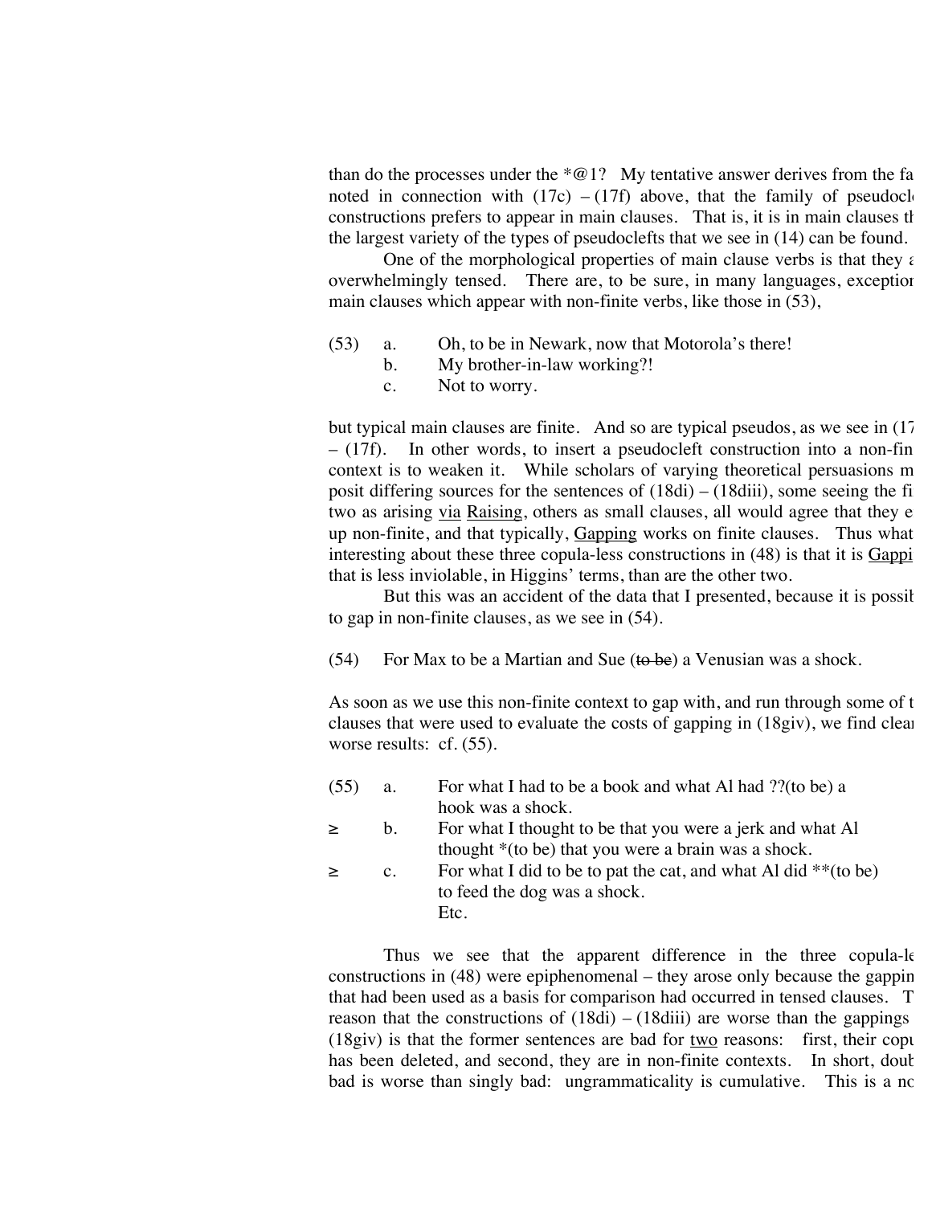than do the processes under the *@1? My tentative answer derives from the fa noted in connection with (17c) – (17f) above, that the family of pseudocl constructions prefers to appear in main clauses. That is, it is in main clauses th the largest variety of the types of pseudoclefts that we see in (14) can be found.

One of the morphological properties of main clause verbs is that they a overwhelmingly tensed. There are, to be sure, in many languages, exception main clauses which appear with non-finite verbs, like those in (53),

(53) a. Oh, to be in Newark, now that Motorola's there!
b. My brother-in-law working?!
c. Not to worry.

but typical main clauses are finite. And so are typical pseudos, as we see in (17 – (17f). In other words, to insert a pseudocleft construction into a non-fin context is to weaken it. While scholars of varying theoretical persuasions m posit differing sources for the sentences of (18di) – (18diii), some seeing the fi two as arising <u>via</u> <u>Raising</u>, others as small clauses, all would agree that they e up non-finite, and that typically, <u>Gapping</u> works on finite clauses. Thus what interesting about these three copula-less constructions in (48) is that it is <u>Gappi</u> that is less inviolable, in Higgins' terms, than are the other two.

But this was an accident of the data that I presented, because it is possib to gap in non-finite clauses, as we see in (54).

(54) For Max to be a Martian and Sue (~~to be~~) a Venusian was a shock.

As soon as we use this non-finite context to gap with, and run through some of t clauses that were used to evaluate the costs of gapping in (18giv), we find clear worse results: cf. (55).

(55) a. For what I had to be a book and what Al had ??(to be) a hook was a shock.
≥ b. For what I thought to be that you were a jerk and what Al thought *(to be) that you were a brain was a shock.
≥ c. For what I did to be to pat the cat, and what Al did **(to be) to feed the dog was a shock.
Etc.

Thus we see that the apparent difference in the three copula-le constructions in (48) were epiphenomenal – they arose only because the gappin that had been used as a basis for comparison had occurred in tensed clauses. T reason that the constructions of (18di) – (18diii) are worse than the gappings (18giv) is that the former sentences are bad for <u>two</u> reasons: first, their copu has been deleted, and second, they are in non-finite contexts. In short, doub bad is worse than singly bad: ungrammaticality is cumulative. This is a no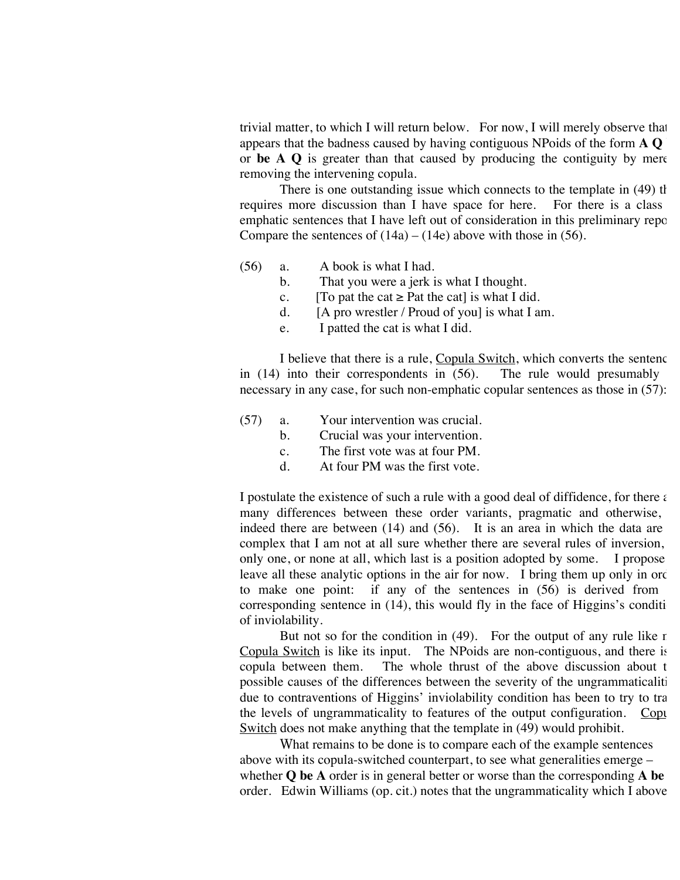trivial matter, to which I will return below. For now, I will merely observe that it appears that the badness caused by having contiguous NPoids of the form **A Q** or **be A Q** is greater than that caused by producing the contiguity by merely removing the intervening copula.

There is one outstanding issue which connects to the template in (49) that requires more discussion than I have space for here. For there is a class of emphatic sentences that I have left out of consideration in this preliminary report. Compare the sentences of (14a) – (14e) above with those in (56).

(56) a. A book is what I had.
b. That you were a jerk is what I thought.
c. [To pat the cat ≥ Pat the cat] is what I did.
d. [A pro wrestler / Proud of you] is what I am.
e. I patted the cat is what I did.

I believe that there is a rule, Copula Switch, which converts the sentences in (14) into their correspondents in (56). The rule would presumably be necessary in any case, for such non-emphatic copular sentences as those in (57):

(57) a. Your intervention was crucial.
b. Crucial was your intervention.
c. The first vote was at four PM.
d. At four PM was the first vote.

I postulate the existence of such a rule with a good deal of diffidence, for there are many differences between these order variants, pragmatic and otherwise, as indeed there are between (14) and (56). It is an area in which the data are so complex that I am not at all sure whether there are several rules of inversion, only one, or none at all, which last is a position adopted by some. I propose to leave all these analytic options in the air for now. I bring them up only in order to make one point: if any of the sentences in (56) is derived from its corresponding sentence in (14), this would fly in the face of Higgins's condition of inviolability.

But not so for the condition in (49). For the output of any rule like my Copula Switch is like its input. The NPoids are non-contiguous, and there is a copula between them. The whole thrust of the above discussion about the possible causes of the differences between the severity of the ungrammaticalities due to contraventions of Higgins' inviolability condition has been to try to trace the levels of ungrammaticality to features of the output configuration. Copula Switch does not make anything that the template in (49) would prohibit.

What remains to be done is to compare each of the example sentences above with its copula-switched counterpart, to see what generalities emerge – whether **Q be A** order is in general better or worse than the corresponding **A be Q** order. Edwin Williams (op. cit.) notes that the ungrammaticality which I above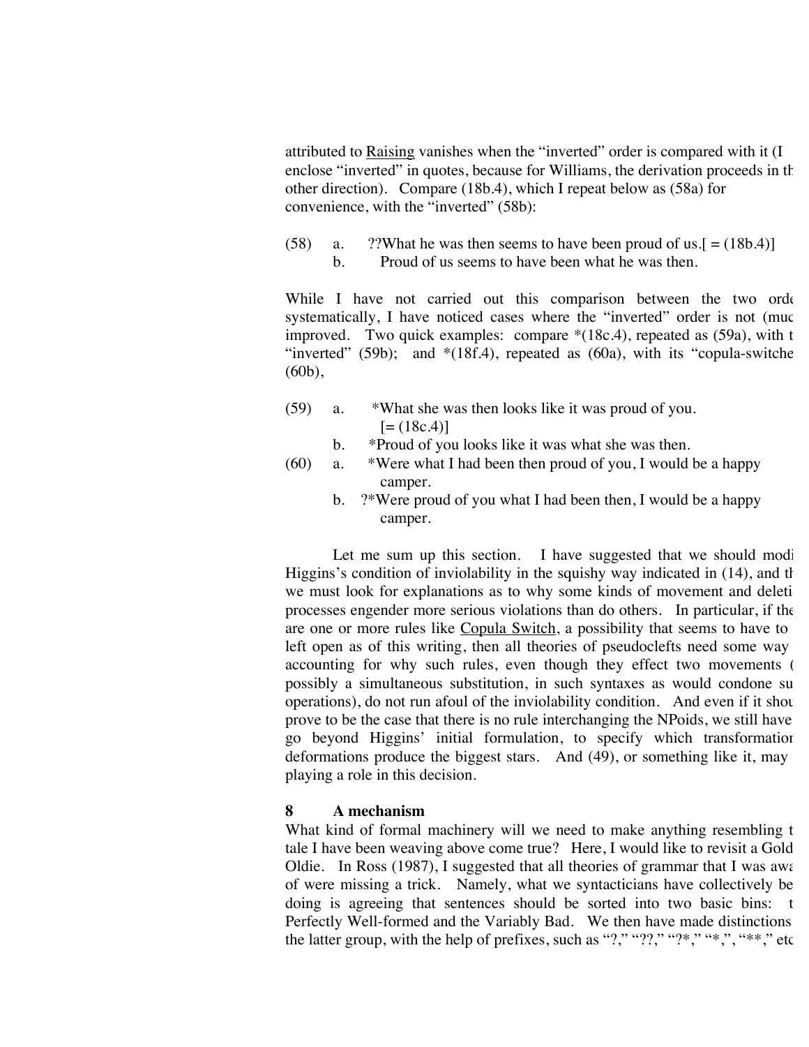attributed to Raising vanishes when the "inverted" order is compared with it (I enclose "inverted" in quotes, because for Williams, the derivation proceeds in th other direction). Compare (18b.4), which I repeat below as (58a) for convenience, with the "inverted" (58b):

(58) a. ??What he was then seems to have been proud of us.[ = (18b.4)]
b. Proud of us seems to have been what he was then.

While I have not carried out this comparison between the two orde systematically, I have noticed cases where the "inverted" order is not (muc improved. Two quick examples: compare *(18c.4), repeated as (59a), with t "inverted" (59b); and *(18f.4), repeated as (60a), with its "copula-switche (60b),

(59) a. *What she was then looks like it was proud of you. [= (18c.4)]
b. *Proud of you looks like it was what she was then.

(60) a. *Were what I had been then proud of you, I would be a happy camper.
b. ?*Were proud of you what I had been then, I would be a happy camper.

Let me sum up this section. I have suggested that we should modi Higgins's condition of inviolability in the squishy way indicated in (14), and th we must look for explanations as to why some kinds of movement and deleti processes engender more serious violations than do others. In particular, if the are one or more rules like Copula Switch, a possibility that seems to have to left open as of this writing, then all theories of pseudoclefts need some way accounting for why such rules, even though they effect two movements ( possibly a simultaneous substitution, in such syntaxes as would condone su operations), do not run afoul of the inviolability condition. And even if it shou prove to be the case that there is no rule interchanging the NPoids, we still have go beyond Higgins' initial formulation, to specify which transformation deformations produce the biggest stars. And (49), or something like it, may playing a role in this decision.

## 8 A mechanism

What kind of formal machinery will we need to make anything resembling t tale I have been weaving above come true? Here, I would like to revisit a Gold Oldie. In Ross (1987), I suggested that all theories of grammar that I was awa of were missing a trick. Namely, what we syntacticians have collectively be doing is agreeing that sentences should be sorted into two basic bins: t Perfectly Well-formed and the Variably Bad. We then have made distinctions the latter group, with the help of prefixes, such as "?," "??," "?*," "*,", "**," etc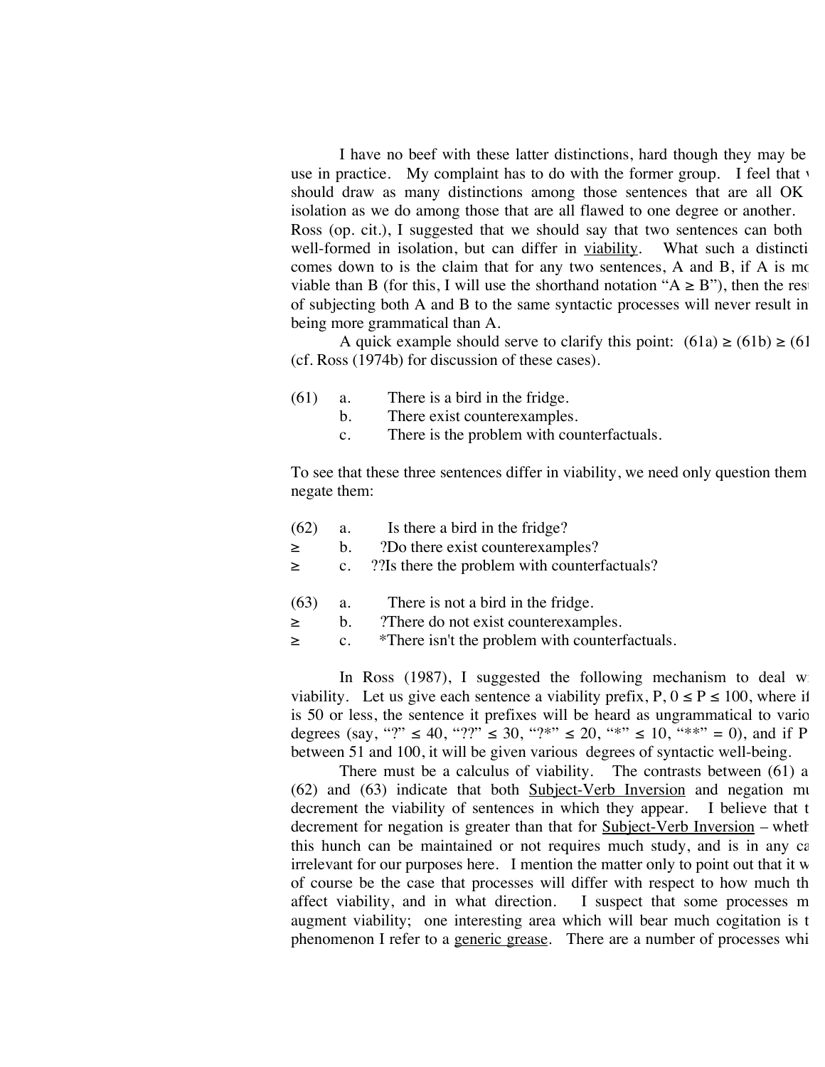I have no beef with these latter distinctions, hard though they may be use in practice. My complaint has to do with the former group. I feel that v should draw as many distinctions among those sentences that are all OK isolation as we do among those that are all flawed to one degree or another. Ross (op. cit.), I suggested that we should say that two sentences can both well-formed in isolation, but can differ in <u>viability</u>. What such a distincti comes down to is the claim that for any two sentences, A and B, if A is mo viable than B (for this, I will use the shorthand notation "A ≥ B"), then the resu of subjecting both A and B to the same syntactic processes will never result in being more grammatical than A.

A quick example should serve to clarify this point: (61a) ≥ (61b) ≥ (61 (cf. Ross (1974b) for discussion of these cases).

(61) a. There is a bird in the fridge.
 b. There exist counterexamples.
 c. There is the problem with counterfactuals.

To see that these three sentences differ in viability, we need only question them negate them:

(62) a. Is there a bird in the fridge?
≥ b. ?Do there exist counterexamples?
≥ c. ??Is there the problem with counterfactuals?

(63) a. There is not a bird in the fridge.
≥ b. ?There do not exist counterexamples.
≥ c. *There isn't the problem with counterfactuals.

In Ross (1987), I suggested the following mechanism to deal wi viability. Let us give each sentence a viability prefix, P, $0 \leq P \leq 100$, where if is 50 or less, the sentence it prefixes will be heard as ungrammatical to vario degrees (say, "?" ≤ 40, "??" ≤ 30, "?*" ≤ 20, "*" ≤ 10, "**" = 0), and if P between 51 and 100, it will be given various degrees of syntactic well-being.

There must be a calculus of viability. The contrasts between (61) a (62) and (63) indicate that both <u>Subject-Verb Inversion</u> and negation mu decrement the viability of sentences in which they appear. I believe that t decrement for negation is greater than that for <u>Subject-Verb Inversion</u> – wheth this hunch can be maintained or not requires much study, and is in any ca irrelevant for our purposes here. I mention the matter only to point out that it w of course be the case that processes will differ with respect to how much th affect viability, and in what direction. I suspect that some processes m augment viability; one interesting area which will bear much cogitation is t phenomenon I refer to a <u>generic grease</u>. There are a number of processes whi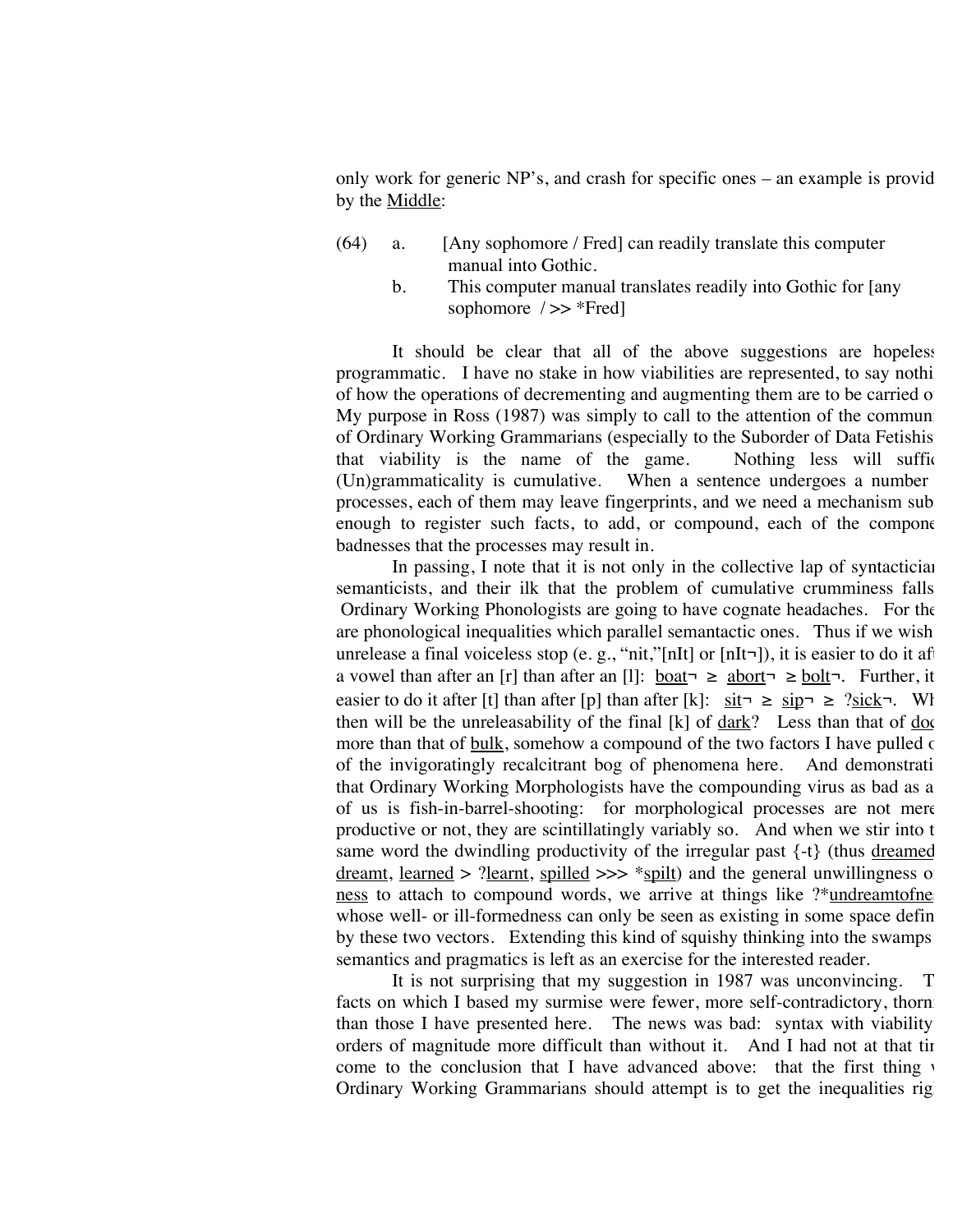only work for generic NP's, and crash for specific ones – an example is provid by the <u>Middle</u>:

(64) a. [Any sophomore / Fred] can readily translate this computer manual into Gothic.

b. This computer manual translates readily into Gothic for [any sophomore / >> *Fred]

It should be clear that all of the above suggestions are hopeless programmatic. I have no stake in how viabilities are represented, to say nothi of how the operations of decrementing and augmenting them are to be carried o My purpose in Ross (1987) was simply to call to the attention of the commun of Ordinary Working Grammarians (especially to the Suborder of Data Fetishis that viability is the name of the game. Nothing less will suffic (Un)grammaticality is cumulative. When a sentence undergoes a number processes, each of them may leave fingerprints, and we need a mechanism sub enough to register such facts, to add, or compound, each of the compone badnesses that the processes may result in.

In passing, I note that it is not only in the collective lap of syntacticiar semanticists, and their ilk that the problem of cumulative crumminess falls Ordinary Working Phonologists are going to have cognate headaches. For the are phonological inequalities which parallel semantactic ones. Thus if we wish unrelease a final voiceless stop (e. g., "nit,"[nIt] or [nIt¬]), it is easier to do it aft a vowel than after an [r] than after an [l]: <u>boat</u>¬ ≥ <u>abort</u>¬ ≥ <u>bolt</u>¬. Further, it easier to do it after [t] than after [p] than after [k]: <u>sit</u>¬ ≥ <u>sip</u>¬ ≥ ?<u>sick</u>¬. Wh then will be the unreleasability of the final [k] of <u>dark</u>? Less than that of <u>doc</u> more than that of <u>bulk</u>, somehow a compound of the two factors I have pulled o of the invigoratingly recalcitrant bog of phenomena here. And demonstrati that Ordinary Working Morphologists have the compounding virus as bad as a of us is fish-in-barrel-shooting: for morphological processes are not mere productive or not, they are scintillatingly variably so. And when we stir into t same word the dwindling productivity of the irregular past {-t} (thus <u>dreamed</u> <u>dreamt</u>, <u>learned</u> > ?<u>learnt</u>, <u>spilled</u> >>> *<u>spilt</u>) and the general unwillingness o <u>ness</u> to attach to compound words, we arrive at things like ?*<u>undreamtofne</u> whose well- or ill-formedness can only be seen as existing in some space defin by these two vectors. Extending this kind of squishy thinking into the swamps semantics and pragmatics is left as an exercise for the interested reader.

It is not surprising that my suggestion in 1987 was unconvincing. T facts on which I based my surmise were fewer, more self-contradictory, thorn than those I have presented here. The news was bad: syntax with viability orders of magnitude more difficult than without it. And I had not at that tir come to the conclusion that I have advanced above: that the first thing Ordinary Working Grammarians should attempt is to get the inequalities rig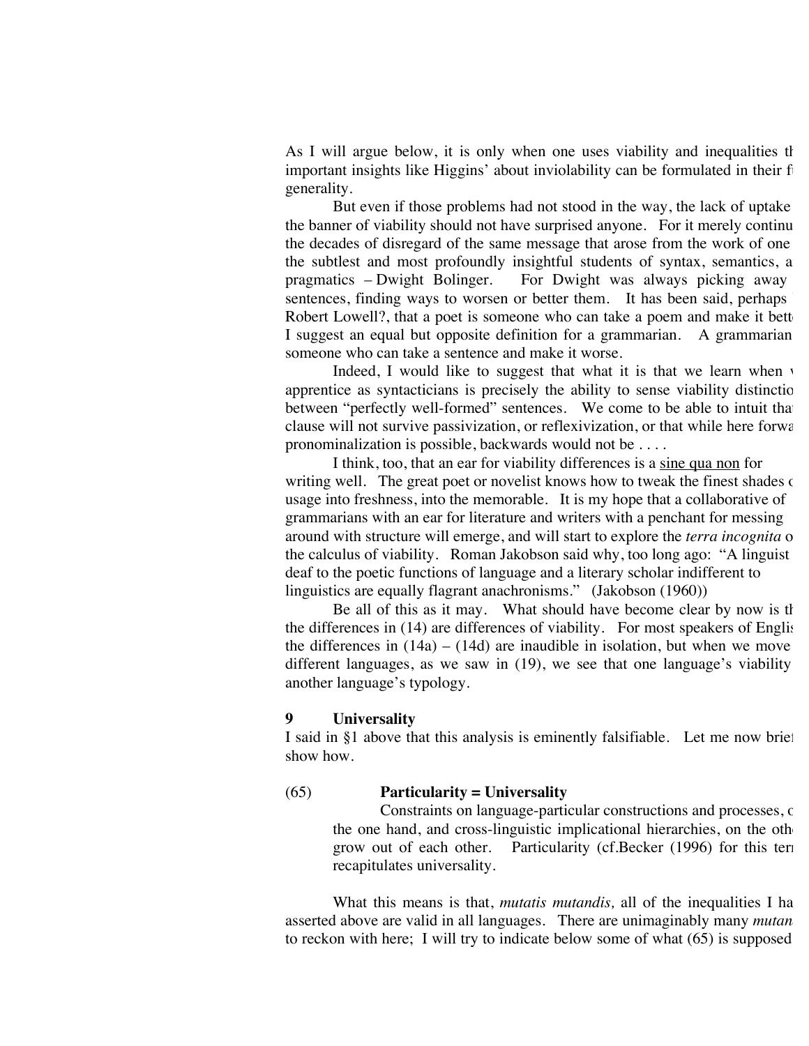As I will argue below, it is only when one uses viability and inequalities th important insights like Higgins' about inviolability can be formulated in their fu generality.

But even if those problems had not stood in the way, the lack of uptake the banner of viability should not have surprised anyone. For it merely continu the decades of disregard of the same message that arose from the work of one the subtlest and most profoundly insightful students of syntax, semantics, a pragmatics – Dwight Bolinger. For Dwight was always picking away sentences, finding ways to worsen or better them. It has been said, perhaps Robert Lowell?, that a poet is someone who can take a poem and make it bette I suggest an equal but opposite definition for a grammarian. A grammarian someone who can take a sentence and make it worse.

Indeed, I would like to suggest that what it is that we learn when apprentice as syntacticians is precisely the ability to sense viability distinctio between "perfectly well-formed" sentences. We come to be able to intuit tha clause will not survive passivization, or reflexivization, or that while here forwa pronominalization is possible, backwards would not be . . . .

I think, too, that an ear for viability differences is a <u>sine qua non</u> for writing well. The great poet or novelist knows how to tweak the finest shades o usage into freshness, into the memorable. It is my hope that a collaborative of grammarians with an ear for literature and writers with a penchant for messing around with structure will emerge, and will start to explore the *terra incognita* o the calculus of viability. Roman Jakobson said why, too long ago: "A linguist deaf to the poetic functions of language and a literary scholar indifferent to linguistics are equally flagrant anachronisms." (Jakobson (1960))

Be all of this as it may. What should have become clear by now is th the differences in (14) are differences of viability. For most speakers of Englis the differences in (14a) – (14d) are inaudible in isolation, but when we move different languages, as we saw in (19), we see that one language's viability another language's typology.

## 9 Universality

I said in §1 above that this analysis is eminently falsifiable. Let me now brie show how.

(65) **Particularity = Universality**

Constraints on language-particular constructions and processes, o the one hand, and cross-linguistic implicational hierarchies, on the oth grow out of each other. Particularity (cf.Becker (1996) for this ter recapitulates universality.

What this means is that, *mutatis mutandis,* all of the inequalities I ha asserted above are valid in all languages. There are unimaginably many *mutan* to reckon with here; I will try to indicate below some of what (65) is supposed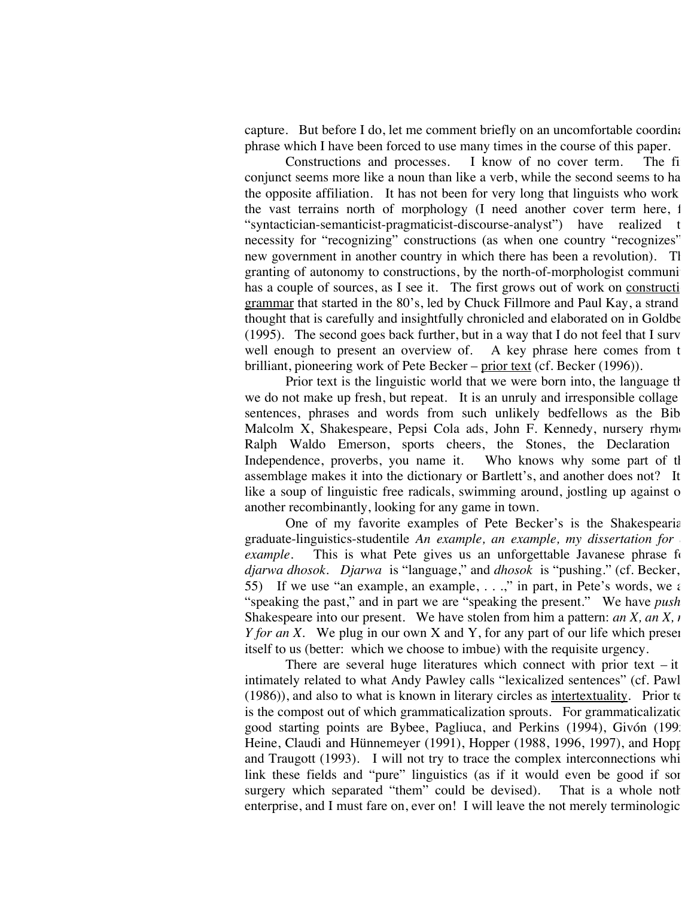capture. But before I do, let me comment briefly on an uncomfortable coordina phrase which I have been forced to use many times in the course of this paper.

Constructions and processes. I know of no cover term. The fi conjunct seems more like a noun than like a verb, while the second seems to ha the opposite affiliation. It has not been for very long that linguists who work the vast terrains north of morphology (I need another cover term here, f "syntactician-semanticist-pragmaticist-discourse-analyst") have realized t necessity for "recognizing" constructions (as when one country "recognizes" new government in another country in which there has been a revolution). Th granting of autonomy to constructions, by the north-of-morphologist communi has a couple of sources, as I see it. The first grows out of work on <u>constructi grammar</u> that started in the 80's, led by Chuck Fillmore and Paul Kay, a strand thought that is carefully and insightfully chronicled and elaborated on in Goldbe (1995). The second goes back further, but in a way that I do not feel that I surv well enough to present an overview of. A key phrase here comes from t brilliant, pioneering work of Pete Becker – <u>prior text</u> (cf. Becker (1996)).

Prior text is the linguistic world that we were born into, the language th we do not make up fresh, but repeat. It is an unruly and irresponsible collage sentences, phrases and words from such unlikely bedfellows as the Bib Malcolm X, Shakespeare, Pepsi Cola ads, John F. Kennedy, nursery rhym Ralph Waldo Emerson, sports cheers, the Stones, the Declaration Independence, proverbs, you name it. Who knows why some part of th assemblage makes it into the dictionary or Bartlett's, and another does not? It like a soup of linguistic free radicals, swimming around, jostling up against o another recombinantly, looking for any game in town.

One of my favorite examples of Pete Becker's is the Shakespeari graduate-linguistics-studentile *An example, an example, my dissertation for example*. This is what Pete gives us an unforgettable Javanese phrase fo *djarwa dhosok*. *Djarwa* is "language," and *dhosok* is "pushing." (cf. Becker, 55) If we use "an example, an example, . . .," in part, in Pete's words, we a "speaking the past," and in part we are "speaking the present." We have *push* Shakespeare into our present. We have stolen from him a pattern: *an X, an X, r Y for an X*. We plug in our own X and Y, for any part of our life which prese itself to us (better: which we choose to imbue) with the requisite urgency.

There are several huge literatures which connect with prior text – it intimately related to what Andy Pawley calls "lexicalized sentences" (cf. Pawl (1986)), and also to what is known in literary circles as <u>intertextuality</u>. Prior te is the compost out of which grammaticalization sprouts. For grammaticalizatio good starting points are Bybee, Pagliuca, and Perkins (1994), Givón (199 Heine, Claudi and Hünnemeyer (1991), Hopper (1988, 1996, 1997), and Hopp and Traugott (1993). I will not try to trace the complex interconnections whi link these fields and "pure" linguistics (as if it would even be good if so surgery which separated "them" could be devised). That is a whole noth enterprise, and I must fare on, ever on! I will leave the not merely terminologic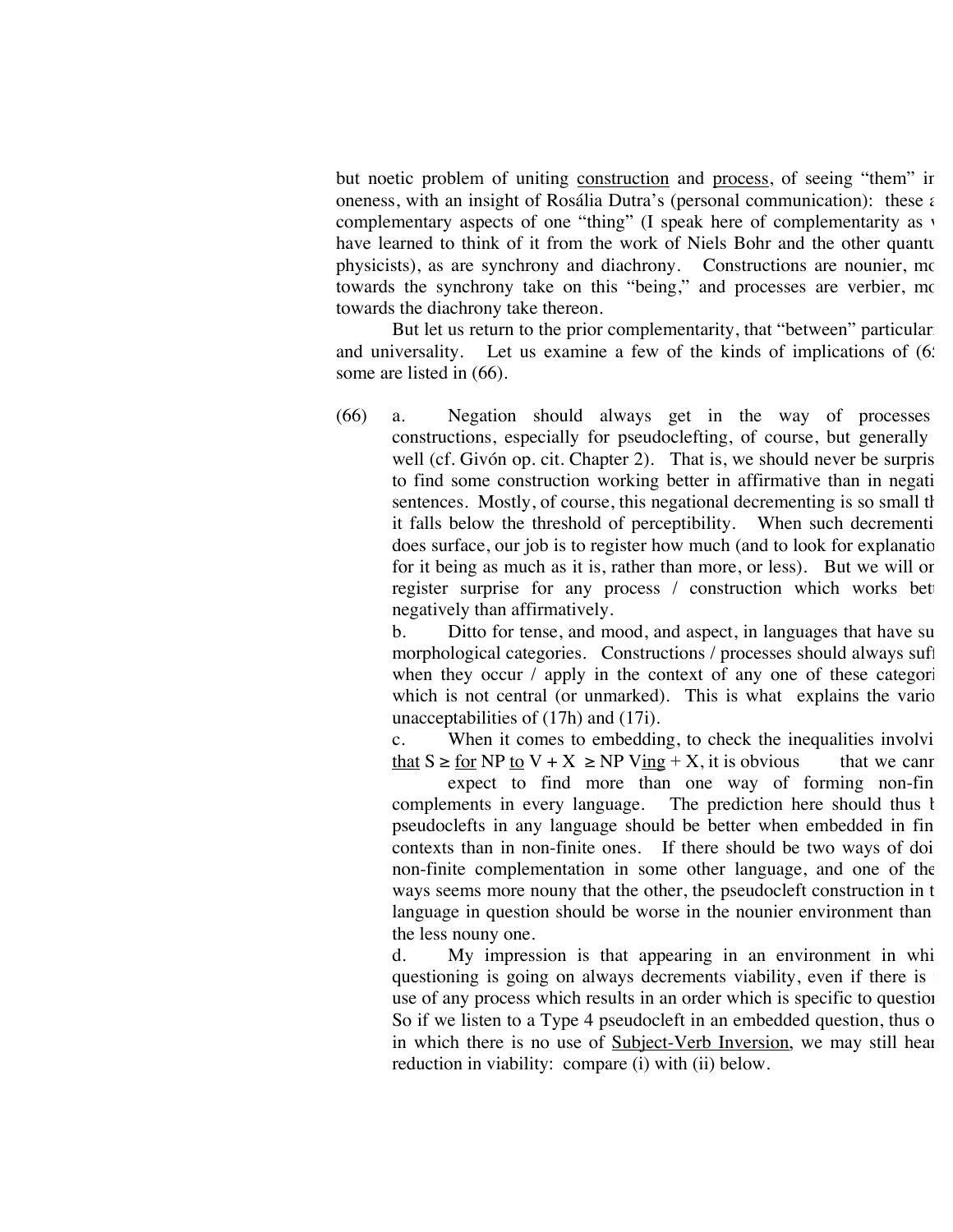but noetic problem of uniting <u>construction</u> and <u>process</u>, of seeing "them" ir oneness, with an insight of Rosália Dutra's (personal communication): these a complementary aspects of one "thing" (I speak here of complementarity as w have learned to think of it from the work of Niels Bohr and the other quantu physicists), as are synchrony and diachrony. Constructions are nounier, mo towards the synchrony take on this "being," and processes are verbier, mo towards the diachrony take thereon.

But let us return to the prior complementarity, that "between" particular and universality. Let us examine a few of the kinds of implications of (6: some are listed in (66).

(66) a. Negation should always get in the way of processes constructions, especially for pseudoclefting, of course, but generally well (cf. Givón op. cit. Chapter 2). That is, we should never be surpris to find some construction working better in affirmative than in negati sentences. Mostly, of course, this negational decrementing is so small th it falls below the threshold of perceptibility. When such decrementi does surface, our job is to register how much (and to look for explanatio for it being as much as it is, rather than more, or less). But we will or register surprise for any process / construction which works bett negatively than affirmatively.

b. Ditto for tense, and mood, and aspect, in languages that have su morphological categories. Constructions / processes should always suff when they occur / apply in the context of any one of these categori which is not central (or unmarked). This is what explains the vario unacceptabilities of (17h) and (17i).

c. When it comes to embedding, to check the inequalities involvi <u>that</u> S ≥ <u>for</u> NP <u>to</u> V + X ≥ NP V<u>ing</u> + X, it is obvious that we cann expect to find more than one way of forming non-fin complements in every language. The prediction here should thus b pseudoclefts in any language should be better when embedded in fin contexts than in non-finite ones. If there should be two ways of doi non-finite complementation in some other language, and one of the ways seems more nouny that the other, the pseudocleft construction in t language in question should be worse in the nounier environment than the less nouny one.

d. My impression is that appearing in an environment in whi questioning is going on always decrements viability, even if there is use of any process which results in an order which is specific to questior So if we listen to a Type 4 pseudocleft in an embedded question, thus o in which there is no use of <u>Subject-Verb Inversion</u>, we may still hear reduction in viability: compare (i) with (ii) below.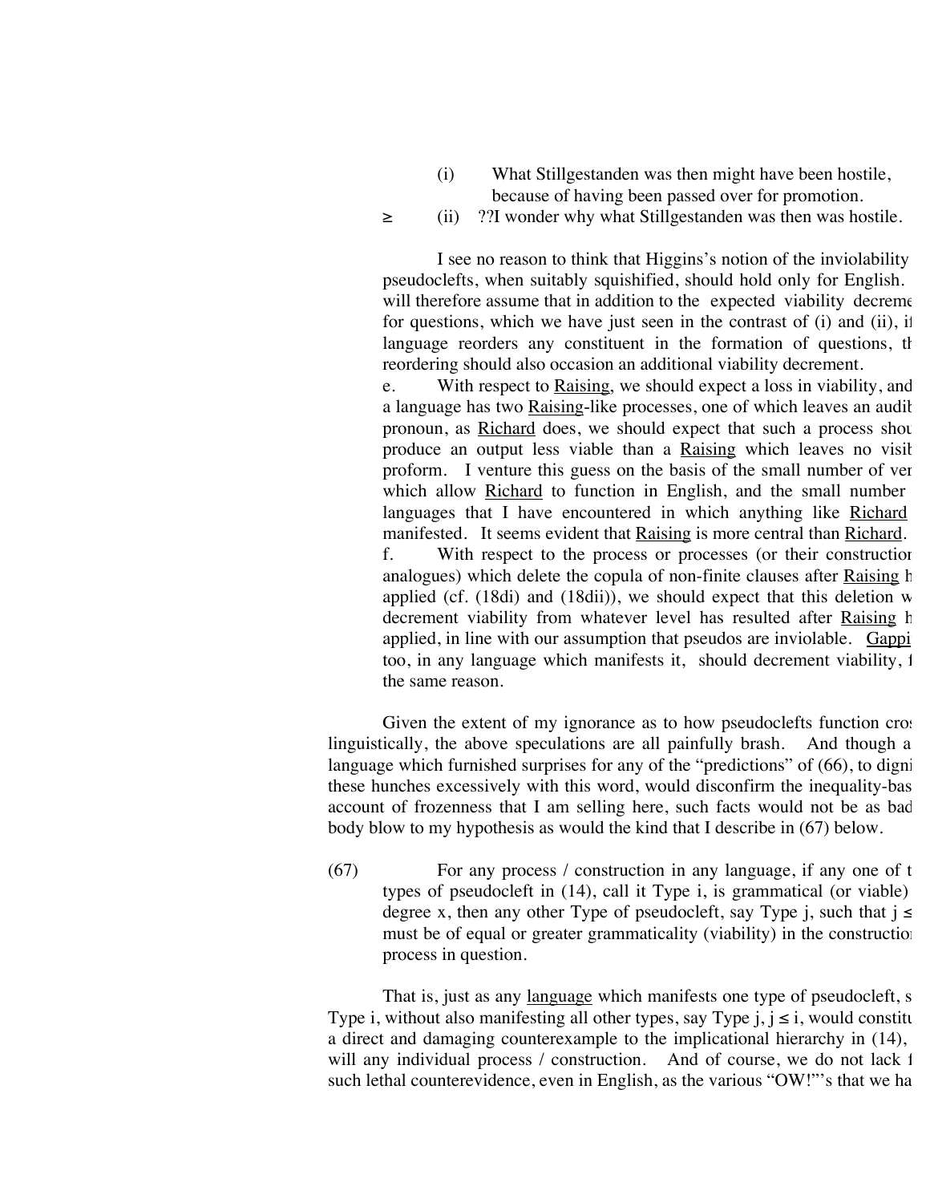(i) What Stillgestanden was then might have been hostile, because of having been passed over for promotion.

≥ (ii) ??I wonder why what Stillgestanden was then was hostile.

I see no reason to think that Higgins's notion of the inviolability pseudoclefts, when suitably squishified, should hold only for English. will therefore assume that in addition to the expected viability decreme for questions, which we have just seen in the contrast of (i) and (ii), i language reorders any constituent in the formation of questions, th reordering should also occasion an additional viability decrement.

e. With respect to Raising, we should expect a loss in viability, and a language has two Raising-like processes, one of which leaves an audib pronoun, as Richard does, we should expect that such a process shou produce an output less viable than a Raising which leaves no visib proform. I venture this guess on the basis of the small number of ver which allow Richard to function in English, and the small number languages that I have encountered in which anything like Richard manifested. It seems evident that Raising is more central than Richard.

f. With respect to the process or processes (or their constructio analogues) which delete the copula of non-finite clauses after Raising h applied (cf. (18di) and (18dii)), we should expect that this deletion w decrement viability from whatever level has resulted after Raising h applied, in line with our assumption that pseudos are inviolable. Gappi too, in any language which manifests it, should decrement viability, f the same reason.

Given the extent of my ignorance as to how pseudoclefts function cros linguistically, the above speculations are all painfully brash. And though a language which furnished surprises for any of the "predictions" of (66), to digni these hunches excessively with this word, would disconfirm the inequality-bas account of frozenness that I am selling here, such facts would not be as bad body blow to my hypothesis as would the kind that I describe in (67) below.

(67) For any process / construction in any language, if any one of t types of pseudocleft in (14), call it Type i, is grammatical (or viable) degree x, then any other Type of pseudocleft, say Type j, such that j ≤ must be of equal or greater grammaticality (viability) in the constructio process in question.

That is, just as any language which manifests one type of pseudocleft, s Type i, without also manifesting all other types, say Type j, j ≤ i, would constitu a direct and damaging counterexample to the implicational hierarchy in (14), will any individual process / construction. And of course, we do not lack f such lethal counterevidence, even in English, as the various "OW!"'s that we ha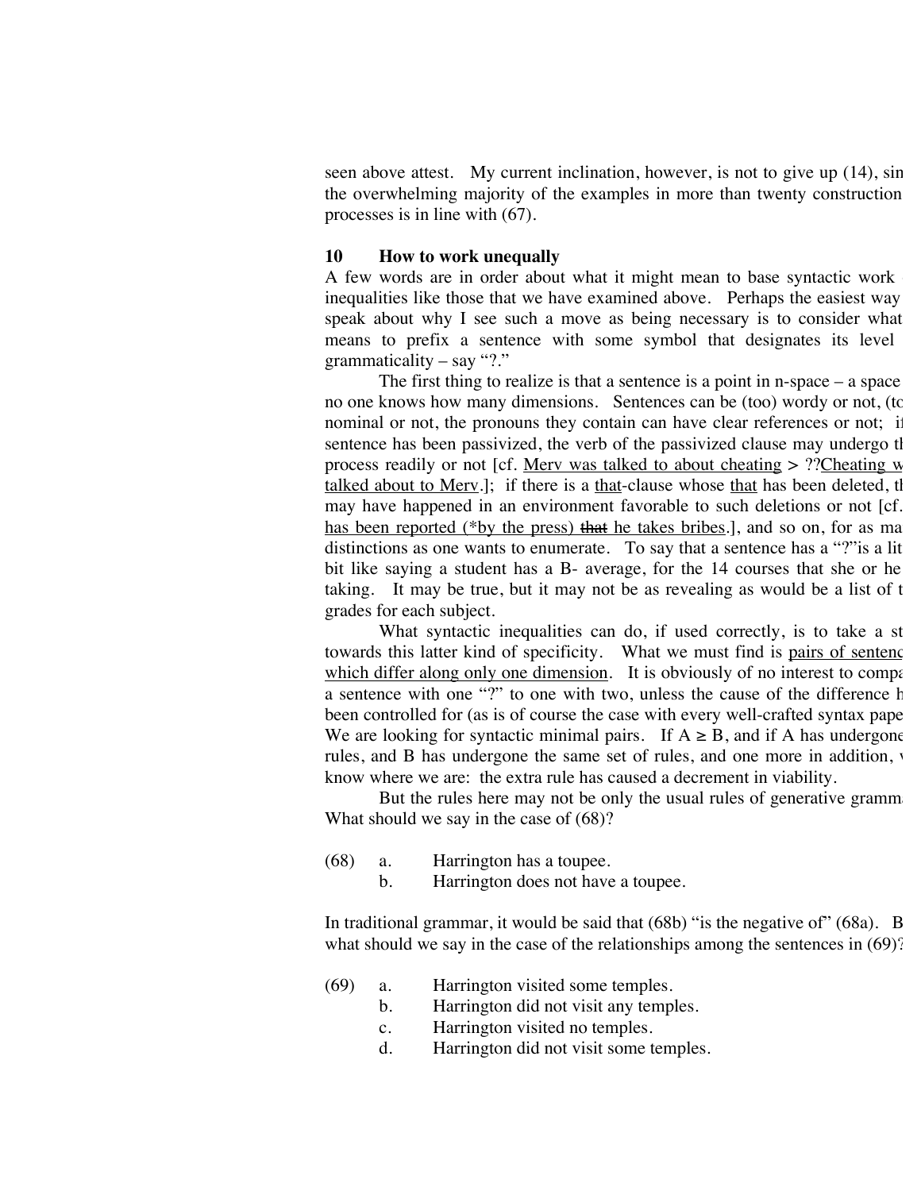seen above attest. My current inclination, however, is not to give up (14), sin the overwhelming majority of the examples in more than twenty construction processes is in line with (67).

## 10 How to work unequally

A few words are in order about what it might mean to base syntactic work inequalities like those that we have examined above. Perhaps the easiest way speak about why I see such a move as being necessary is to consider what means to prefix a sentence with some symbol that designates its level grammaticality – say "?."

The first thing to realize is that a sentence is a point in n-space – a space no one knows how many dimensions. Sentences can be (too) wordy or not, (to nominal or not, the pronouns they contain can have clear references or not; if sentence has been passivized, the verb of the passivized clause may undergo th process readily or not [cf. <u>Merv was talked to about cheating</u> > ??<u>Cheating w talked about to Merv</u>.]; if there is a <u>that</u>-clause whose <u>that</u> has been deleted, th may have happened in an environment favorable to such deletions or not [cf. <u>has been reported (*by the press) ~~that~~ he takes bribes</u>.], and so on, for as ma distinctions as one wants to enumerate. To say that a sentence has a "?"is a lit bit like saying a student has a B- average, for the 14 courses that she or he taking. It may be true, but it may not be as revealing as would be a list of t grades for each subject.

What syntactic inequalities can do, if used correctly, is to take a st towards this latter kind of specificity. What we must find is <u>pairs of sentenc which differ along only one dimension</u>. It is obviously of no interest to compa a sentence with one "?" to one with two, unless the cause of the difference h been controlled for (as is of course the case with every well-crafted syntax pape We are looking for syntactic minimal pairs. If A ≥ B, and if A has undergone rules, and B has undergone the same set of rules, and one more in addition, know where we are: the extra rule has caused a decrement in viability.

But the rules here may not be only the usual rules of generative gramm What should we say in the case of (68)?

(68) a. Harrington has a toupee.
 b. Harrington does not have a toupee.

In traditional grammar, it would be said that (68b) "is the negative of" (68a). B what should we say in the case of the relationships among the sentences in (69)?

(69) a. Harrington visited some temples.
 b. Harrington did not visit any temples.
 c. Harrington visited no temples.
 d. Harrington did not visit some temples.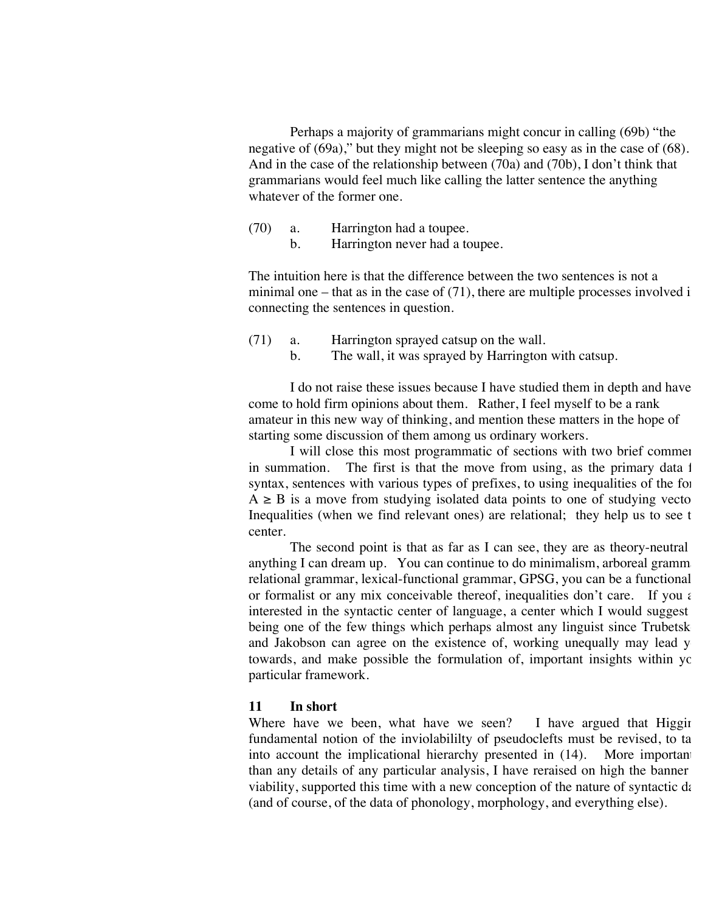Perhaps a majority of grammarians might concur in calling (69b) "the negative of (69a)," but they might not be sleeping so easy as in the case of (68). And in the case of the relationship between (70a) and (70b), I don't think that grammarians would feel much like calling the latter sentence the anything whatever of the former one.

(70) a. Harrington had a toupee.
b. Harrington never had a toupee.

The intuition here is that the difference between the two sentences is not a minimal one – that as in the case of (71), there are multiple processes involved i connecting the sentences in question.

(71) a. Harrington sprayed catsup on the wall.
b. The wall, it was sprayed by Harrington with catsup.

I do not raise these issues because I have studied them in depth and have come to hold firm opinions about them. Rather, I feel myself to be a rank amateur in this new way of thinking, and mention these matters in the hope of starting some discussion of them among us ordinary workers.

I will close this most programmatic of sections with two brief commer in summation. The first is that the move from using, as the primary data f syntax, sentences with various types of prefixes, to using inequalities of the for $A \geq B$ is a move from studying isolated data points to one of studying vecto Inequalities (when we find relevant ones) are relational; they help us to see t center.

The second point is that as far as I can see, they are as theory-neutral anything I can dream up. You can continue to do minimalism, arboreal gramm relational grammar, lexical-functional grammar, GPSG, you can be a functional or formalist or any mix conceivable thereof, inequalities don't care. If you a interested in the syntactic center of language, a center which I would suggest being one of the few things which perhaps almost any linguist since Trubetsk and Jakobson can agree on the existence of, working unequally may lead y towards, and make possible the formulation of, important insights within yo particular framework.

## 11 In short

Where have we been, what have we seen? I have argued that Higgir fundamental notion of the inviolabililty of pseudoclefts must be revised, to ta into account the implicational hierarchy presented in (14). More importan than any details of any particular analysis, I have reraised on high the banner viability, supported this time with a new conception of the nature of syntactic da (and of course, of the data of phonology, morphology, and everything else).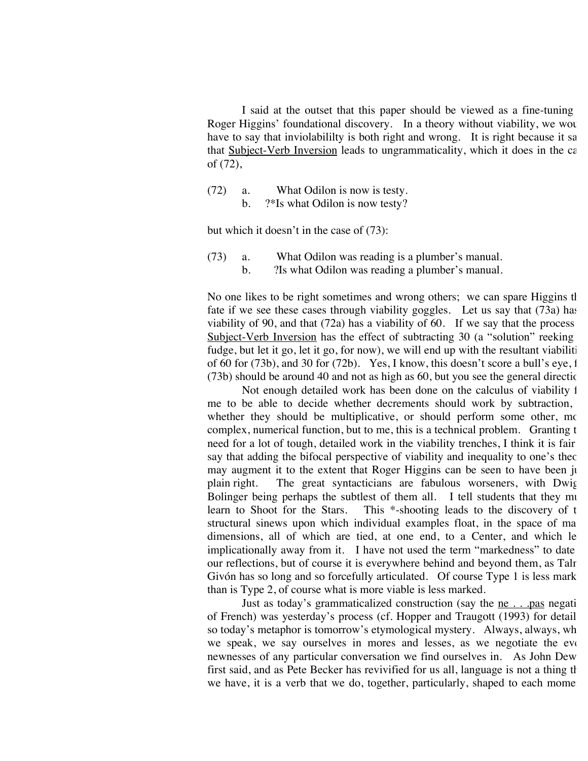I said at the outset that this paper should be viewed as a fine-tuning Roger Higgins' foundational discovery. In a theory without viability, we wou have to say that inviolabililty is both right and wrong. It is right because it sa that Subject-Verb Inversion leads to ungrammaticality, which it does in the ca of (72),

(72) a. What Odilon is now is testy.
b. ?*Is what Odilon is now testy?

but which it doesn't in the case of (73):

(73) a. What Odilon was reading is a plumber's manual.
b. ?Is what Odilon was reading a plumber's manual.

No one likes to be right sometimes and wrong others; we can spare Higgins th fate if we see these cases through viability goggles. Let us say that (73a) has viability of 90, and that (72a) has a viability of 60. If we say that the process Subject-Verb Inversion has the effect of subtracting 30 (a "solution" reeking fudge, but let it go, let it go, for now), we will end up with the resultant viabiliti of 60 for (73b), and 30 for (72b). Yes, I know, this doesn't score a bull's eye, f (73b) should be around 40 and not as high as 60, but you see the general directio

Not enough detailed work has been done on the calculus of viability f me to be able to decide whether decrements should work by subtraction, whether they should be multiplicative, or should perform some other, mo complex, numerical function, but to me, this is a technical problem. Granting t need for a lot of tough, detailed work in the viability trenches, I think it is fair say that adding the bifocal perspective of viability and inequality to one's theo may augment it to the extent that Roger Higgins can be seen to have been ju plain right. The great syntacticians are fabulous worseners, with Dwig Bolinger being perhaps the subtlest of them all. I tell students that they mu learn to Shoot for the Stars. This *-shooting leads to the discovery of t structural sinews upon which individual examples float, in the space of ma dimensions, all of which are tied, at one end, to a Center, and which le implicationally away from it. I have not used the term "markedness" to date our reflections, but of course it is everywhere behind and beyond them, as Talm Givón has so long and so forcefully articulated. Of course Type 1 is less mark than is Type 2, of course what is more viable is less marked.

Just as today's grammaticalized construction (say the ne . . .pas negati of French) was yesterday's process (cf. Hopper and Traugott (1993) for detail so today's metaphor is tomorrow's etymological mystery. Always, always, wh we speak, we say ourselves in mores and lesses, as we negotiate the eve newnesses of any particular conversation we find ourselves in. As John Dew first said, and as Pete Becker has revivified for us all, language is not a thing th we have, it is a verb that we do, together, particularly, shaped to each mome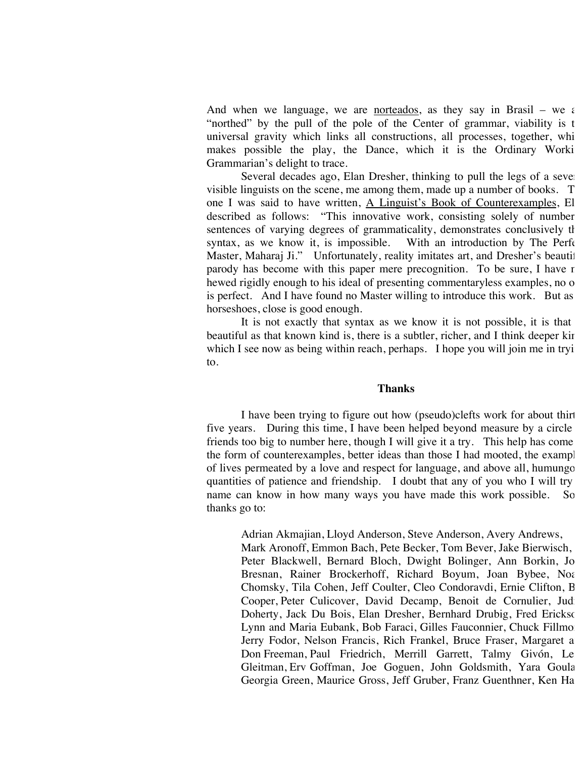And when we language, we are <u>norteados</u>, as they say in Brasil – we a "northed" by the pull of the pole of the Center of grammar, viability is t universal gravity which links all constructions, all processes, together, whi makes possible the play, the Dance, which it is the Ordinary Worki Grammarian's delight to trace.

Several decades ago, Elan Dresher, thinking to pull the legs of a sever visible linguists on the scene, me among them, made up a number of books. T one I was said to have written, <u>A Linguist's Book of Counterexamples</u>, El described as follows: "This innovative work, consisting solely of number sentences of varying degrees of grammaticality, demonstrates conclusively th syntax, as we know it, is impossible. With an introduction by The Perfe Master, Maharaj Ji." Unfortunately, reality imitates art, and Dresher's beautif parody has become with this paper mere precognition. To be sure, I have n hewed rigidly enough to his ideal of presenting commentaryless examples, no o is perfect. And I have found no Master willing to introduce this work. But as horseshoes, close is good enough.

It is not exactly that syntax as we know it is not possible, it is that beautiful as that known kind is, there is a subtler, richer, and I think deeper kin which I see now as being within reach, perhaps. I hope you will join me in tryi to.

**Thanks**

I have been trying to figure out how (pseudo)clefts work for about thirt five years. During this time, I have been helped beyond measure by a circle friends too big to number here, though I will give it a try. This help has come the form of counterexamples, better ideas than those I had mooted, the exampl of lives permeated by a love and respect for language, and above all, humungo quantities of patience and friendship. I doubt that any of you who I will try name can know in how many ways you have made this work possible. So thanks go to:

> Adrian Akmajian, Lloyd Anderson, Steve Anderson, Avery Andrews, Mark Aronoff, Emmon Bach, Pete Becker, Tom Bever, Jake Bierwisch, Peter Blackwell, Bernard Bloch, Dwight Bolinger, Ann Borkin, Jo Bresnan, Rainer Brockerhoff, Richard Boyum, Joan Bybee, Noa Chomsky, Tila Cohen, Jeff Coulter, Cleo Condoravdi, Ernie Clifton, B Cooper, Peter Culicover, David Decamp, Benoit de Cornulier, Jud Doherty, Jack Du Bois, Elan Dresher, Bernhard Drubig, Fred Erickso Lynn and Maria Eubank, Bob Faraci, Gilles Fauconnier, Chuck Fillmo Jerry Fodor, Nelson Francis, Rich Frankel, Bruce Fraser, Margaret a Don Freeman, Paul Friedrich, Merrill Garrett, Talmy Givón, Le Gleitman, Erv Goffman, Joe Goguen, John Goldsmith, Yara Goula Georgia Green, Maurice Gross, Jeff Gruber, Franz Guenthner, Ken Ha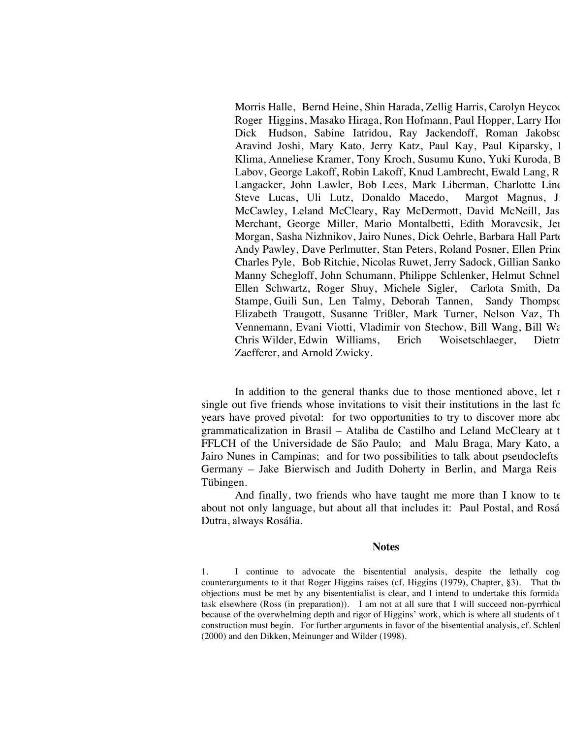Morris Halle, Bernd Heine, Shin Harada, Zellig Harris, Carolyn Heycoc Roger Higgins, Masako Hiraga, Ron Hofmann, Paul Hopper, Larry Hor Dick Hudson, Sabine Iatridou, Ray Jackendoff, Roman Jakobso Aravind Joshi, Mary Kato, Jerry Katz, Paul Kay, Paul Kiparsky, I Klima, Anneliese Kramer, Tony Kroch, Susumu Kuno, Yuki Kuroda, B Labov, George Lakoff, Robin Lakoff, Knud Lambrecht, Ewald Lang, R Langacker, John Lawler, Bob Lees, Mark Liberman, Charlotte Linc Steve Lucas, Uli Lutz, Donaldo Macedo, Margot Magnus, J McCawley, Leland McCleary, Ray McDermott, David McNeill, Jas Merchant, George Miller, Mario Montalbetti, Edith Moravcsik, Jer Morgan, Sasha Nizhnikov, Jairo Nunes, Dick Oehrle, Barbara Hall Parte Andy Pawley, Dave Perlmutter, Stan Peters, Roland Posner, Ellen Princ Charles Pyle, Bob Ritchie, Nicolas Ruwet, Jerry Sadock, Gillian Sanko Manny Schegloff, John Schumann, Philippe Schlenker, Helmut Schnel Ellen Schwartz, Roger Shuy, Michele Sigler, Carlota Smith, Da Stampe, Guili Sun, Len Talmy, Deborah Tannen, Sandy Thompso Elizabeth Traugott, Susanne Trißler, Mark Turner, Nelson Vaz, Th Vennemann, Evani Viotti, Vladimir von Stechow, Bill Wang, Bill Wa Chris Wilder, Edwin Williams, Erich Woisetschlaeger, Dietm Zaefferer, and Arnold Zwicky.

In addition to the general thanks due to those mentioned above, let r single out five friends whose invitations to visit their institutions in the last fo years have proved pivotal: for two opportunities to try to discover more abo grammaticalization in Brasil – Ataliba de Castilho and Leland McCleary at t FFLCH of the Universidade de São Paulo; and Malu Braga, Mary Kato, a Jairo Nunes in Campinas; and for two possibilities to talk about pseudoclefts Germany – Jake Bierwisch and Judith Doherty in Berlin, and Marga Reis Tübingen.

And finally, two friends who have taught me more than I know to te about not only language, but about all that includes it: Paul Postal, and Rosá Dutra, always Rosália.

## Notes

1. I continue to advocate the bisentential analysis, despite the lethally cog counterarguments to it that Roger Higgins raises (cf. Higgins (1979), Chapter, §3). That th objections must be met by any bisententialist is clear, and I intend to undertake this formida task elsewhere (Ross (in preparation)). I am not at all sure that I will succeed non-pyrrhical because of the overwhelming depth and rigor of Higgins' work, which is where all students of t construction must begin. For further arguments in favor of the bisentential analysis, cf. Schlenk (2000) and den Dikken, Meinunger and Wilder (1998).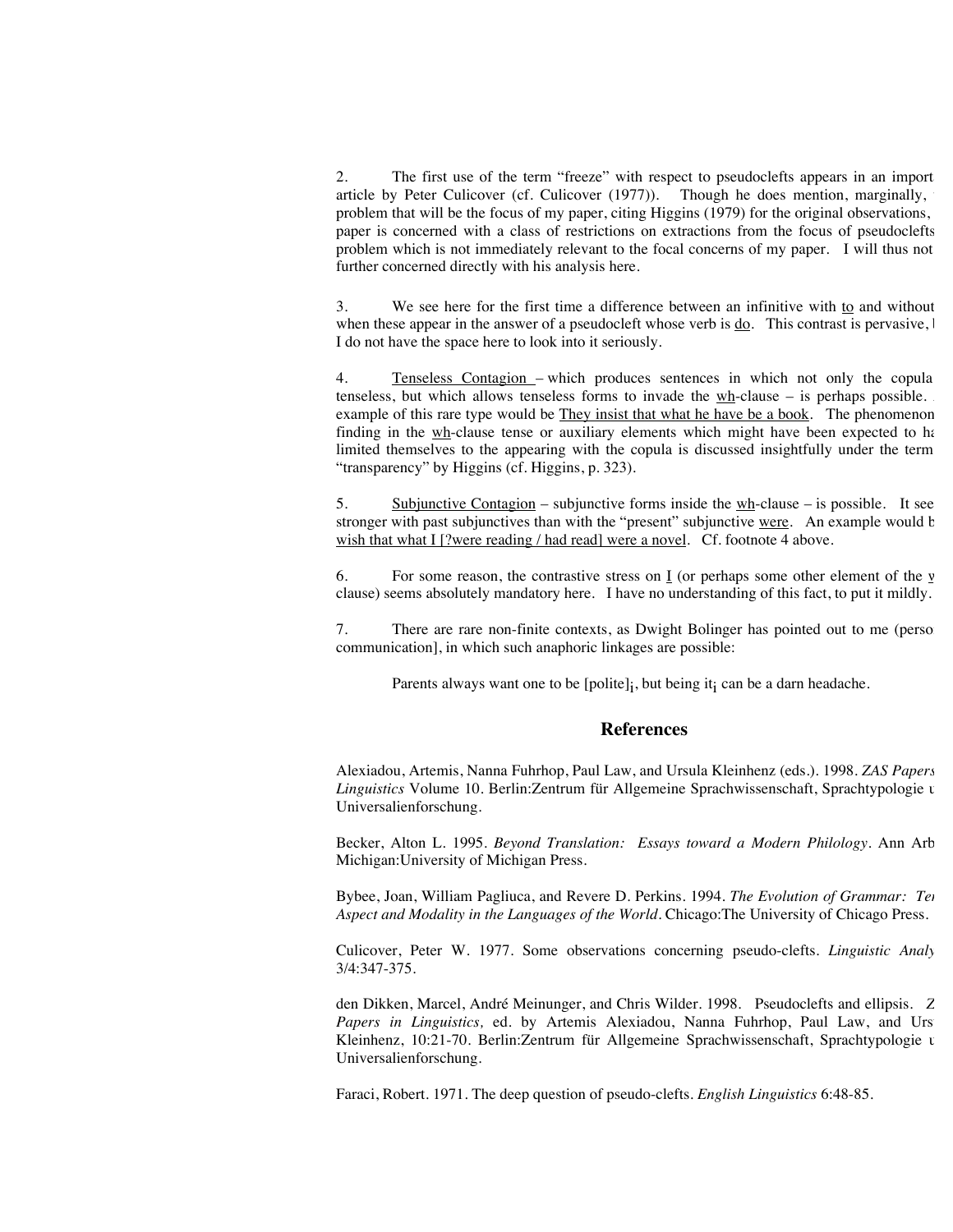2. The first use of the term "freeze" with respect to pseudoclefts appears in an import article by Peter Culicover (cf. Culicover (1977)). Though he does mention, marginally, problem that will be the focus of my paper, citing Higgins (1979) for the original observations, paper is concerned with a class of restrictions on extractions from the focus of pseudoclefts problem which is not immediately relevant to the focal concerns of my paper. I will thus not further concerned directly with his analysis here.

3. We see here for the first time a difference between an infinitive with to and without when these appear in the answer of a pseudocleft whose verb is do. This contrast is pervasive, I do not have the space here to look into it seriously.

4. Tenseless Contagion – which produces sentences in which not only the copula tenseless, but which allows tenseless forms to invade the wh-clause – is perhaps possible. example of this rare type would be They insist that what he have be a book. The phenomenon finding in the wh-clause tense or auxiliary elements which might have been expected to ha limited themselves to the appearing with the copula is discussed insightfully under the term "transparency" by Higgins (cf. Higgins, p. 323).

5. Subjunctive Contagion – subjunctive forms inside the wh-clause – is possible. It see stronger with past subjunctives than with the "present" subjunctive were. An example would b wish that what I [?were reading / had read] were a novel. Cf. footnote 4 above.

6. For some reason, the contrastive stress on I (or perhaps some other element of the w clause) seems absolutely mandatory here. I have no understanding of this fact, to put it mildly.

7. There are rare non-finite contexts, as Dwight Bolinger has pointed out to me (perso communication], in which such anaphoric linkages are possible:

Parents always want one to be [polite]$_i$, but being it$_i$ can be a darn headache.

## References

Alexiadou, Artemis, Nanna Fuhrhop, Paul Law, and Ursula Kleinhenz (eds.). 1998. *ZAS Papers Linguistics* Volume 10. Berlin:Zentrum für Allgemeine Sprachwissenschaft, Sprachtypologie u Universalienforschung.

Becker, Alton L. 1995. *Beyond Translation: Essays toward a Modern Philology*. Ann Arb Michigan:University of Michigan Press.

Bybee, Joan, William Pagliuca, and Revere D. Perkins. 1994. *The Evolution of Grammar: Te Aspect and Modality in the Languages of the World*. Chicago:The University of Chicago Press.

Culicover, Peter W. 1977. Some observations concerning pseudo-clefts. *Linguistic Analy* 3/4:347-375.

den Dikken, Marcel, André Meinunger, and Chris Wilder. 1998. Pseudoclefts and ellipsis. *Z Papers in Linguistics,* ed. by Artemis Alexiadou, Nanna Fuhrhop, Paul Law, and Urs Kleinhenz, 10:21-70. Berlin:Zentrum für Allgemeine Sprachwissenschaft, Sprachtypologie u Universalienforschung.

Faraci, Robert. 1971. The deep question of pseudo-clefts. *English Linguistics* 6:48-85.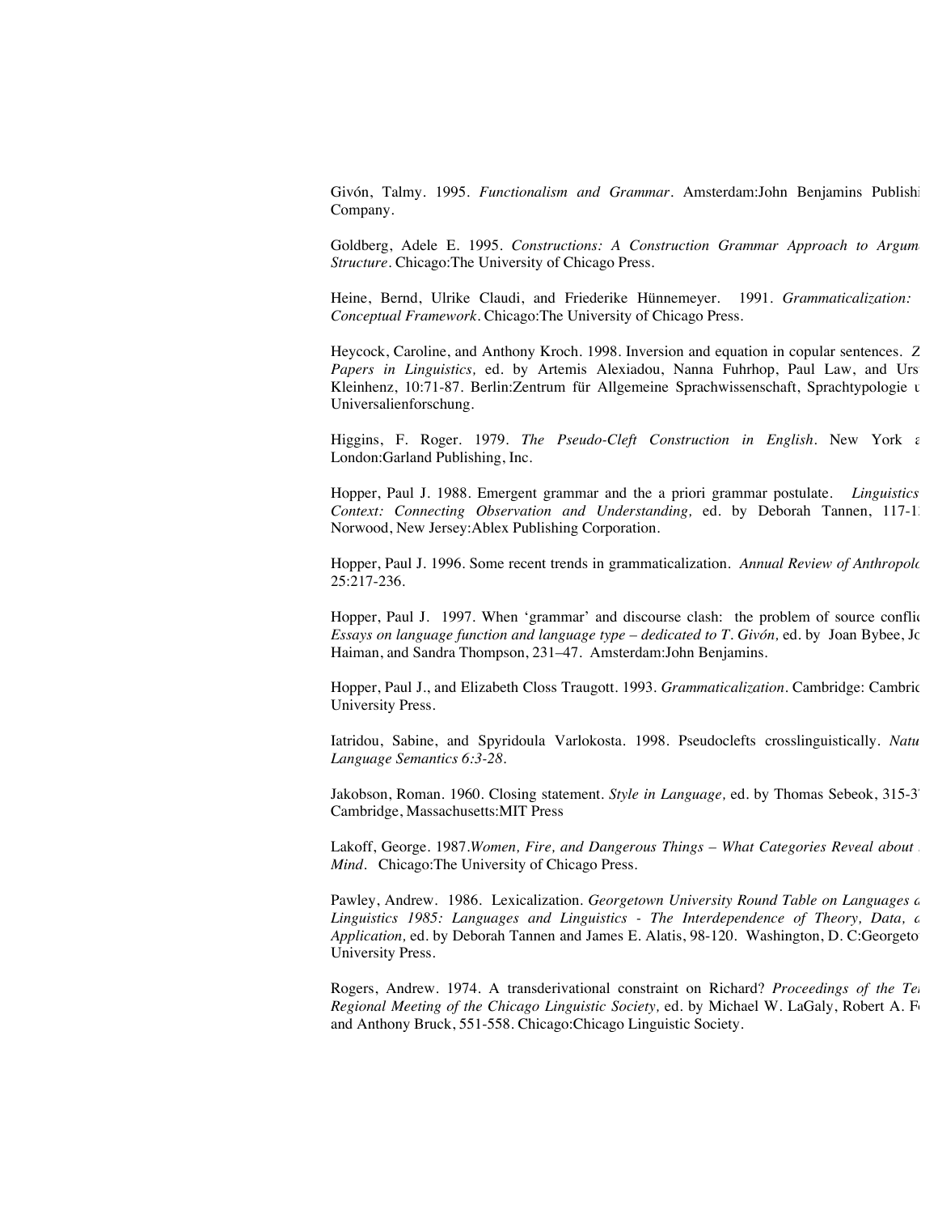Givón, Talmy. 1995. *Functionalism and Grammar*. Amsterdam:John Benjamins Publishi Company.

Goldberg, Adele E. 1995. *Constructions: A Construction Grammar Approach to Argum Structure*. Chicago:The University of Chicago Press.

Heine, Bernd, Ulrike Claudi, and Friederike Hünnemeyer. 1991. *Grammaticalization: Conceptual Framework*. Chicago:The University of Chicago Press.

Heycock, Caroline, and Anthony Kroch. 1998. Inversion and equation in copular sentences. *Z Papers in Linguistics,* ed. by Artemis Alexiadou, Nanna Fuhrhop, Paul Law, and Urs Kleinhenz, 10:71-87. Berlin:Zentrum für Allgemeine Sprachwissenschaft, Sprachtypologie u Universalienforschung.

Higgins, F. Roger. 1979. *The Pseudo-Cleft Construction in English*. New York a London:Garland Publishing, Inc.

Hopper, Paul J. 1988. Emergent grammar and the a priori grammar postulate. *Linguistics Context: Connecting Observation and Understanding,* ed. by Deborah Tannen, 117-1 Norwood, New Jersey:Ablex Publishing Corporation.

Hopper, Paul J. 1996. Some recent trends in grammaticalization. *Annual Review of Anthropolo* 25:217-236.

Hopper, Paul J. 1997. When 'grammar' and discourse clash: the problem of source conflic *Essays on language function and language type – dedicated to T. Givón,* ed. by Joan Bybee, Jo Haiman, and Sandra Thompson, 231–47. Amsterdam:John Benjamins.

Hopper, Paul J., and Elizabeth Closs Traugott. 1993. *Grammaticalization*. Cambridge: Cambric University Press.

Iatridou, Sabine, and Spyridoula Varlokosta. 1998. Pseudoclefts crosslinguistically. *Natu Language Semantics 6:3-28.*

Jakobson, Roman. 1960. Closing statement. *Style in Language,* ed. by Thomas Sebeok, 315-3 Cambridge, Massachusetts:MIT Press

Lakoff, George. 1987.*Women, Fire, and Dangerous Things – What Categories Reveal about Mind*. Chicago:The University of Chicago Press.

Pawley, Andrew. 1986. Lexicalization. *Georgetown University Round Table on Languages a Linguistics 1985: Languages and Linguistics - The Interdependence of Theory, Data, a Application,* ed. by Deborah Tannen and James E. Alatis, 98-120. Washington, D. C:Georgeto University Press.

Rogers, Andrew. 1974. A transderivational constraint on Richard? *Proceedings of the Te Regional Meeting of the Chicago Linguistic Society,* ed. by Michael W. LaGaly, Robert A. F and Anthony Bruck, 551-558. Chicago:Chicago Linguistic Society.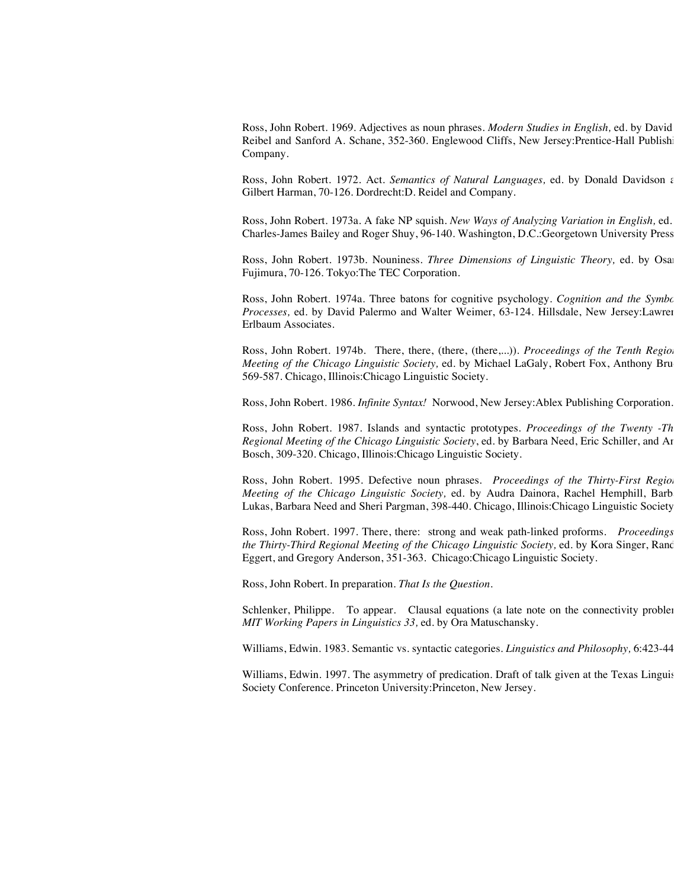Ross, John Robert. 1969. Adjectives as noun phrases. *Modern Studies in English,* ed. by David Reibel and Sanford A. Schane, 352-360. Englewood Cliffs, New Jersey:Prentice-Hall Publishi Company.

Ross, John Robert. 1972. Act. *Semantics of Natural Languages,* ed. by Donald Davidson a Gilbert Harman, 70-126. Dordrecht:D. Reidel and Company.

Ross, John Robert. 1973a. A fake NP squish. *New Ways of Analyzing Variation in English,* ed. Charles-James Bailey and Roger Shuy, 96-140. Washington, D.C.:Georgetown University Press

Ross, John Robert. 1973b. Nouniness. *Three Dimensions of Linguistic Theory,* ed. by Osai Fujimura, 70-126. Tokyo:The TEC Corporation.

Ross, John Robert. 1974a. Three batons for cognitive psychology. *Cognition and the Symbo Processes,* ed. by David Palermo and Walter Weimer, 63-124. Hillsdale, New Jersey:Lawrer Erlbaum Associates.

Ross, John Robert. 1974b. There, there, (there, (there,...)). *Proceedings of the Tenth Regior Meeting of the Chicago Linguistic Society,* ed. by Michael LaGaly, Robert Fox, Anthony Bru 569-587. Chicago, Illinois:Chicago Linguistic Society.

Ross, John Robert. 1986. *Infinite Syntax!* Norwood, New Jersey:Ablex Publishing Corporation.

Ross, John Robert. 1987. Islands and syntactic prototypes. *Proceedings of the Twenty -Th Regional Meeting of the Chicago Linguistic Society*, ed. by Barbara Need, Eric Schiller, and Ar Bosch, 309-320. Chicago, Illinois:Chicago Linguistic Society.

Ross, John Robert. 1995. Defective noun phrases. *Proceedings of the Thirty-First Regior Meeting of the Chicago Linguistic Society,* ed. by Audra Dainora, Rachel Hemphill, Barb Lukas, Barbara Need and Sheri Pargman, 398-440. Chicago, Illinois:Chicago Linguistic Society

Ross, John Robert. 1997. There, there: strong and weak path-linked proforms. *Proceedings the Thirty-Third Regional Meeting of the Chicago Linguistic Society,* ed. by Kora Singer, Ranc Eggert, and Gregory Anderson, 351-363. Chicago:Chicago Linguistic Society.

Ross, John Robert. In preparation. *That Is the Question*.

Schlenker, Philippe. To appear. Clausal equations (a late note on the connectivity probler *MIT Working Papers in Linguistics 33,* ed. by Ora Matuschansky.

Williams, Edwin. 1983. Semantic vs. syntactic categories. *Linguistics and Philosophy,* 6:423-44

Williams, Edwin. 1997. The asymmetry of predication. Draft of talk given at the Texas Linguis Society Conference. Princeton University:Princeton, New Jersey.